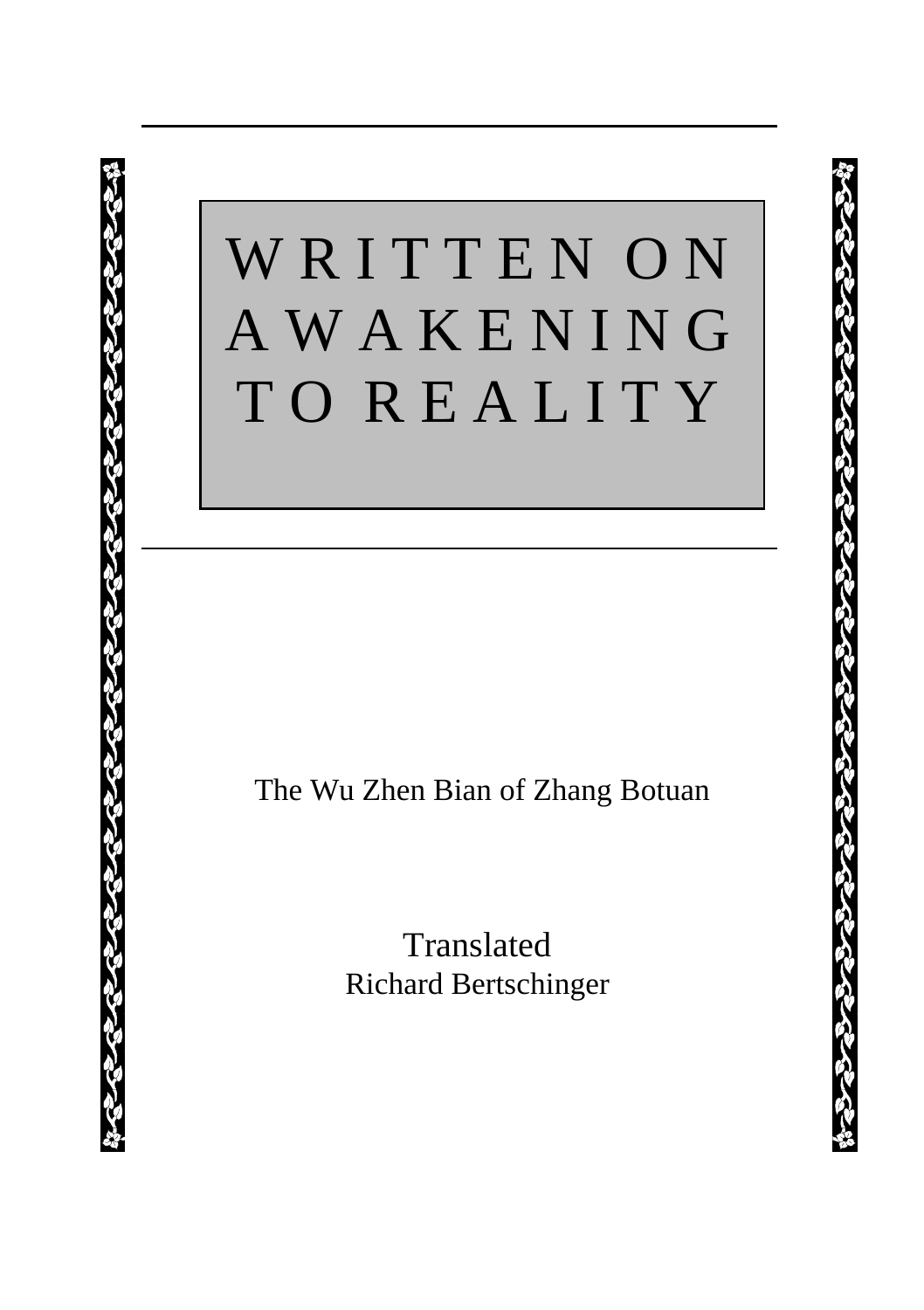# WRITTEN ON AWAKENING TO REALITY

The Wu Zhen Bian of Zhang Botuan

Translated
Richard Bertschinger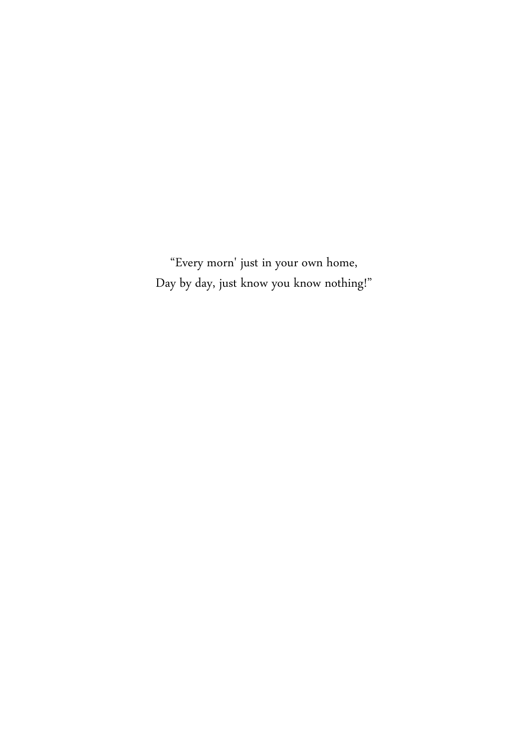"Every morn' just in your own home,  
Day by day, just know you know nothing!"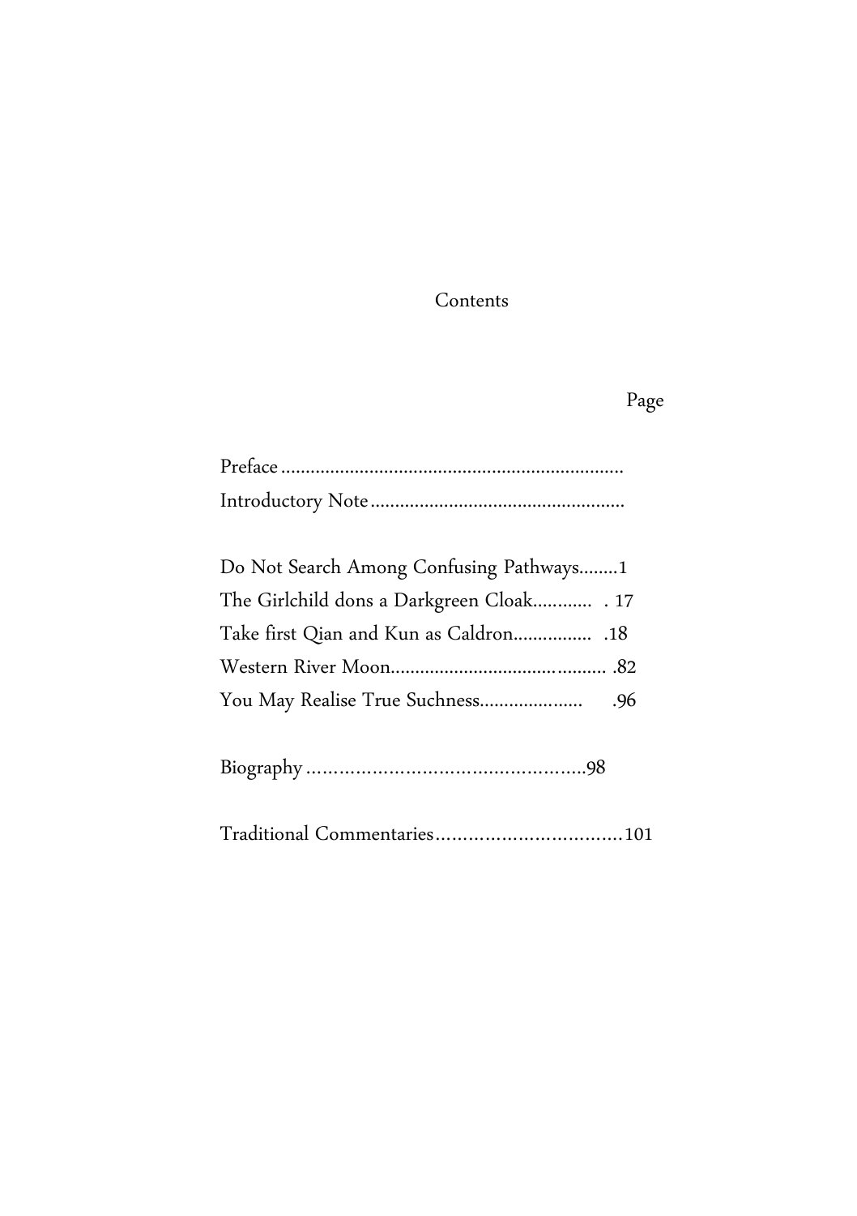# Contents

Page

Preface ....................................................................
Introductory Note ...................................................

Do Not Search Among Confusing Pathways........1
The Girlchild dons a Darkgreen Cloak............ . 17
Take first Qian and Kun as Caldron................ .18
Western River Moon............................................ .82
You May Realise True Suchness..................... .96

Biography ..................................................98

Traditional Commentaries..................................101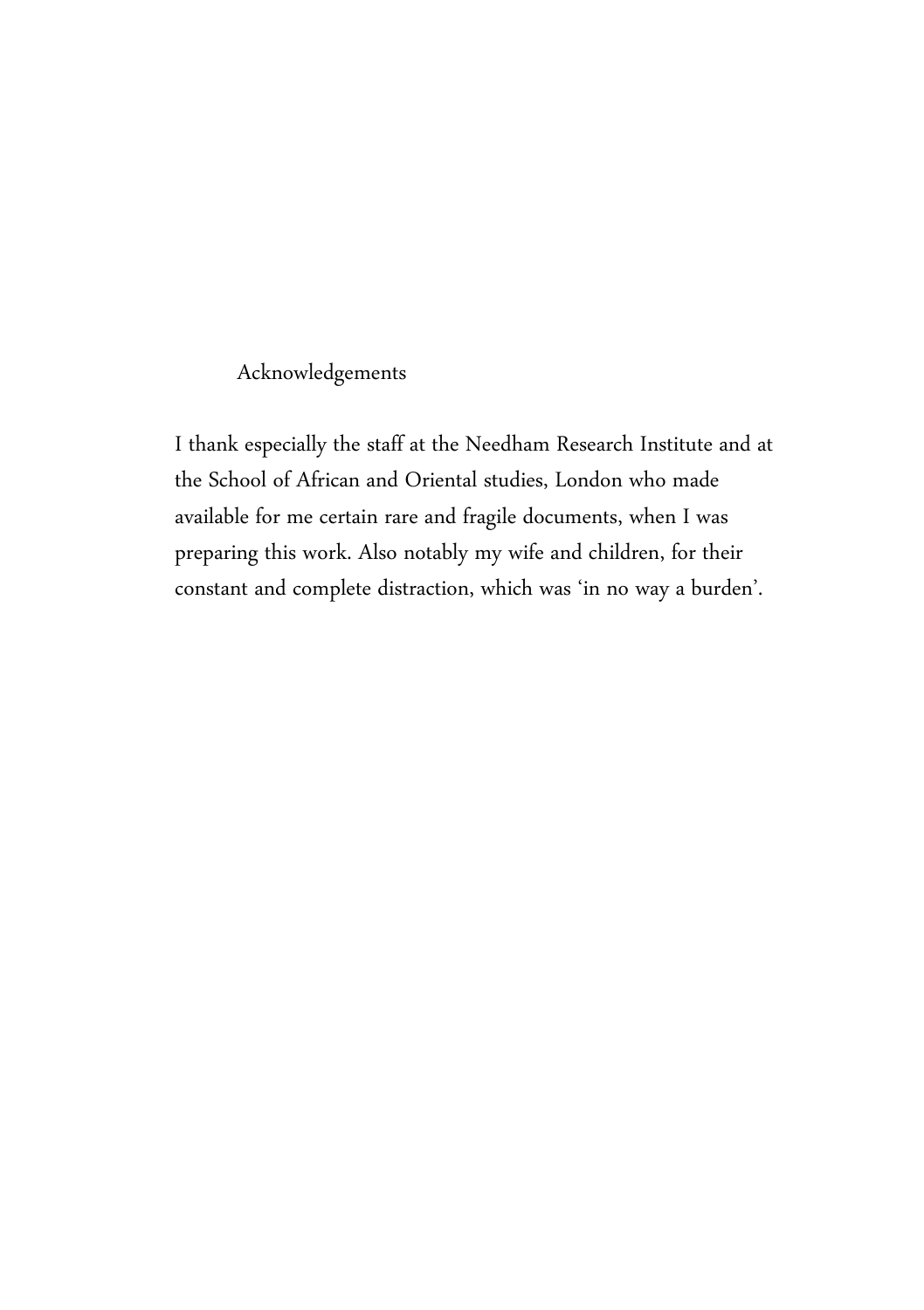## Acknowledgements

I thank especially the staff at the Needham Research Institute and at the School of African and Oriental studies, London who made available for me certain rare and fragile documents, when I was preparing this work. Also notably my wife and children, for their constant and complete distraction, which was 'in no way a burden'.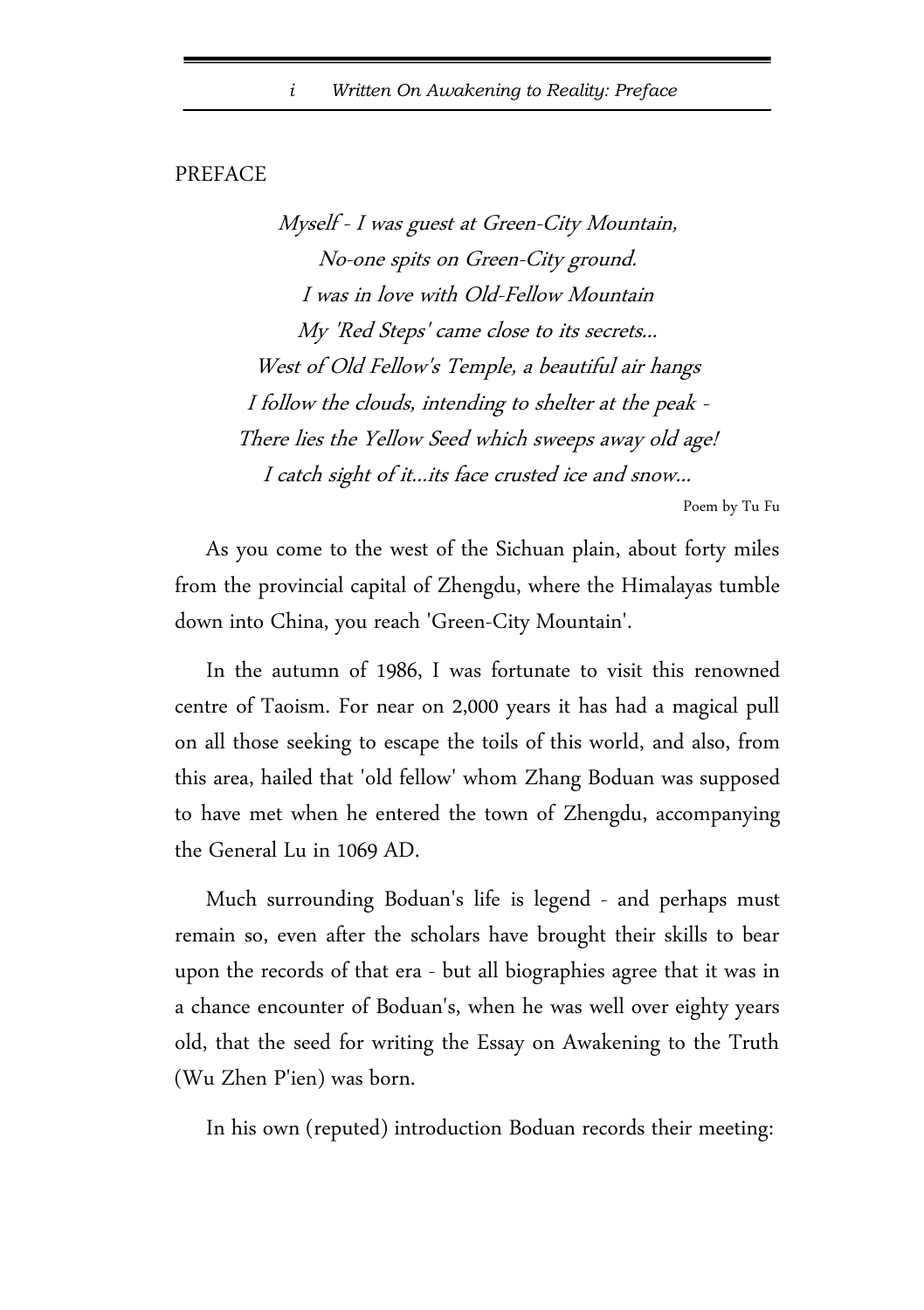## PREFACE

*Myself - I was guest at Green-City Mountain,*
*No-one spits on Green-City ground.*
*I was in love with Old-Fellow Mountain*
*My 'Red Steps' came close to its secrets...*
*West of Old Fellow's Temple, a beautiful air hangs*
*I follow the clouds, intending to shelter at the peak -*
*There lies the Yellow Seed which sweeps away old age!*
*I catch sight of it...its face crusted ice and snow...*

Poem by Tu Fu

As you come to the west of the Sichuan plain, about forty miles from the provincial capital of Zhengdu, where the Himalayas tumble down into China, you reach 'Green-City Mountain'.

In the autumn of 1986, I was fortunate to visit this renowned centre of Taoism. For near on 2,000 years it has had a magical pull on all those seeking to escape the toils of this world, and also, from this area, hailed that 'old fellow' whom Zhang Boduan was supposed to have met when he entered the town of Zhengdu, accompanying the General Lu in 1069 AD.

Much surrounding Boduan's life is legend - and perhaps must remain so, even after the scholars have brought their skills to bear upon the records of that era - but all biographies agree that it was in a chance encounter of Boduan's, when he was well over eighty years old, that the seed for writing the Essay on Awakening to the Truth (Wu Zhen P'ien) was born.

In his own (reputed) introduction Boduan records their meeting: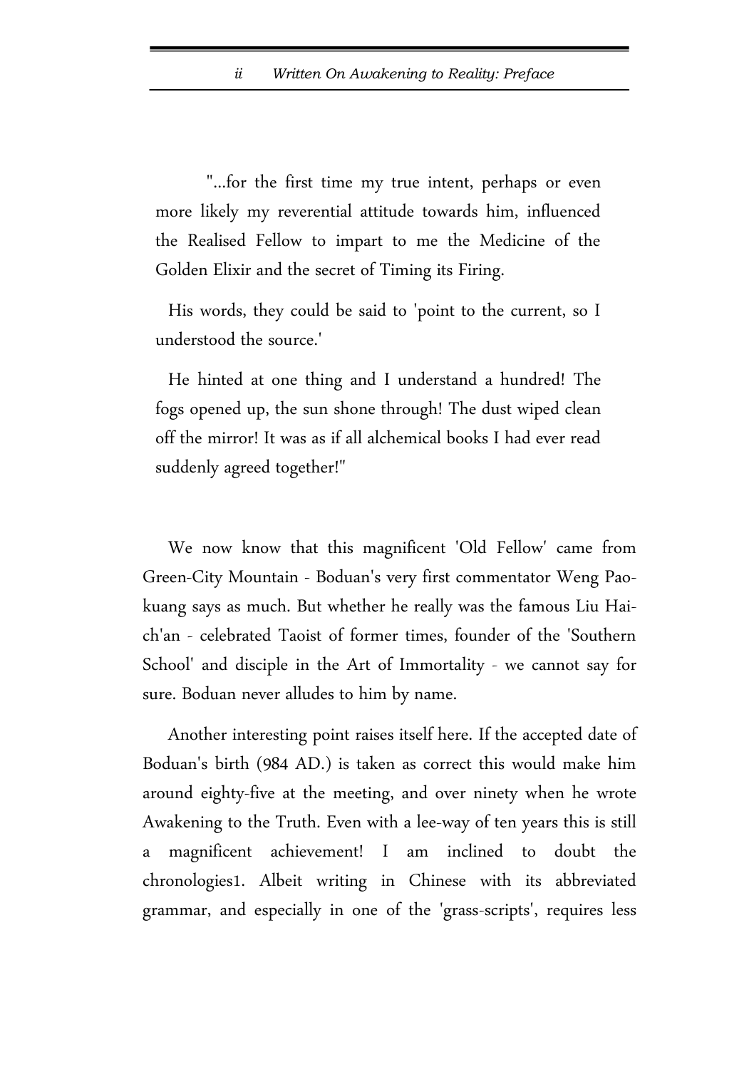"...for the first time my true intent, perhaps or even more likely my reverential attitude towards him, influenced the Realised Fellow to impart to me the Medicine of the Golden Elixir and the secret of Timing its Firing.

His words, they could be said to 'point to the current, so I understood the source.'

He hinted at one thing and I understand a hundred! The fogs opened up, the sun shone through! The dust wiped clean off the mirror! It was as if all alchemical books I had ever read suddenly agreed together!"

We now know that this magnificent 'Old Fellow' came from Green-City Mountain - Boduan's very first commentator Weng Pao-kuang says as much. But whether he really was the famous Liu Hai-ch'an - celebrated Taoist of former times, founder of the 'Southern School' and disciple in the Art of Immortality - we cannot say for sure. Boduan never alludes to him by name.

Another interesting point raises itself here. If the accepted date of Boduan's birth (984 AD.) is taken as correct this would make him around eighty-five at the meeting, and over ninety when he wrote Awakening to the Truth. Even with a lee-way of ten years this is still a magnificent achievement! I am inclined to doubt the chronologies[1]. Albeit writing in Chinese with its abbreviated grammar, and especially in one of the 'grass-scripts', requires less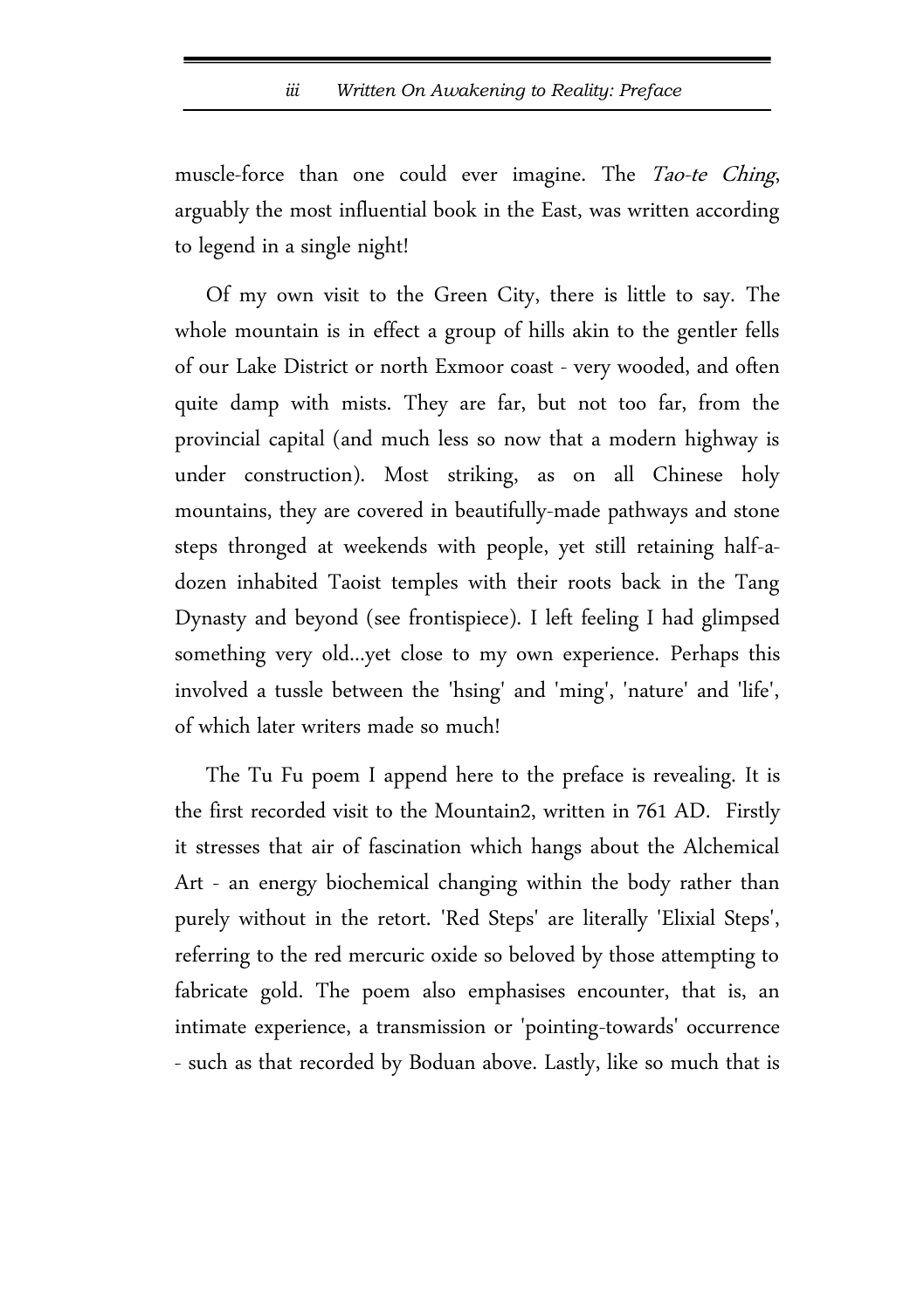muscle-force than one could ever imagine. The *Tao-te Ching*, arguably the most influential book in the East, was written according to legend in a single night!

Of my own visit to the Green City, there is little to say. The whole mountain is in effect a group of hills akin to the gentler fells of our Lake District or north Exmoor coast - very wooded, and often quite damp with mists. They are far, but not too far, from the provincial capital (and much less so now that a modern highway is under construction). Most striking, as on all Chinese holy mountains, they are covered in beautifully-made pathways and stone steps thronged at weekends with people, yet still retaining half-a-dozen inhabited Taoist temples with their roots back in the Tang Dynasty and beyond (see frontispiece). I left feeling I had glimpsed something very old...yet close to my own experience. Perhaps this involved a tussle between the 'hsing' and 'ming', 'nature' and 'life', of which later writers made so much!

The Tu Fu poem I append here to the preface is revealing. It is the first recorded visit to the Mountain2, written in 761 AD. Firstly it stresses that air of fascination which hangs about the Alchemical Art - an energy biochemical changing within the body rather than purely without in the retort. 'Red Steps' are literally 'Elixial Steps', referring to the red mercuric oxide so beloved by those attempting to fabricate gold. The poem also emphasises encounter, that is, an intimate experience, a transmission or 'pointing-towards' occurrence - such as that recorded by Boduan above. Lastly, like so much that is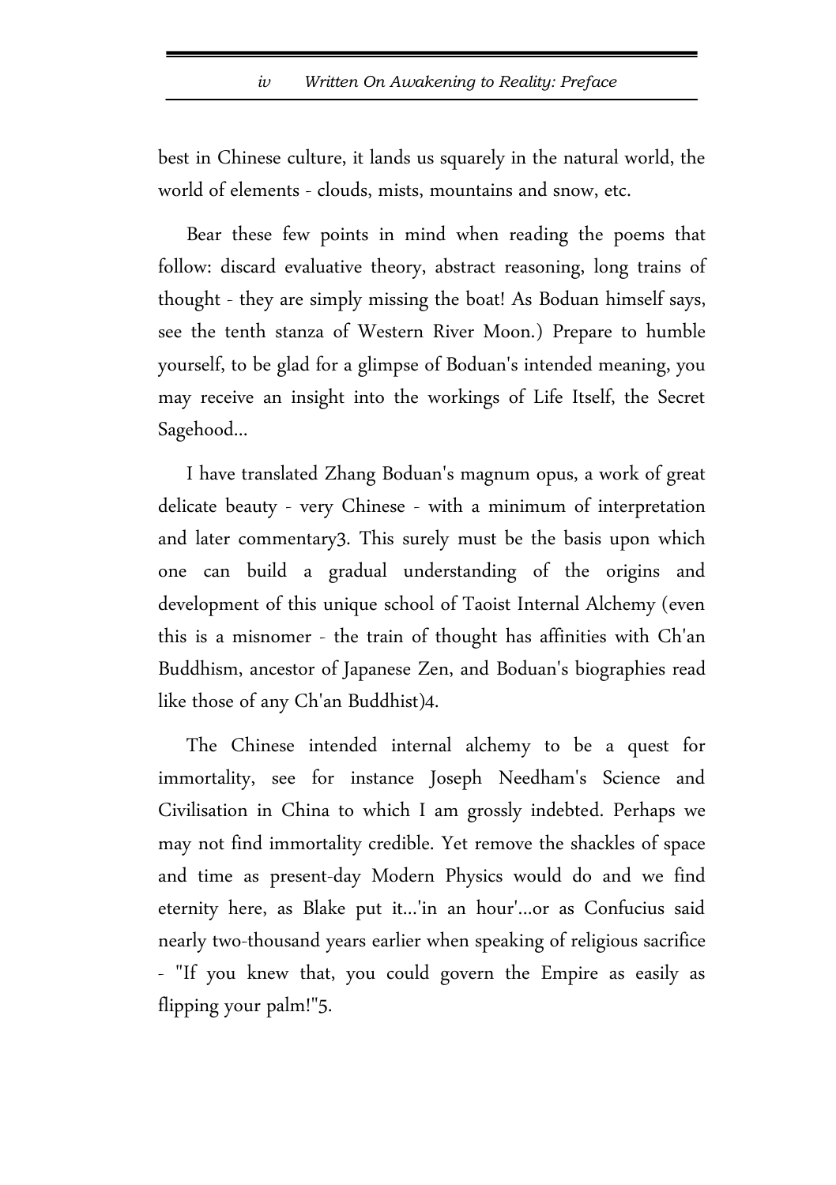best in Chinese culture, it lands us squarely in the natural world, the world of elements - clouds, mists, mountains and snow, etc.

Bear these few points in mind when reading the poems that follow: discard evaluative theory, abstract reasoning, long trains of thought - they are simply missing the boat! As Boduan himself says, see the tenth stanza of Western River Moon.) Prepare to humble yourself, to be glad for a glimpse of Boduan's intended meaning, you may receive an insight into the workings of Life Itself, the Secret Sagehood...

I have translated Zhang Boduan's magnum opus, a work of great delicate beauty - very Chinese - with a minimum of interpretation and later commentary[3]. This surely must be the basis upon which one can build a gradual understanding of the origins and development of this unique school of Taoist Internal Alchemy (even this is a misnomer - the train of thought has affinities with Ch'an Buddhism, ancestor of Japanese Zen, and Boduan's biographies read like those of any Ch'an Buddhist)[4].

The Chinese intended internal alchemy to be a quest for immortality, see for instance Joseph Needham's Science and Civilisation in China to which I am grossly indebted. Perhaps we may not find immortality credible. Yet remove the shackles of space and time as present-day Modern Physics would do and we find eternity here, as Blake put it...'in an hour'...or as Confucius said nearly two-thousand years earlier when speaking of religious sacrifice - "If you knew that, you could govern the Empire as easily as flipping your palm!"[5].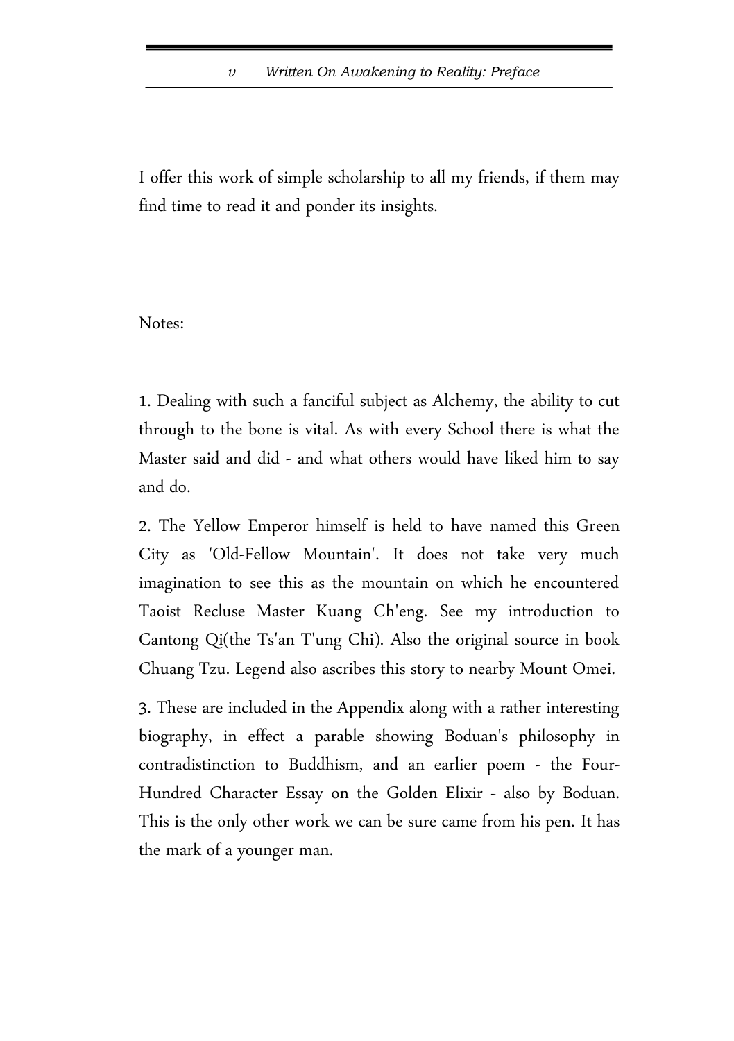I offer this work of simple scholarship to all my friends, if them may find time to read it and ponder its insights.

Notes:

1. Dealing with such a fanciful subject as Alchemy, the ability to cut through to the bone is vital. As with every School there is what the Master said and did - and what others would have liked him to say and do.

2. The Yellow Emperor himself is held to have named this Green City as 'Old-Fellow Mountain'. It does not take very much imagination to see this as the mountain on which he encountered Taoist Recluse Master Kuang Ch'eng. See my introduction to Cantong Qi(the Ts'an T'ung Chi). Also the original source in book Chuang Tzu. Legend also ascribes this story to nearby Mount Omei.

3. These are included in the Appendix along with a rather interesting biography, in effect a parable showing Boduan's philosophy in contradistinction to Buddhism, and an earlier poem - the Four-Hundred Character Essay on the Golden Elixir - also by Boduan. This is the only other work we can be sure came from his pen. It has the mark of a younger man.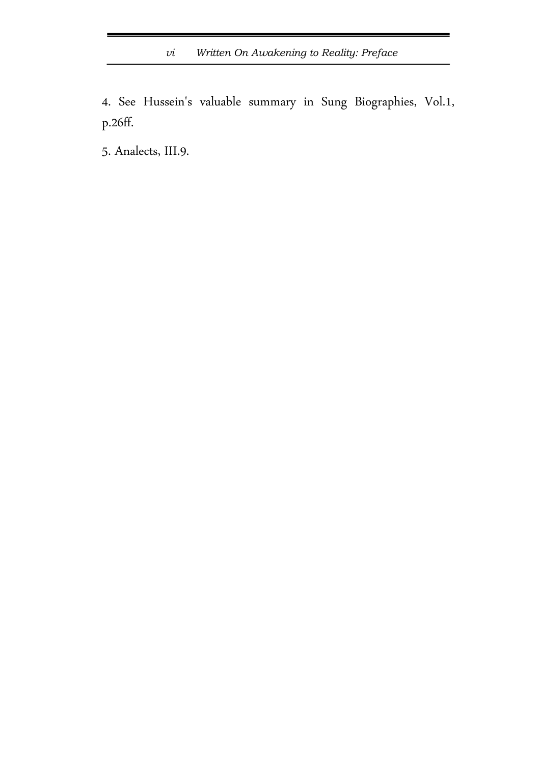4. See Hussein's valuable summary in Sung Biographies, Vol.1, p.26ff.

5. Analects, III.9.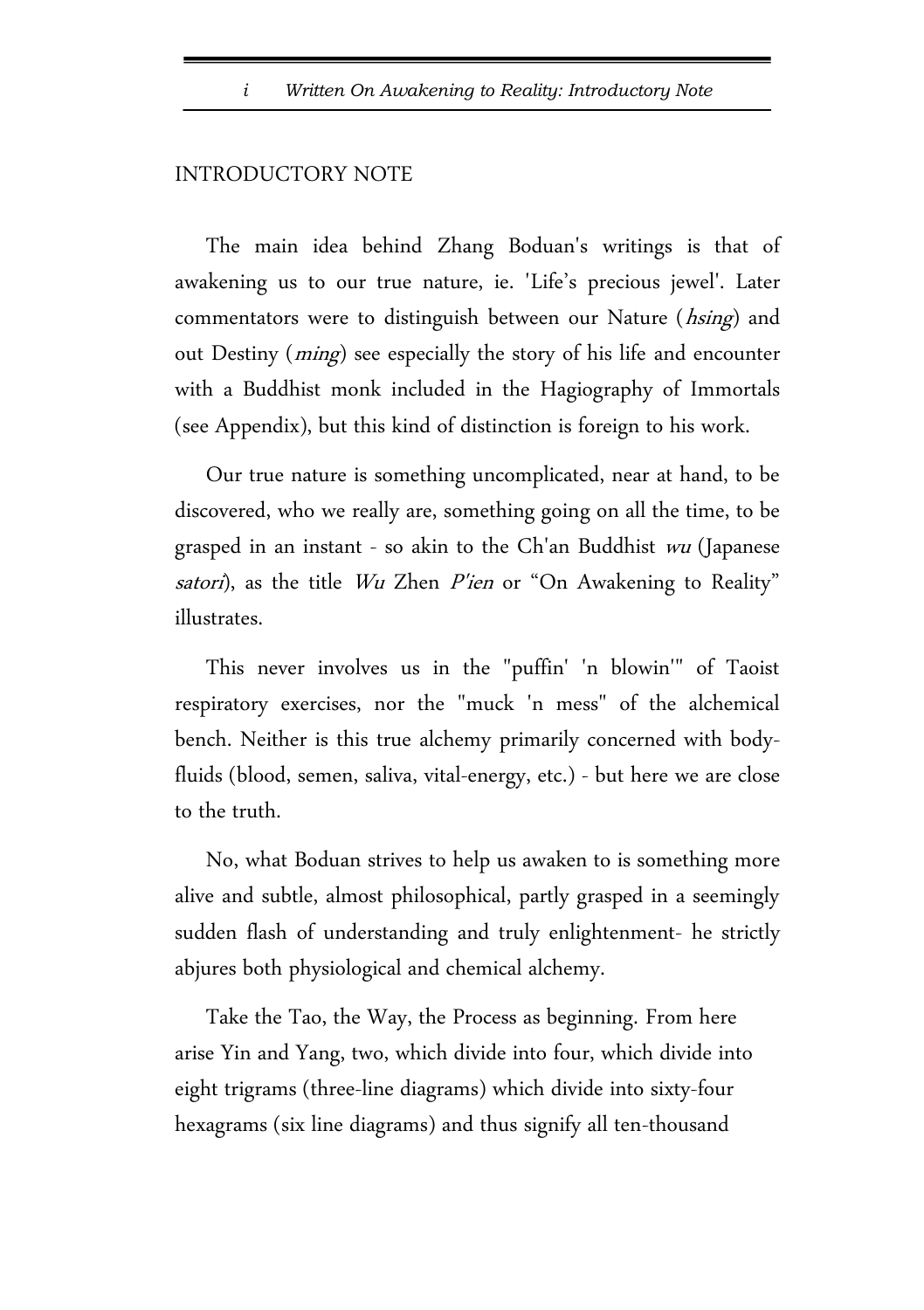## INTRODUCTORY NOTE

The main idea behind Zhang Boduan's writings is that of awakening us to our true nature, ie. 'Life's precious jewel'. Later commentators were to distinguish between our Nature (*hsing*) and out Destiny (*ming*) see especially the story of his life and encounter with a Buddhist monk included in the Hagiography of Immortals (see Appendix), but this kind of distinction is foreign to his work.

Our true nature is something uncomplicated, near at hand, to be discovered, who we really are, something going on all the time, to be grasped in an instant - so akin to the Ch'an Buddhist *wu* (Japanese *satori*), as the title *Wu* Zhen *P'ien* or "On Awakening to Reality" illustrates.

This never involves us in the "puffin' 'n blowin'" of Taoist respiratory exercises, nor the "muck 'n mess" of the alchemical bench. Neither is this true alchemy primarily concerned with body-fluids (blood, semen, saliva, vital-energy, etc.) - but here we are close to the truth.

No, what Boduan strives to help us awaken to is something more alive and subtle, almost philosophical, partly grasped in a seemingly sudden flash of understanding and truly enlightenment- he strictly abjures both physiological and chemical alchemy.

Take the Tao, the Way, the Process as beginning. From here arise Yin and Yang, two, which divide into four, which divide into eight trigrams (three-line diagrams) which divide into sixty-four hexagrams (six line diagrams) and thus signify all ten-thousand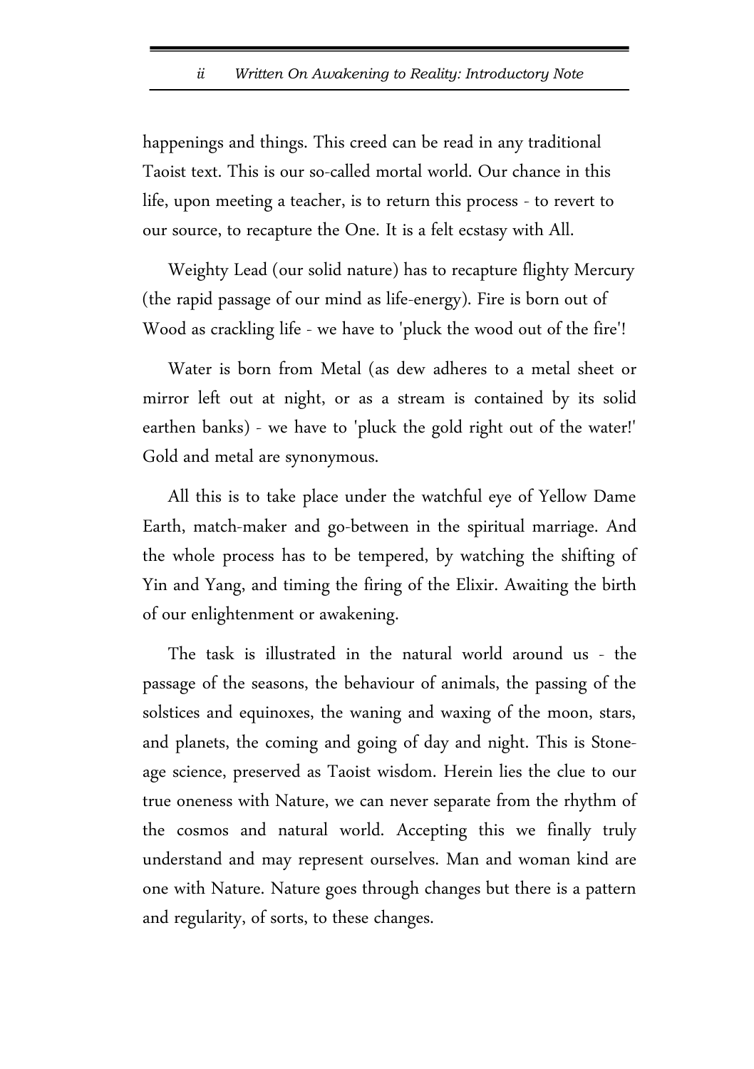happenings and things. This creed can be read in any traditional Taoist text. This is our so-called mortal world. Our chance in this life, upon meeting a teacher, is to return this process - to revert to our source, to recapture the One. It is a felt ecstasy with All.

Weighty Lead (our solid nature) has to recapture flighty Mercury (the rapid passage of our mind as life-energy). Fire is born out of Wood as crackling life - we have to 'pluck the wood out of the fire'!

Water is born from Metal (as dew adheres to a metal sheet or mirror left out at night, or as a stream is contained by its solid earthen banks) - we have to 'pluck the gold right out of the water!' Gold and metal are synonymous.

All this is to take place under the watchful eye of Yellow Dame Earth, match-maker and go-between in the spiritual marriage. And the whole process has to be tempered, by watching the shifting of Yin and Yang, and timing the firing of the Elixir. Awaiting the birth of our enlightenment or awakening.

The task is illustrated in the natural world around us - the passage of the seasons, the behaviour of animals, the passing of the solstices and equinoxes, the waning and waxing of the moon, stars, and planets, the coming and going of day and night. This is Stone-age science, preserved as Taoist wisdom. Herein lies the clue to our true oneness with Nature, we can never separate from the rhythm of the cosmos and natural world. Accepting this we finally truly understand and may represent ourselves. Man and woman kind are one with Nature. Nature goes through changes but there is a pattern and regularity, of sorts, to these changes.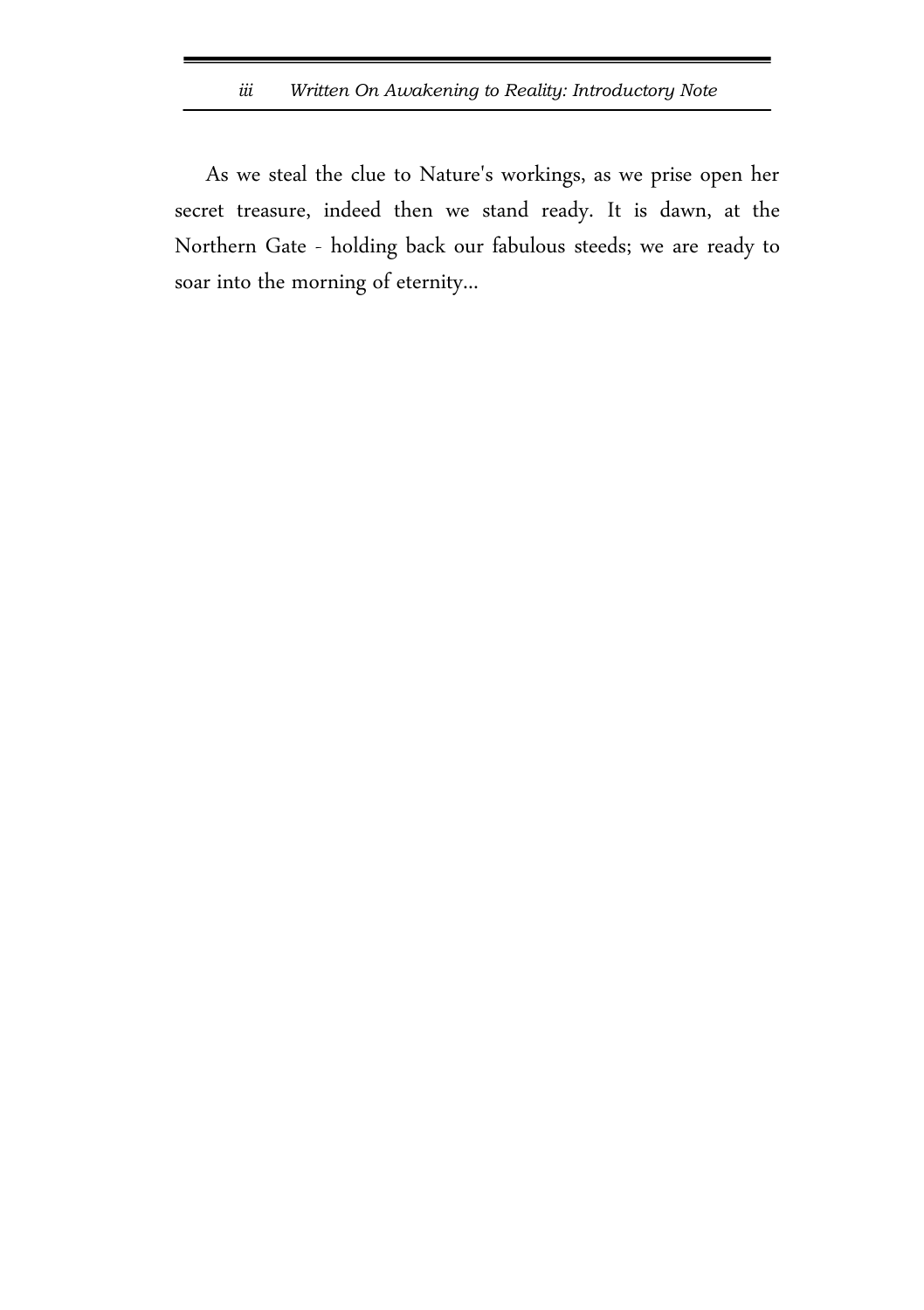As we steal the clue to Nature's workings, as we prise open her secret treasure, indeed then we stand ready. It is dawn, at the Northern Gate - holding back our fabulous steeds; we are ready to soar into the morning of eternity...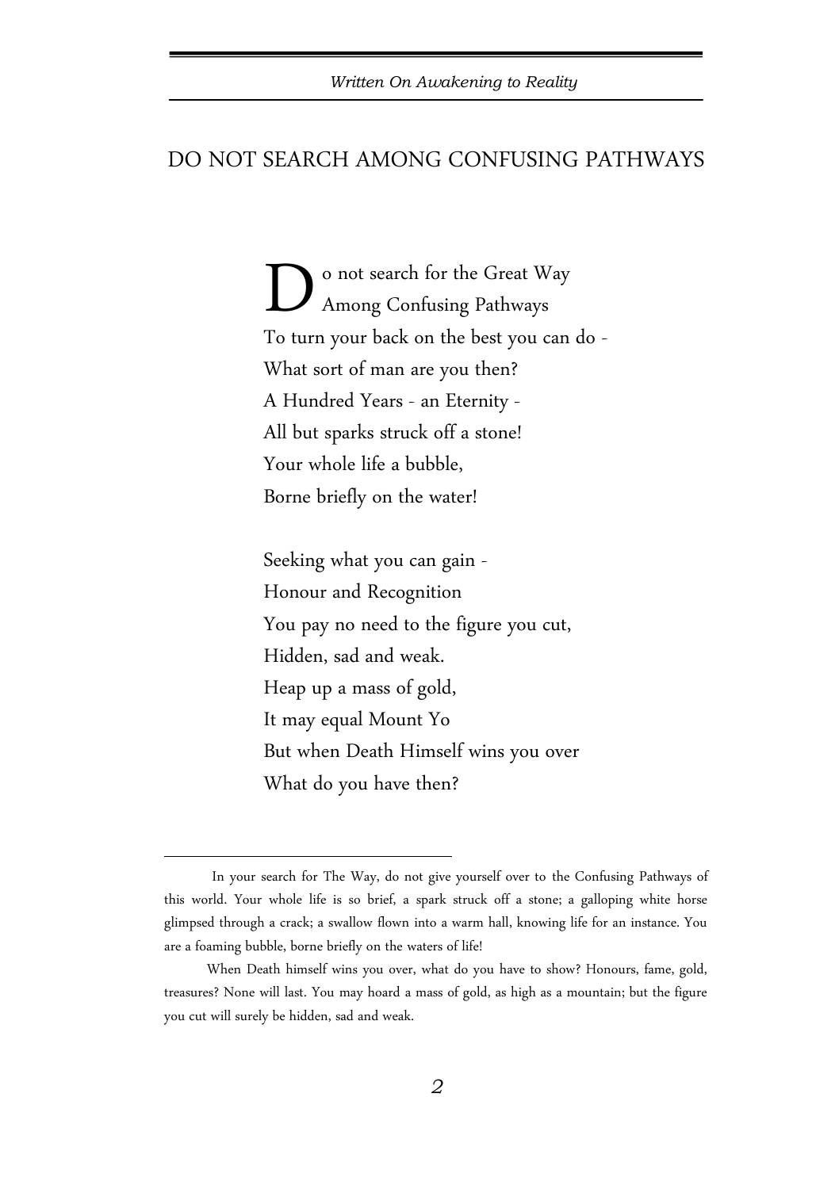## DO NOT SEARCH AMONG CONFUSING PATHWAYS

Do not search for the Great Way  
Among Confusing Pathways  
To turn your back on the best you can do -  
What sort of man are you then?  
A Hundred Years - an Eternity -  
All but sparks struck off a stone!  
Your whole life a bubble,  
Borne briefly on the water!

Seeking what you can gain -  
Honour and Recognition  
You pay no need to the figure you cut,  
Hidden, sad and weak.  
Heap up a mass of gold,  
It may equal Mount Yo  
But when Death Himself wins you over  
What do you have then?

---

In your search for The Way, do not give yourself over to the Confusing Pathways of this world. Your whole life is so brief, a spark struck off a stone; a galloping white horse glimpsed through a crack; a swallow flown into a warm hall, knowing life for an instance. You are a foaming bubble, borne briefly on the waters of life!

When Death himself wins you over, what do you have to show? Honours, fame, gold, treasures? None will last. You may hoard a mass of gold, as high as a mountain; but the figure you cut will surely be hidden, sad and weak.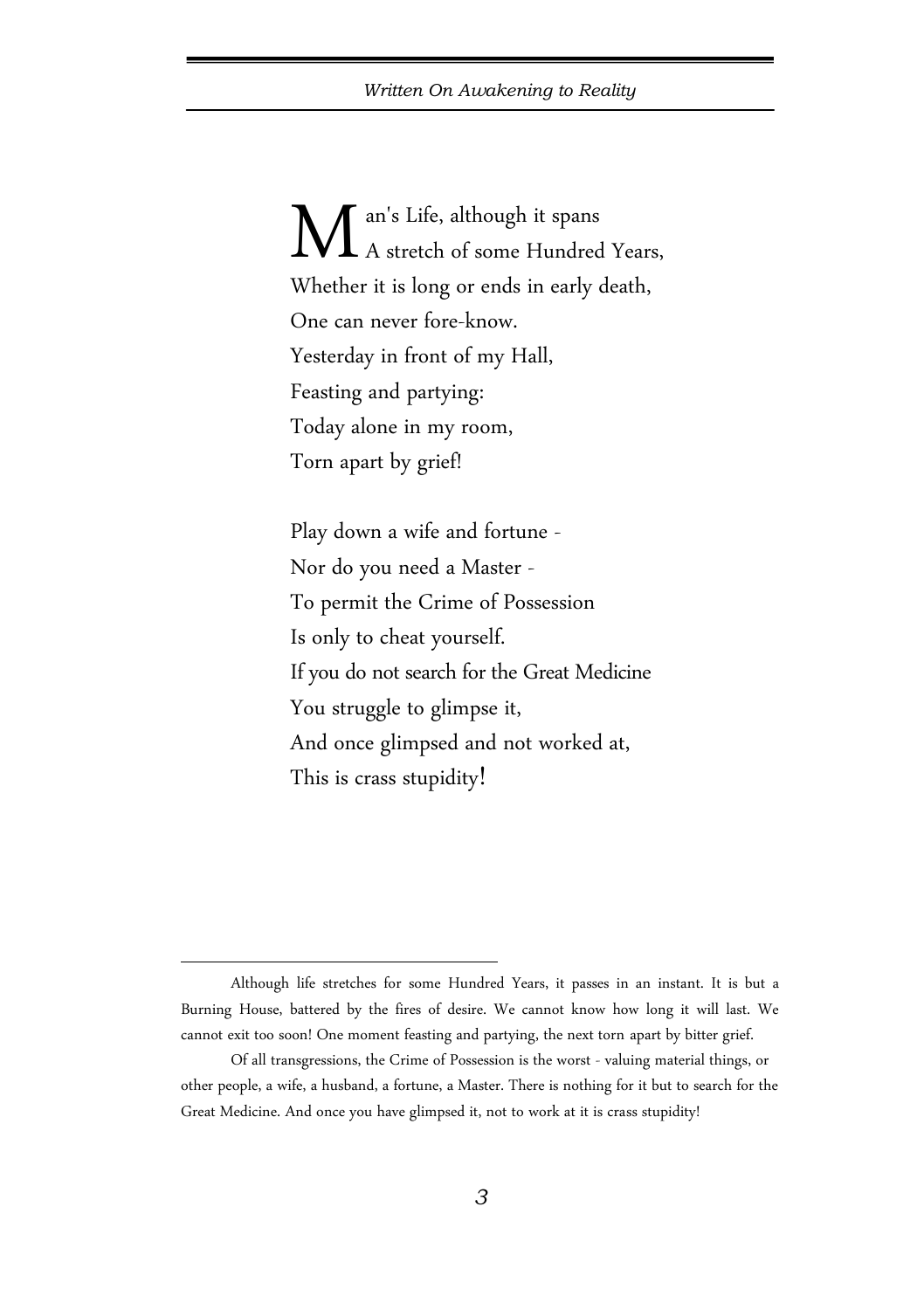Man's Life, although it spans  
A stretch of some Hundred Years,  
Whether it is long or ends in early death,  
One can never fore-know.  
Yesterday in front of my Hall,  
Feasting and partying:  
Today alone in my room,  
Torn apart by grief!

Play down a wife and fortune -  
Nor do you need a Master -  
To permit the Crime of Possession  
Is only to cheat yourself.  
If you do not search for the Great Medicine  
You struggle to glimpse it,  
And once glimpsed and not worked at,  
This is crass stupidity!

---

Although life stretches for some Hundred Years, it passes in an instant. It is but a Burning House, battered by the fires of desire. We cannot know how long it will last. We cannot exit too soon! One moment feasting and partying, the next torn apart by bitter grief.

Of all transgressions, the Crime of Possession is the worst - valuing material things, or other people, a wife, a husband, a fortune, a Master. There is nothing for it but to search for the Great Medicine. And once you have glimpsed it, not to work at it is crass stupidity!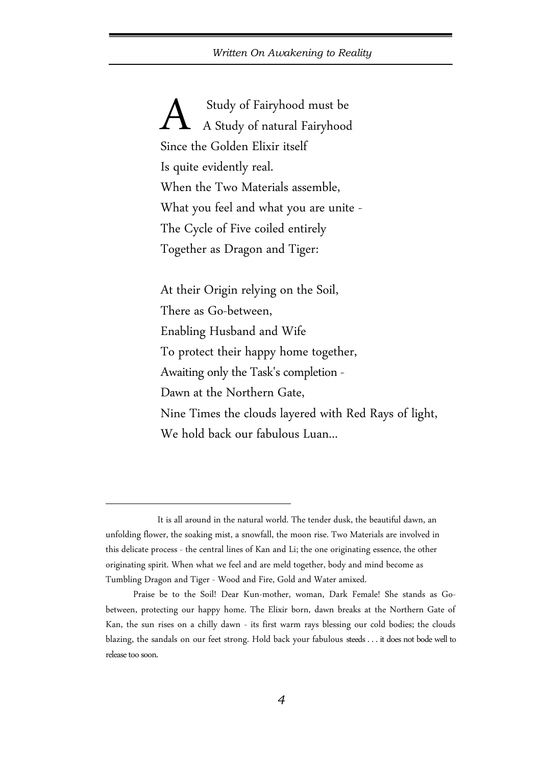A Study of Fairyhood must be  
A Study of natural Fairyhood  
Since the Golden Elixir itself  
Is quite evidently real.  
When the Two Materials assemble,  
What you feel and what you are unite -  
The Cycle of Five coiled entirely  
Together as Dragon and Tiger:

At their Origin relying on the Soil,  
There as Go-between,  
Enabling Husband and Wife  
To protect their happy home together,  
Awaiting only the Task's completion -  
Dawn at the Northern Gate,  
Nine Times the clouds layered with Red Rays of light,  
We hold back our fabulous Luan...

---

It is all around in the natural world. The tender dusk, the beautiful dawn, an unfolding flower, the soaking mist, a snowfall, the moon rise. Two Materials are involved in this delicate process - the central lines of Kan and Li; the one originating essence, the other originating spirit. When what we feel and are meld together, body and mind become as Tumbling Dragon and Tiger - Wood and Fire, Gold and Water amixed.

Praise be to the Soil! Dear Kun-mother, woman, Dark Female! She stands as Go-between, protecting our happy home. The Elixir born, dawn breaks at the Northern Gate of Kan, the sun rises on a chilly dawn - its first warm rays blessing our cold bodies; the clouds blazing, the sandals on our feet strong. Hold back your fabulous steeds . . . it does not bode well to release too soon.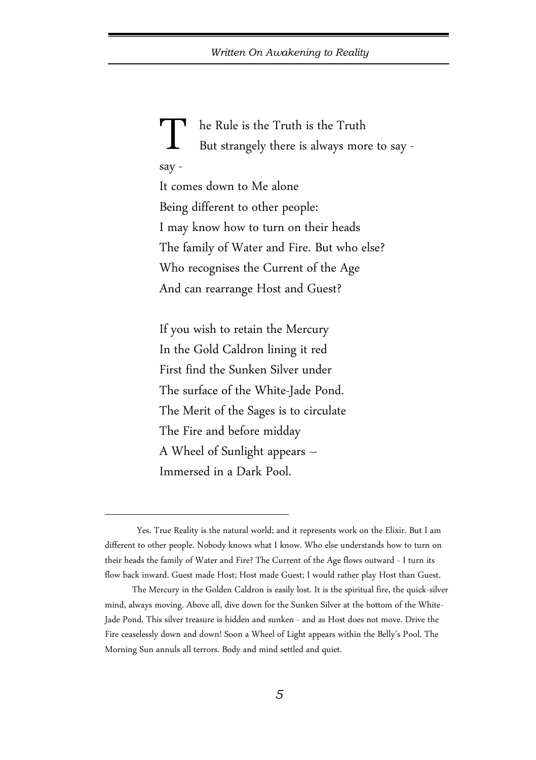The Rule is the Truth is the Truth  
But strangely there is always more to say -  
say -  
It comes down to Me alone  
Being different to other people:  
I may know how to turn on their heads  
The family of Water and Fire. But who else?  
Who recognises the Current of the Age  
And can rearrange Host and Guest?

If you wish to retain the Mercury  
In the Gold Caldron lining it red  
First find the Sunken Silver under  
The surface of the White-Jade Pond.  
The Merit of the Sages is to circulate  
The Fire and before midday  
A Wheel of Sunlight appears –  
Immersed in a Dark Pool.

---

Yes. True Reality is the natural world; and it represents work on the Elixir. But I am different to other people. Nobody knows what I know. Who else understands how to turn on their heads the family of Water and Fire? The Current of the Age flows outward - I turn its flow back inward. Guest made Host; Host made Guest; I would rather play Host than Guest.

The Mercury in the Golden Caldron is easily lost. It is the spiritual fire, the quick-silver mind, always moving. Above all, dive down for the Sunken Silver at the bottom of the White-Jade Pond. This silver treasure is hidden and sunken - and as Host does not move. Drive the Fire ceaselessly down and down! Soon a Wheel of Light appears within the Belly's Pool. The Morning Sun annuls all terrors. Body and mind settled and quiet.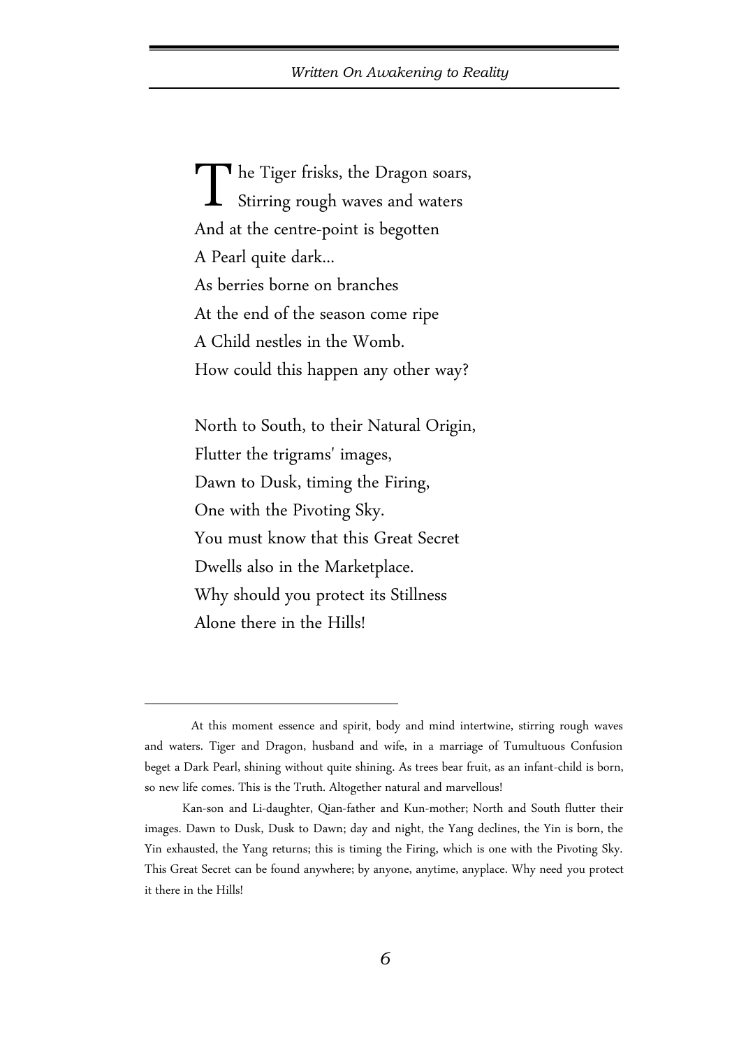The Tiger frisks, the Dragon soars,  
Stirring rough waves and waters  
And at the centre-point is begotten  
A Pearl quite dark...  
As berries borne on branches  
At the end of the season come ripe  
A Child nestles in the Womb.  
How could this happen any other way?

North to South, to their Natural Origin,  
Flutter the trigrams' images,  
Dawn to Dusk, timing the Firing,  
One with the Pivoting Sky.  
You must know that this Great Secret  
Dwells also in the Marketplace.  
Why should you protect its Stillness  
Alone there in the Hills!

---

At this moment essence and spirit, body and mind intertwine, stirring rough waves and waters. Tiger and Dragon, husband and wife, in a marriage of Tumultuous Confusion beget a Dark Pearl, shining without quite shining. As trees bear fruit, as an infant-child is born, so new life comes. This is the Truth. Altogether natural and marvellous!

Kan-son and Li-daughter, Qian-father and Kun-mother; North and South flutter their images. Dawn to Dusk, Dusk to Dawn; day and night, the Yang declines, the Yin is born, the Yin exhausted, the Yang returns; this is timing the Firing, which is one with the Pivoting Sky. This Great Secret can be found anywhere; by anyone, anytime, anyplace. Why need you protect it there in the Hills!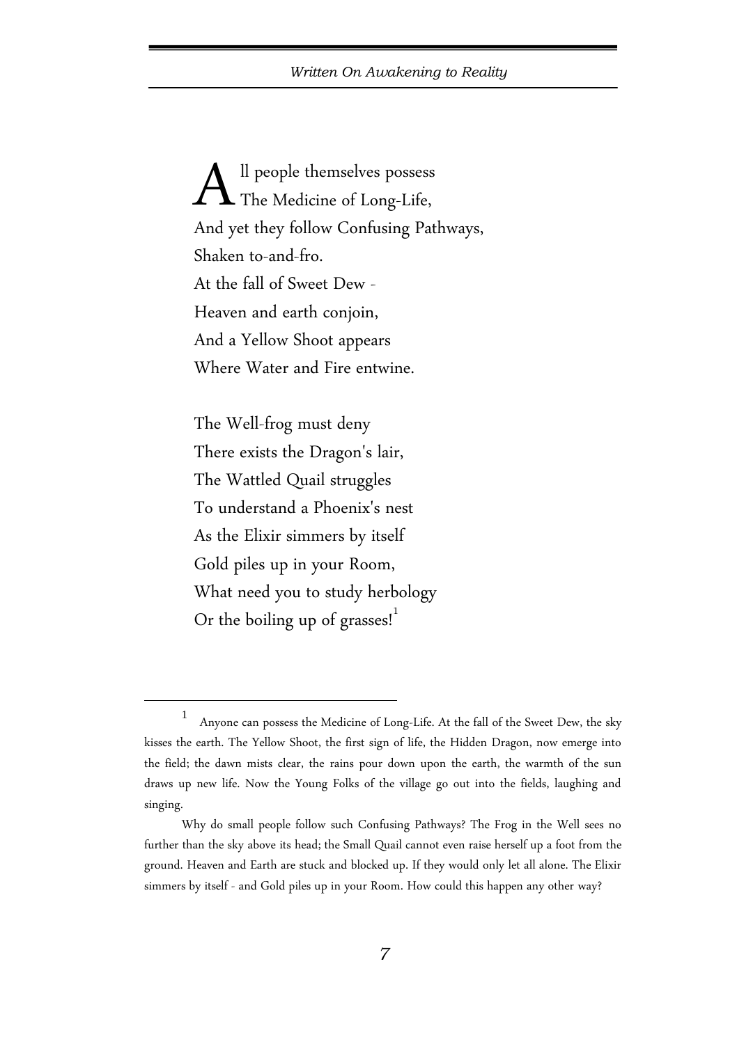All people themselves possess
The Medicine of Long-Life,
And yet they follow Confusing Pathways,
Shaken to-and-fro.
At the fall of Sweet Dew -
Heaven and earth conjoin,
And a Yellow Shoot appears
Where Water and Fire entwine.

The Well-frog must deny
There exists the Dragon's lair,
The Wattled Quail struggles
To understand a Phoenix's nest
As the Elixir simmers by itself
Gold piles up in your Room,
What need you to study herbology
Or the boiling up of grasses![1]

---

[1] Anyone can possess the Medicine of Long-Life. At the fall of the Sweet Dew, the sky kisses the earth. The Yellow Shoot, the first sign of life, the Hidden Dragon, now emerge into the field; the dawn mists clear, the rains pour down upon the earth, the warmth of the sun draws up new life. Now the Young Folks of the village go out into the fields, laughing and singing.

Why do small people follow such Confusing Pathways? The Frog in the Well sees no further than the sky above its head; the Small Quail cannot even raise herself up a foot from the ground. Heaven and Earth are stuck and blocked up. If they would only let all alone. The Elixir simmers by itself - and Gold piles up in your Room. How could this happen any other way?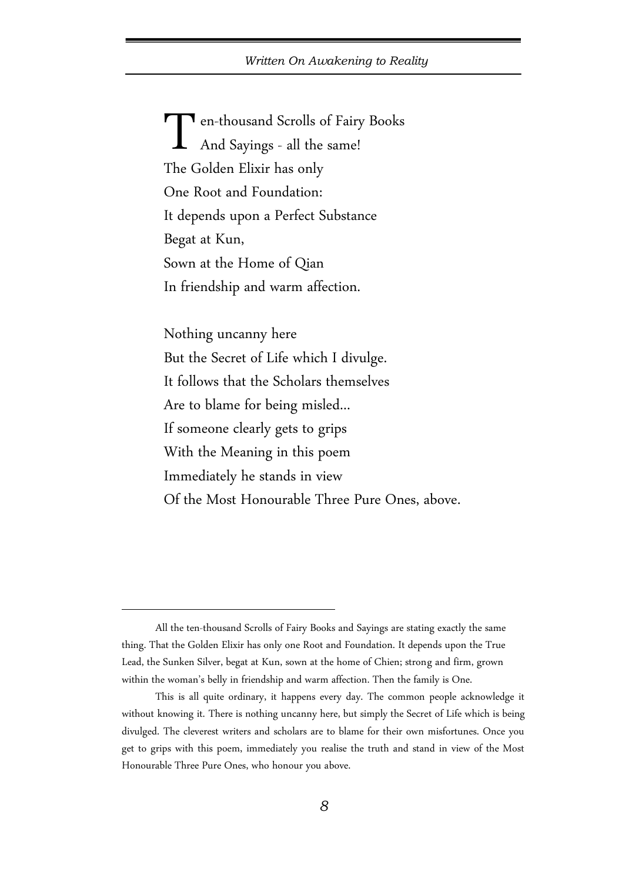Ten-thousand Scrolls of Fairy Books
And Sayings - all the same!
The Golden Elixir has only
One Root and Foundation:
It depends upon a Perfect Substance
Begat at Kun,
Sown at the Home of Qian
In friendship and warm affection.

Nothing uncanny here
But the Secret of Life which I divulge.
It follows that the Scholars themselves
Are to blame for being misled...
If someone clearly gets to grips
With the Meaning in this poem
Immediately he stands in view
Of the Most Honourable Three Pure Ones, above.

---

All the ten-thousand Scrolls of Fairy Books and Sayings are stating exactly the same thing. That the Golden Elixir has only one Root and Foundation. It depends upon the True Lead, the Sunken Silver, begat at Kun, sown at the home of Chien; strong and firm, grown within the woman's belly in friendship and warm affection. Then the family is One.

This is all quite ordinary, it happens every day. The common people acknowledge it without knowing it. There is nothing uncanny here, but simply the Secret of Life which is being divulged. The cleverest writers and scholars are to blame for their own misfortunes. Once you get to grips with this poem, immediately you realise the truth and stand in view of the Most Honourable Three Pure Ones, who honour you above.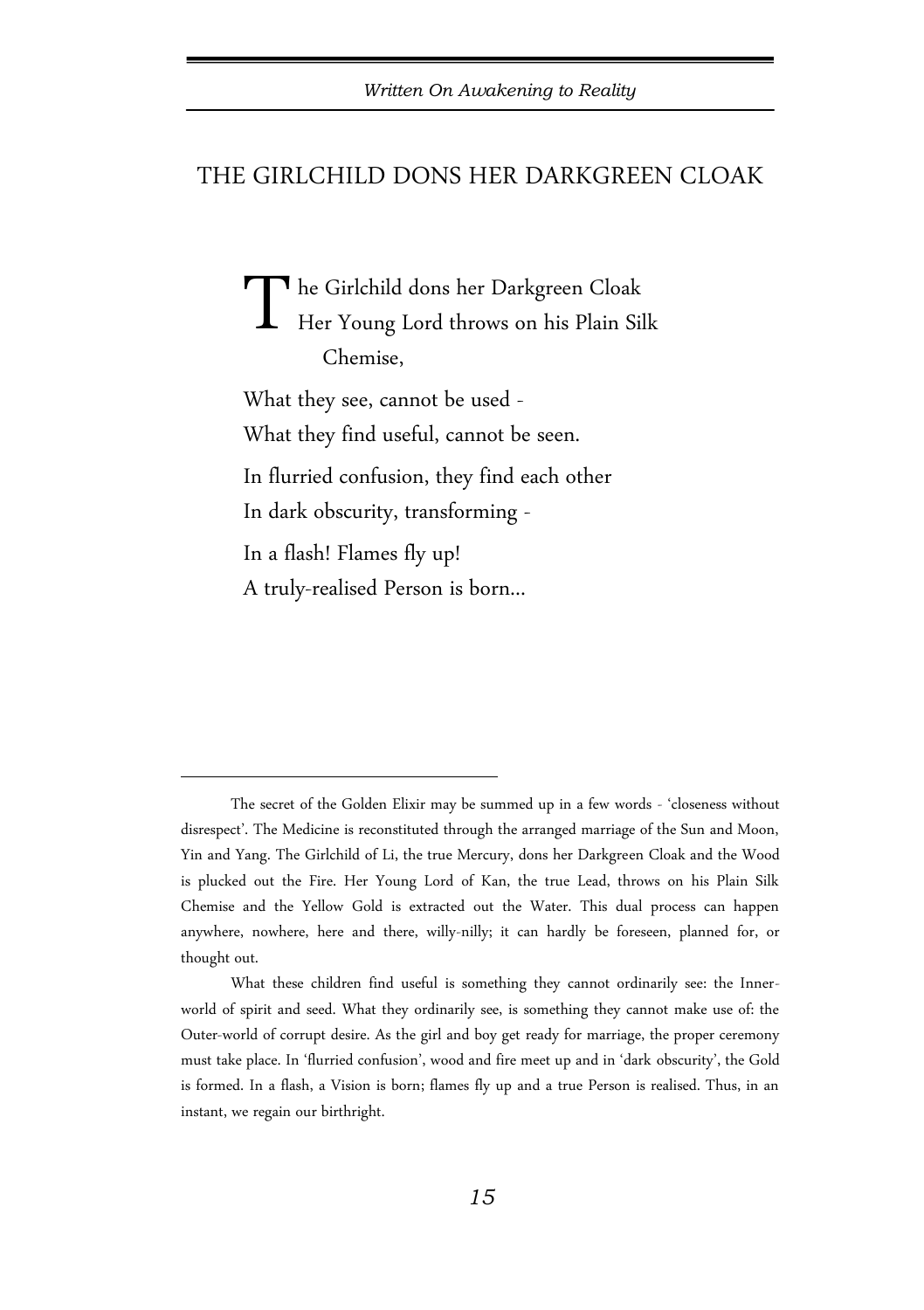## THE GIRLCHILD DONS HER DARKGREEN CLOAK

The Girlchild dons her Darkgreen Cloak
Her Young Lord throws on his Plain Silk Chemise,

What they see, cannot be used -
What they find useful, cannot be seen.

In flurried confusion, they find each other
In dark obscurity, transforming -

In a flash! Flames fly up!
A truly-realised Person is born...

---

The secret of the Golden Elixir may be summed up in a few words - 'closeness without disrespect'. The Medicine is reconstituted through the arranged marriage of the Sun and Moon, Yin and Yang. The Girlchild of Li, the true Mercury, dons her Darkgreen Cloak and the Wood is plucked out the Fire. Her Young Lord of Kan, the true Lead, throws on his Plain Silk Chemise and the Yellow Gold is extracted out the Water. This dual process can happen anywhere, nowhere, here and there, willy-nilly; it can hardly be foreseen, planned for, or thought out.

What these children find useful is something they cannot ordinarily see: the Inner-world of spirit and seed. What they ordinarily see, is something they cannot make use of: the Outer-world of corrupt desire. As the girl and boy get ready for marriage, the proper ceremony must take place. In 'flurried confusion', wood and fire meet up and in 'dark obscurity', the Gold is formed. In a flash, a Vision is born; flames fly up and a true Person is realised. Thus, in an instant, we regain our birthright.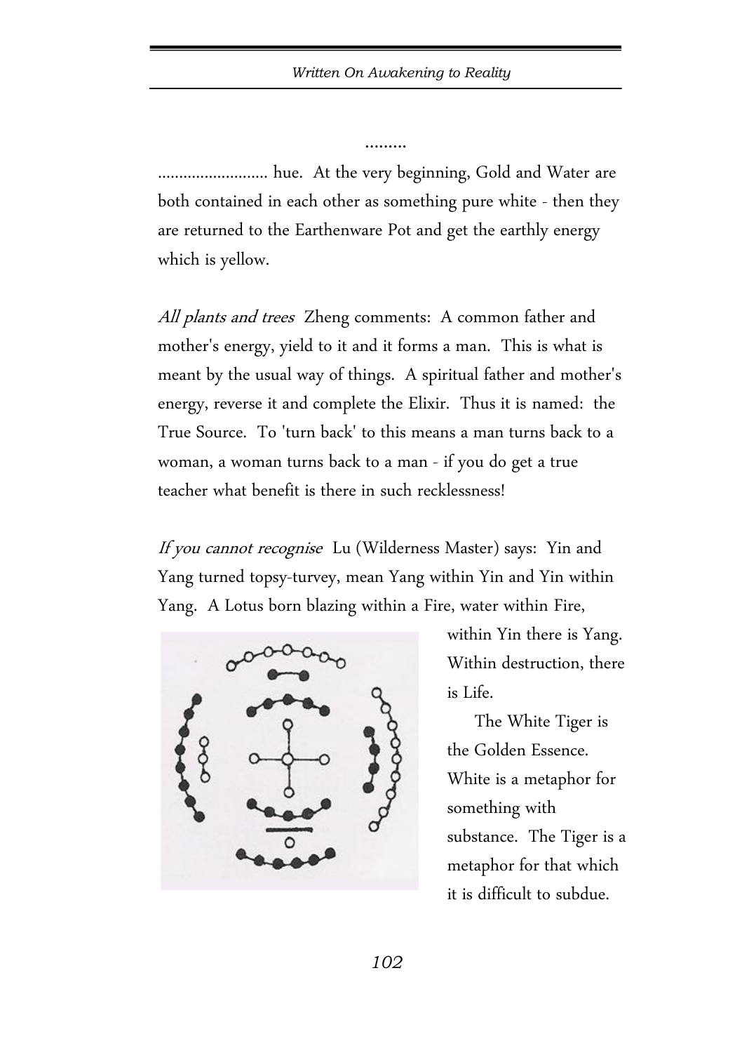.........

.......................... hue. At the very beginning, Gold and Water are both contained in each other as something pure white - then they are returned to the Earthenware Pot and get the earthly energy which is yellow.

*All plants and trees* Zheng comments: A common father and mother's energy, yield to it and it forms a man. This is what is meant by the usual way of things. A spiritual father and mother's energy, reverse it and complete the Elixir. Thus it is named: the True Source. To 'turn back' to this means a man turns back to a woman, a woman turns back to a man - if you do get a true teacher what benefit is there in such recklessness!

*If you cannot recognise* Lu (Wilderness Master) says: Yin and Yang turned topsy-turvey, mean Yang within Yin and Yin within Yang. A Lotus born blazing within a Fire, water within Fire, within Yin there is Yang. Within destruction, there is Life.

The White Tiger is the Golden Essence. White is a metaphor for something with substance. The Tiger is a metaphor for that which it is difficult to subdue.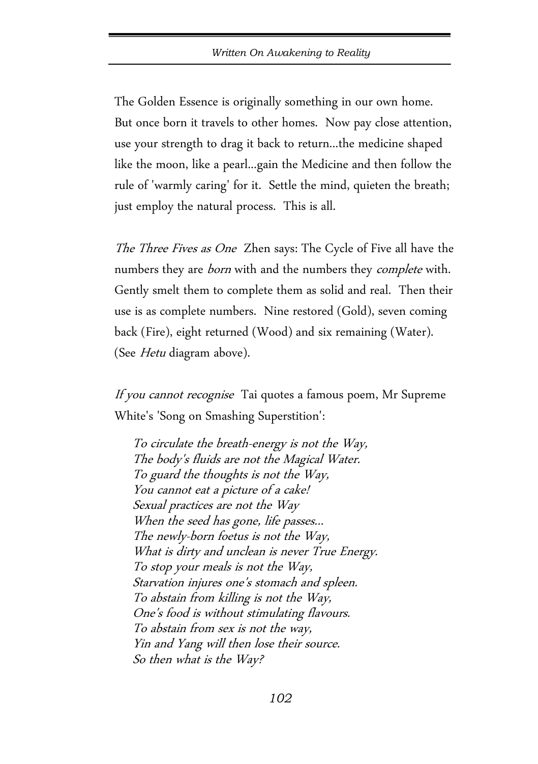The Golden Essence is originally something in our own home. But once born it travels to other homes. Now pay close attention, use your strength to drag it back to return...the medicine shaped like the moon, like a pearl...gain the Medicine and then follow the rule of 'warmly caring' for it. Settle the mind, quieten the breath; just employ the natural process. This is all.

*The Three Fives as One* Zhen says: The Cycle of Five all have the numbers they are *born* with and the numbers they *complete* with. Gently smelt them to complete them as solid and real. Then their use is as complete numbers. Nine restored (Gold), seven coming back (Fire), eight returned (Wood) and six remaining (Water). (See *Hetu* diagram above).

*If you cannot recognise* Tai quotes a famous poem, Mr Supreme White's 'Song on Smashing Superstition':

> *To circulate the breath-energy is not the Way,*
> *The body's fluids are not the Magical Water.*
> *To guard the thoughts is not the Way,*
> *You cannot eat a picture of a cake!*
> *Sexual practices are not the Way*
> *When the seed has gone, life passes...*
> *The newly-born foetus is not the Way,*
> *What is dirty and unclean is never True Energy.*
> *To stop your meals is not the Way,*
> *Starvation injures one's stomach and spleen.*
> *To abstain from killing is not the Way,*
> *One's food is without stimulating flavours.*
> *To abstain from sex is not the way,*
> *Yin and Yang will then lose their source.*
> *So then what is the Way?*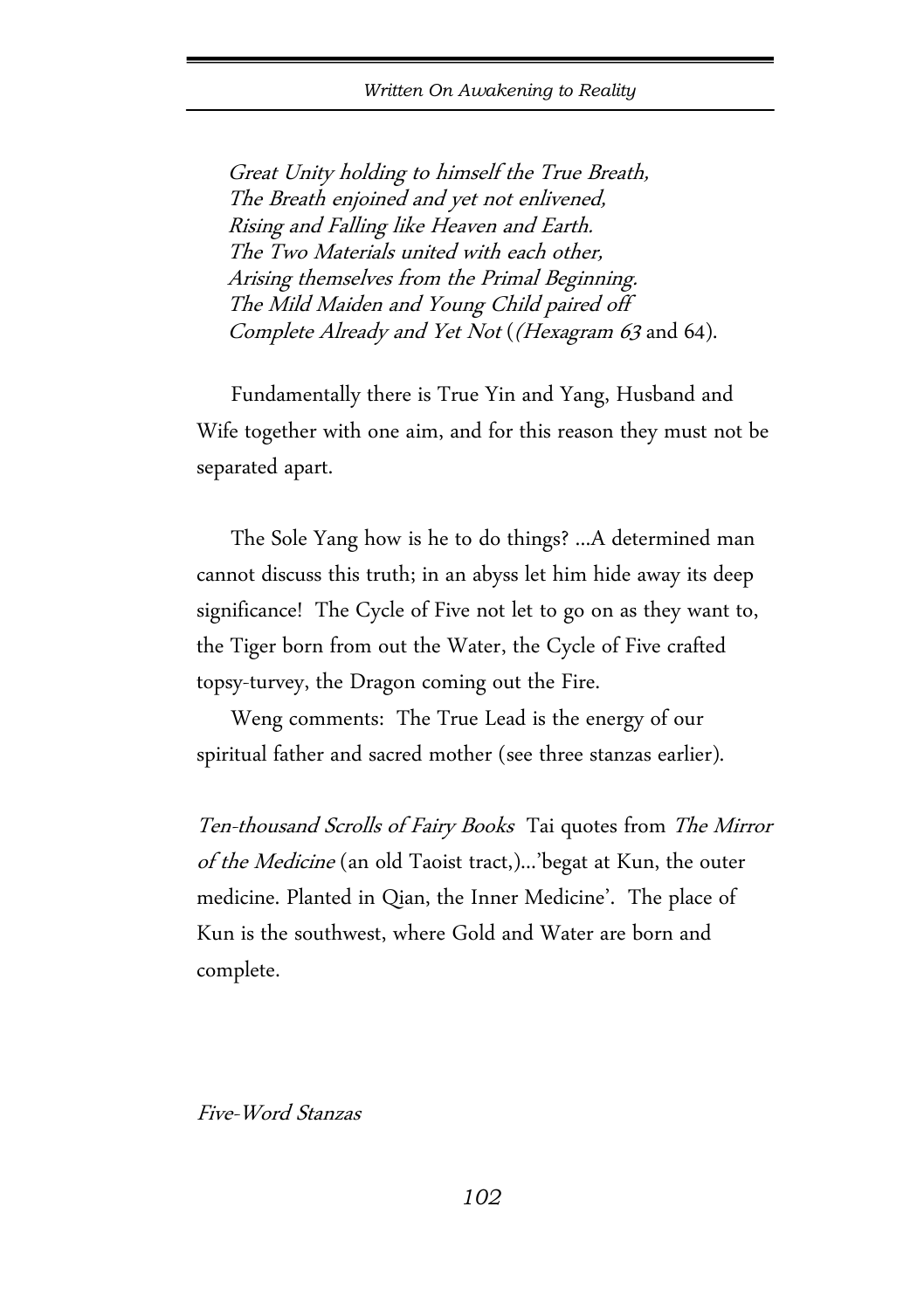*Great Unity holding to himself the True Breath,*
*The Breath enjoined and yet not enlivened,*
*Rising and Falling like Heaven and Earth.*
*The Two Materials united with each other,*
*Arising themselves from the Primal Beginning.*
*The Mild Maiden and Young Child paired off*
*Complete Already and Yet Not* (*(Hexagram 63* and 64).

Fundamentally there is True Yin and Yang, Husband and Wife together with one aim, and for this reason they must not be separated apart.

The Sole Yang how is he to do things? ...A determined man cannot discuss this truth; in an abyss let him hide away its deep significance! The Cycle of Five not let to go on as they want to, the Tiger born from out the Water, the Cycle of Five crafted topsy-turvey, the Dragon coming out the Fire.

Weng comments: The True Lead is the energy of our spiritual father and sacred mother (see three stanzas earlier).

*Ten-thousand Scrolls of Fairy Books* Tai quotes from *The Mirror of the Medicine* (an old Taoist tract,)...'begat at Kun, the outer medicine. Planted in Qian, the Inner Medicine'. The place of Kun is the southwest, where Gold and Water are born and complete.

*Five-Word Stanzas*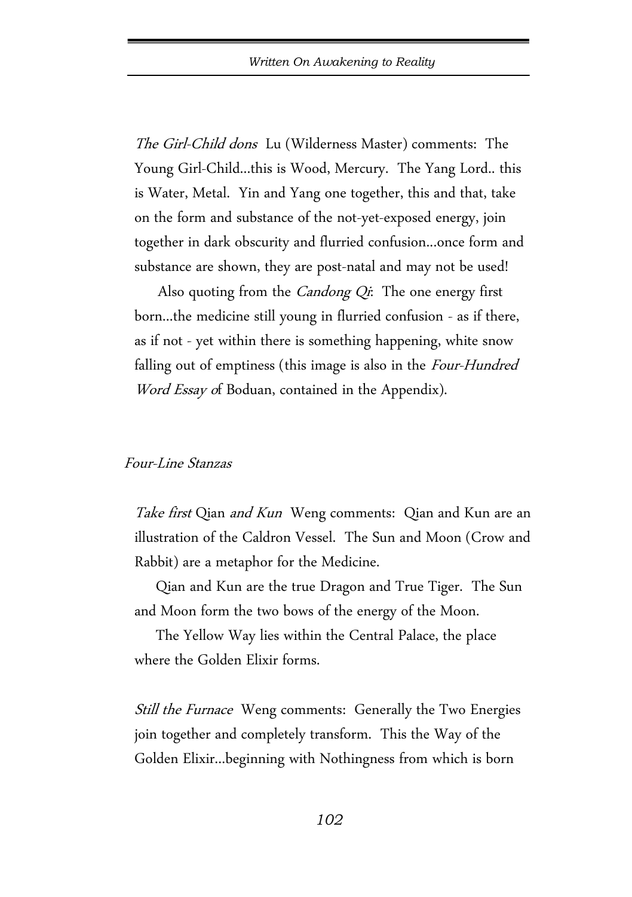*The Girl-Child dons* Lu (Wilderness Master) comments: The Young Girl-Child...this is Wood, Mercury. The Yang Lord.. this is Water, Metal. Yin and Yang one together, this and that, take on the form and substance of the not-yet-exposed energy, join together in dark obscurity and flurried confusion...once form and substance are shown, they are post-natal and may not be used!

Also quoting from the *Candong Qi*: The one energy first born...the medicine still young in flurried confusion - as if there, as if not - yet within there is something happening, white snow falling out of emptiness (this image is also in the *Four-Hundred Word Essay o*f Boduan, contained in the Appendix).

*Four-Line Stanzas*

*Take first* Qian *and Kun* Weng comments: Qian and Kun are an illustration of the Caldron Vessel. The Sun and Moon (Crow and Rabbit) are a metaphor for the Medicine.

Qian and Kun are the true Dragon and True Tiger. The Sun and Moon form the two bows of the energy of the Moon.

The Yellow Way lies within the Central Palace, the place where the Golden Elixir forms.

*Still the Furnace* Weng comments: Generally the Two Energies join together and completely transform. This the Way of the Golden Elixir...beginning with Nothingness from which is born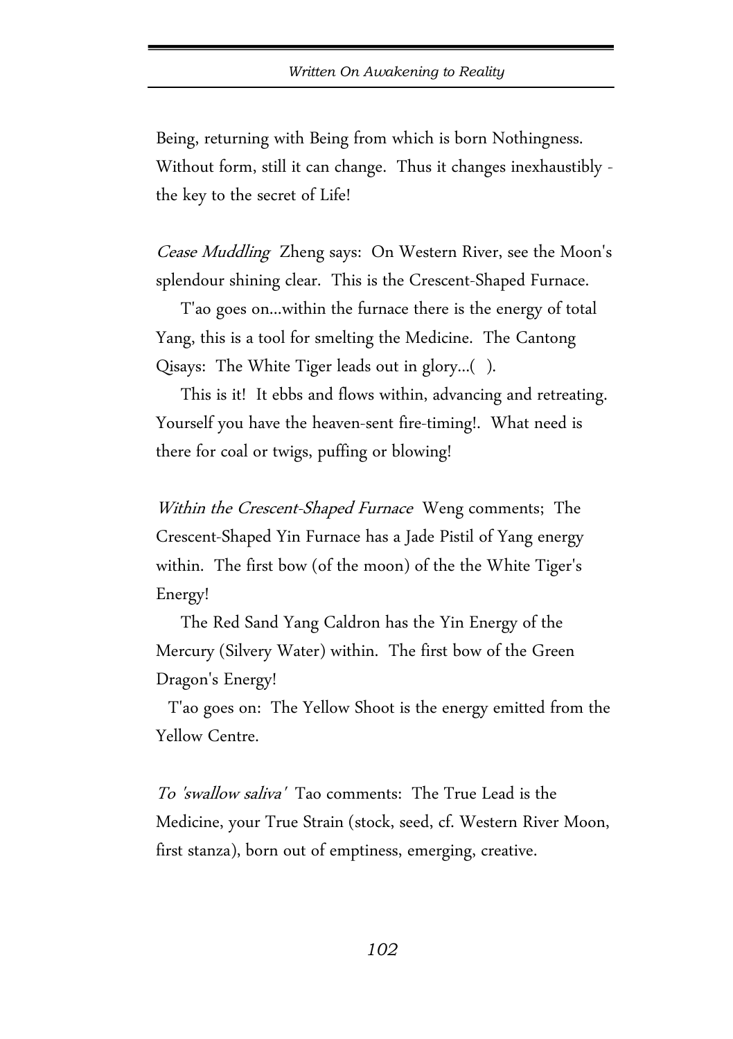Being, returning with Being from which is born Nothingness. Without form, still it can change. Thus it changes inexhaustibly - the key to the secret of Life!

*Cease Muddling* Zheng says: On Western River, see the Moon's splendour shining clear. This is the Crescent-Shaped Furnace.

T'ao goes on...within the furnace there is the energy of total Yang, this is a tool for smelting the Medicine. The Cantong Qisays: The White Tiger leads out in glory...( ).

This is it! It ebbs and flows within, advancing and retreating. Yourself you have the heaven-sent fire-timing!. What need is there for coal or twigs, puffing or blowing!

*Within the Crescent-Shaped Furnace* Weng comments; The Crescent-Shaped Yin Furnace has a Jade Pistil of Yang energy within. The first bow (of the moon) of the the White Tiger's Energy!

The Red Sand Yang Caldron has the Yin Energy of the Mercury (Silvery Water) within. The first bow of the Green Dragon's Energy!

T'ao goes on: The Yellow Shoot is the energy emitted from the Yellow Centre.

*To 'swallow saliva'* Tao comments: The True Lead is the Medicine, your True Strain (stock, seed, cf. Western River Moon, first stanza), born out of emptiness, emerging, creative.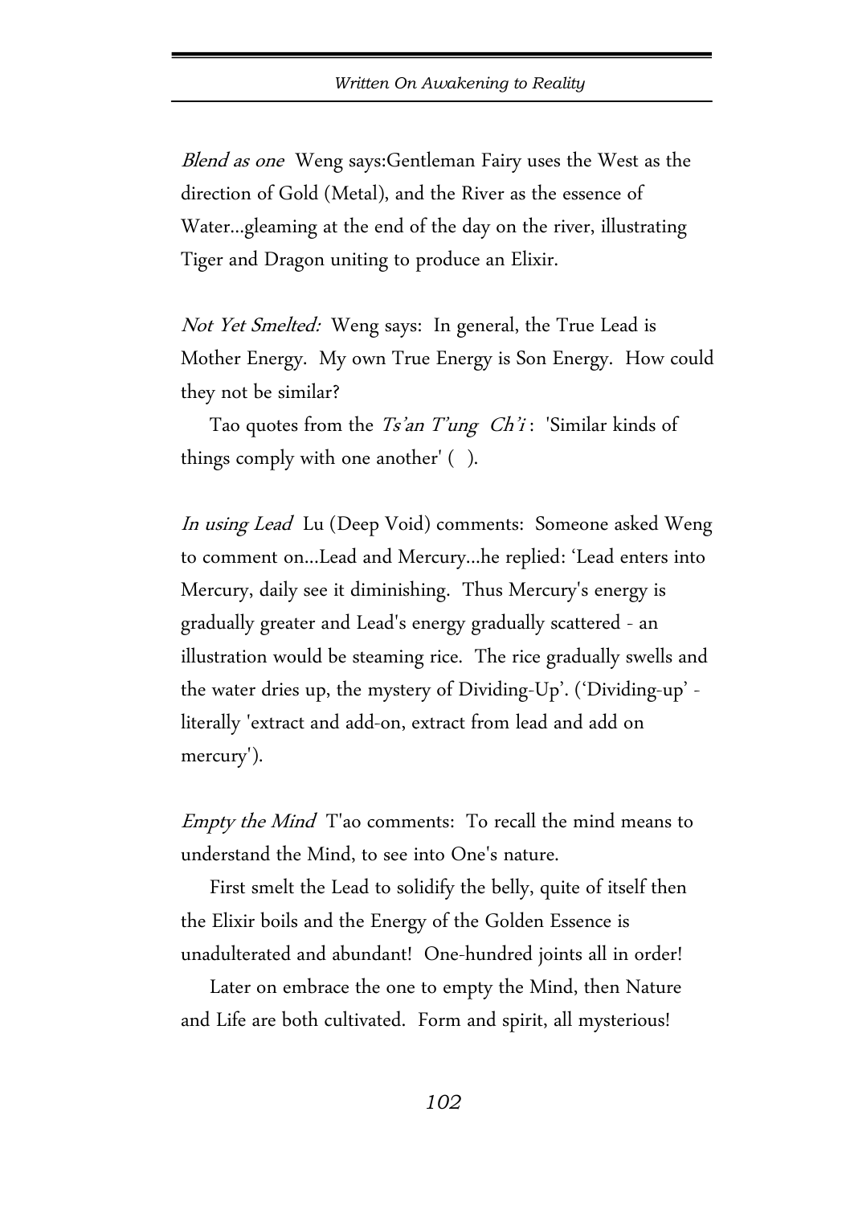*Blend as one* Weng says:Gentleman Fairy uses the West as the direction of Gold (Metal), and the River as the essence of Water...gleaming at the end of the day on the river, illustrating Tiger and Dragon uniting to produce an Elixir.

*Not Yet Smelted:* Weng says: In general, the True Lead is Mother Energy. My own True Energy is Son Energy. How could they not be similar?

Tao quotes from the *Ts'an T'ung Ch'i* : 'Similar kinds of things comply with one another' ( ).

*In using Lead* Lu (Deep Void) comments: Someone asked Weng to comment on...Lead and Mercury...he replied: 'Lead enters into Mercury, daily see it diminishing. Thus Mercury's energy is gradually greater and Lead's energy gradually scattered - an illustration would be steaming rice. The rice gradually swells and the water dries up, the mystery of Dividing-Up'. ('Dividing-up' - literally 'extract and add-on, extract from lead and add on mercury').

*Empty the Mind* T'ao comments: To recall the mind means to understand the Mind, to see into One's nature.

First smelt the Lead to solidify the belly, quite of itself then the Elixir boils and the Energy of the Golden Essence is unadulterated and abundant! One-hundred joints all in order!

Later on embrace the one to empty the Mind, then Nature and Life are both cultivated. Form and spirit, all mysterious!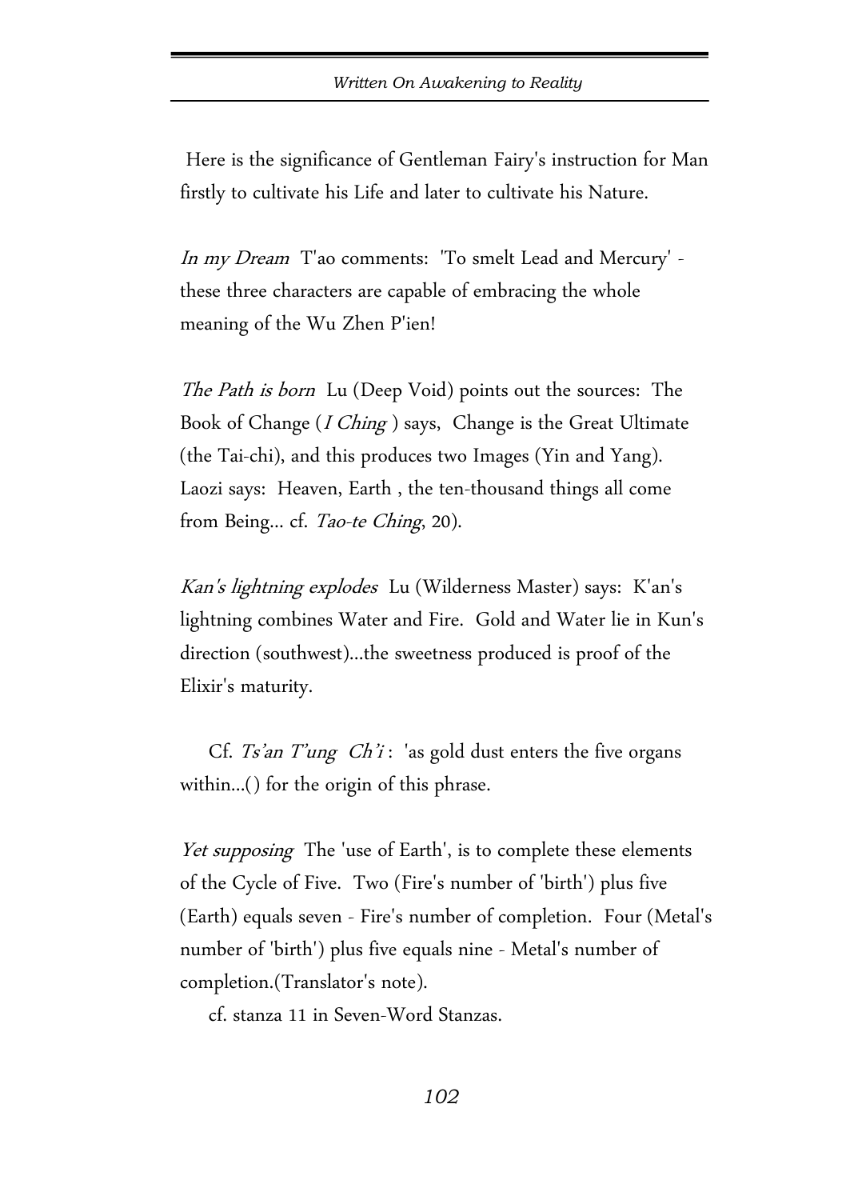Here is the significance of Gentleman Fairy's instruction for Man firstly to cultivate his Life and later to cultivate his Nature.

*In my Dream* T'ao comments: 'To smelt Lead and Mercury' - these three characters are capable of embracing the whole meaning of the Wu Zhen P'ien!

*The Path is born* Lu (Deep Void) points out the sources: The Book of Change (*I Ching* ) says, Change is the Great Ultimate (the Tai-chi), and this produces two Images (Yin and Yang). Laozi says: Heaven, Earth , the ten-thousand things all come from Being... cf. *Tao-te Ching*, 20).

*Kan's lightning explodes* Lu (Wilderness Master) says: K'an's lightning combines Water and Fire. Gold and Water lie in Kun's direction (southwest)...the sweetness produced is proof of the Elixir's maturity.

Cf. *Ts'an T'ung Ch'i* : 'as gold dust enters the five organs within...() for the origin of this phrase.

*Yet supposing* The 'use of Earth', is to complete these elements of the Cycle of Five. Two (Fire's number of 'birth') plus five (Earth) equals seven - Fire's number of completion. Four (Metal's number of 'birth') plus five equals nine - Metal's number of completion.(Translator's note).

cf. stanza 11 in Seven-Word Stanzas.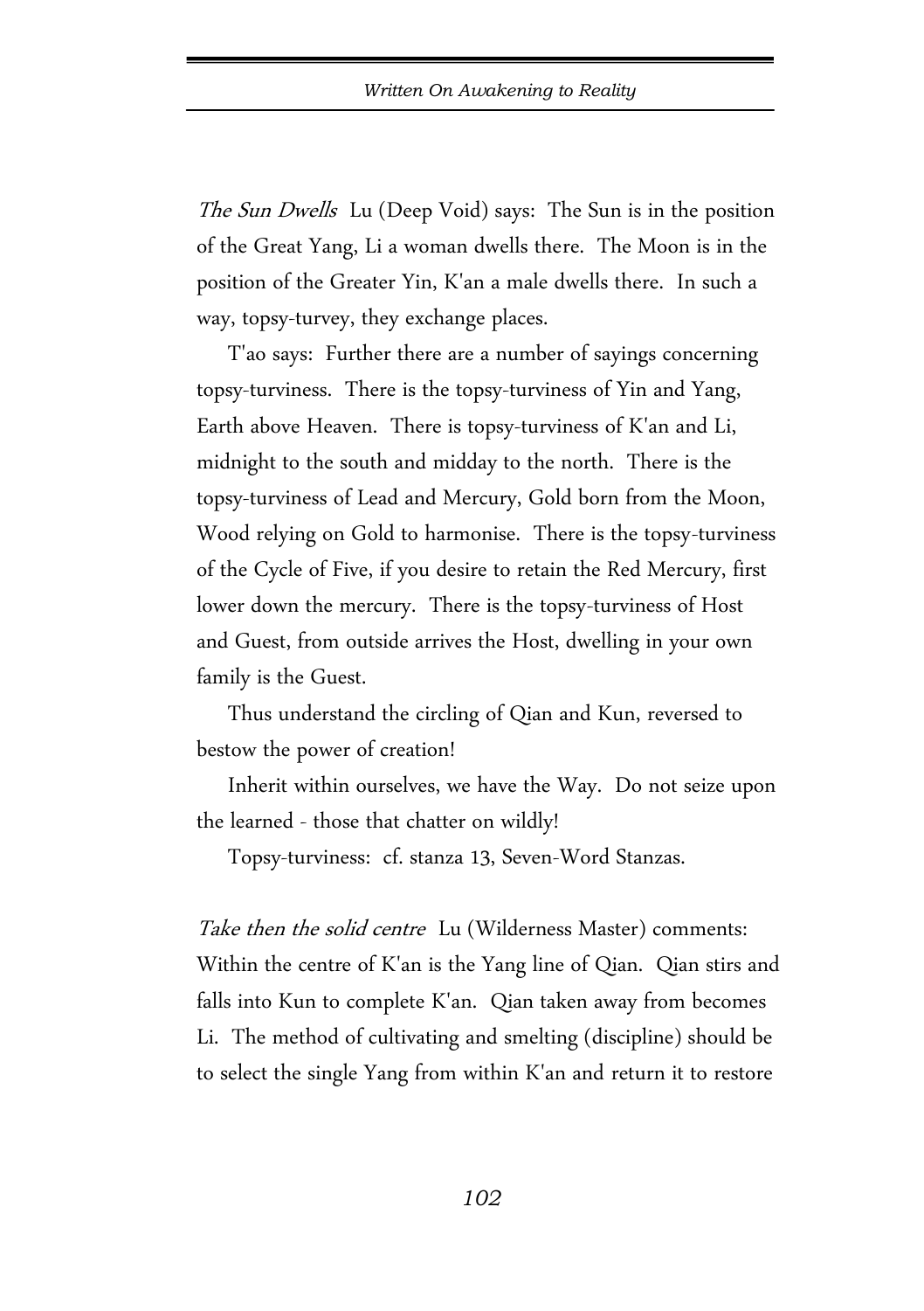*The Sun Dwells* Lu (Deep Void) says: The Sun is in the position of the Great Yang, Li a woman dwells there. The Moon is in the position of the Greater Yin, K'an a male dwells there. In such a way, topsy-turvey, they exchange places.

T'ao says: Further there are a number of sayings concerning topsy-turviness. There is the topsy-turviness of Yin and Yang, Earth above Heaven. There is topsy-turviness of K'an and Li, midnight to the south and midday to the north. There is the topsy-turviness of Lead and Mercury, Gold born from the Moon, Wood relying on Gold to harmonise. There is the topsy-turviness of the Cycle of Five, if you desire to retain the Red Mercury, first lower down the mercury. There is the topsy-turviness of Host and Guest, from outside arrives the Host, dwelling in your own family is the Guest.

Thus understand the circling of Qian and Kun, reversed to bestow the power of creation!

Inherit within ourselves, we have the Way. Do not seize upon the learned - those that chatter on wildly!

Topsy-turviness: cf. stanza 13, Seven-Word Stanzas.

*Take then the solid centre* Lu (Wilderness Master) comments: Within the centre of K'an is the Yang line of Qian. Qian stirs and falls into Kun to complete K'an. Qian taken away from becomes Li. The method of cultivating and smelting (discipline) should be to select the single Yang from within K'an and return it to restore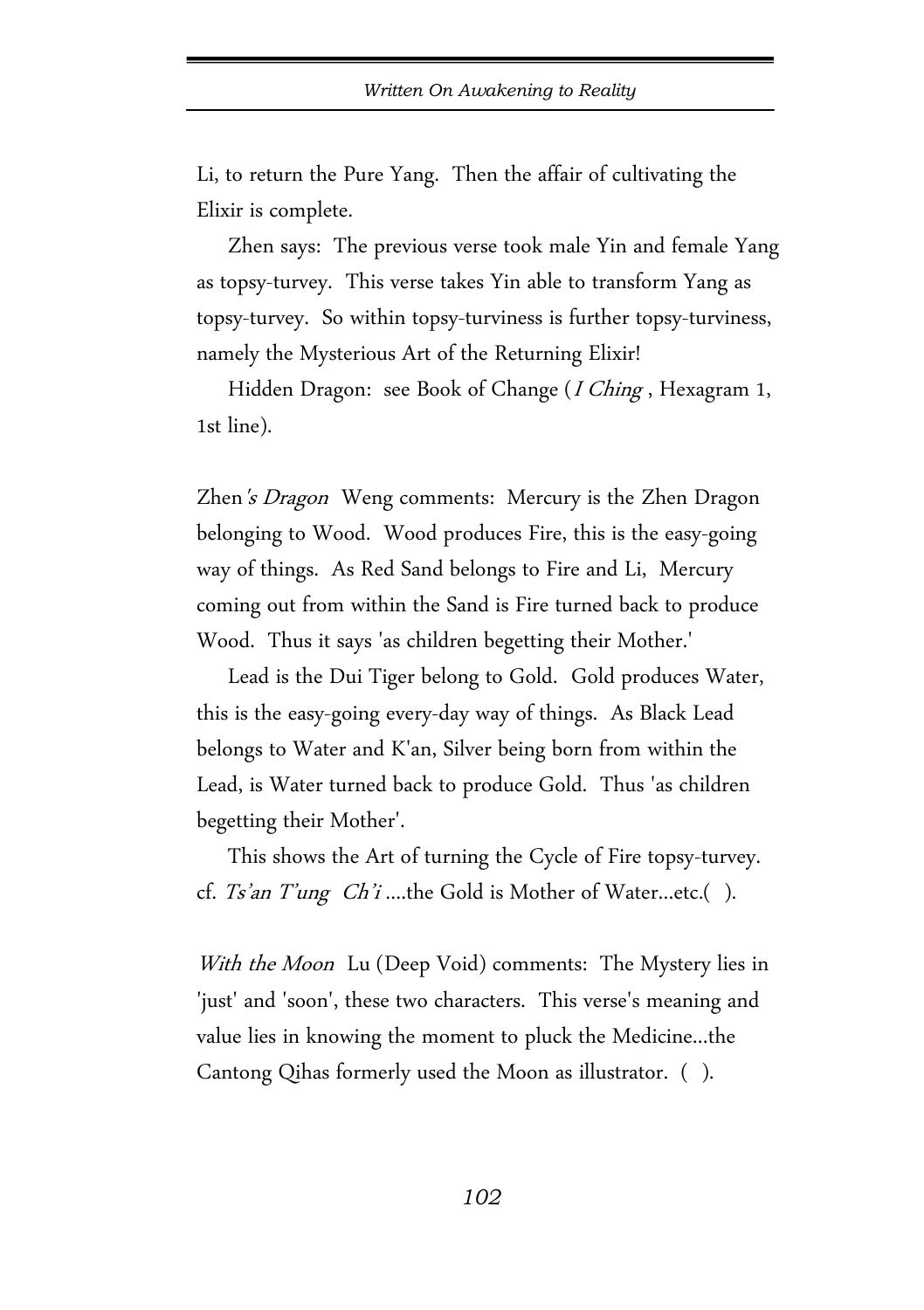Li, to return the Pure Yang. Then the affair of cultivating the Elixir is complete.

Zhen says: The previous verse took male Yin and female Yang as topsy-turvey. This verse takes Yin able to transform Yang as topsy-turvey. So within topsy-turviness is further topsy-turviness, namely the Mysterious Art of the Returning Elixir!

Hidden Dragon: see Book of Change (*I Ching* , Hexagram 1, 1st line).

Zhen*'s Dragon* Weng comments: Mercury is the Zhen Dragon belonging to Wood. Wood produces Fire, this is the easy-going way of things. As Red Sand belongs to Fire and Li, Mercury coming out from within the Sand is Fire turned back to produce Wood. Thus it says 'as children begetting their Mother.'

Lead is the Dui Tiger belong to Gold. Gold produces Water, this is the easy-going every-day way of things. As Black Lead belongs to Water and K'an, Silver being born from within the Lead, is Water turned back to produce Gold. Thus 'as children begetting their Mother'.

This shows the Art of turning the Cycle of Fire topsy-turvey. cf. *Ts'an T'ung Ch'i* ....the Gold is Mother of Water...etc.( ).

*With the Moon* Lu (Deep Void) comments: The Mystery lies in 'just' and 'soon', these two characters. This verse's meaning and value lies in knowing the moment to pluck the Medicine...the Cantong Qihas formerly used the Moon as illustrator. ( ).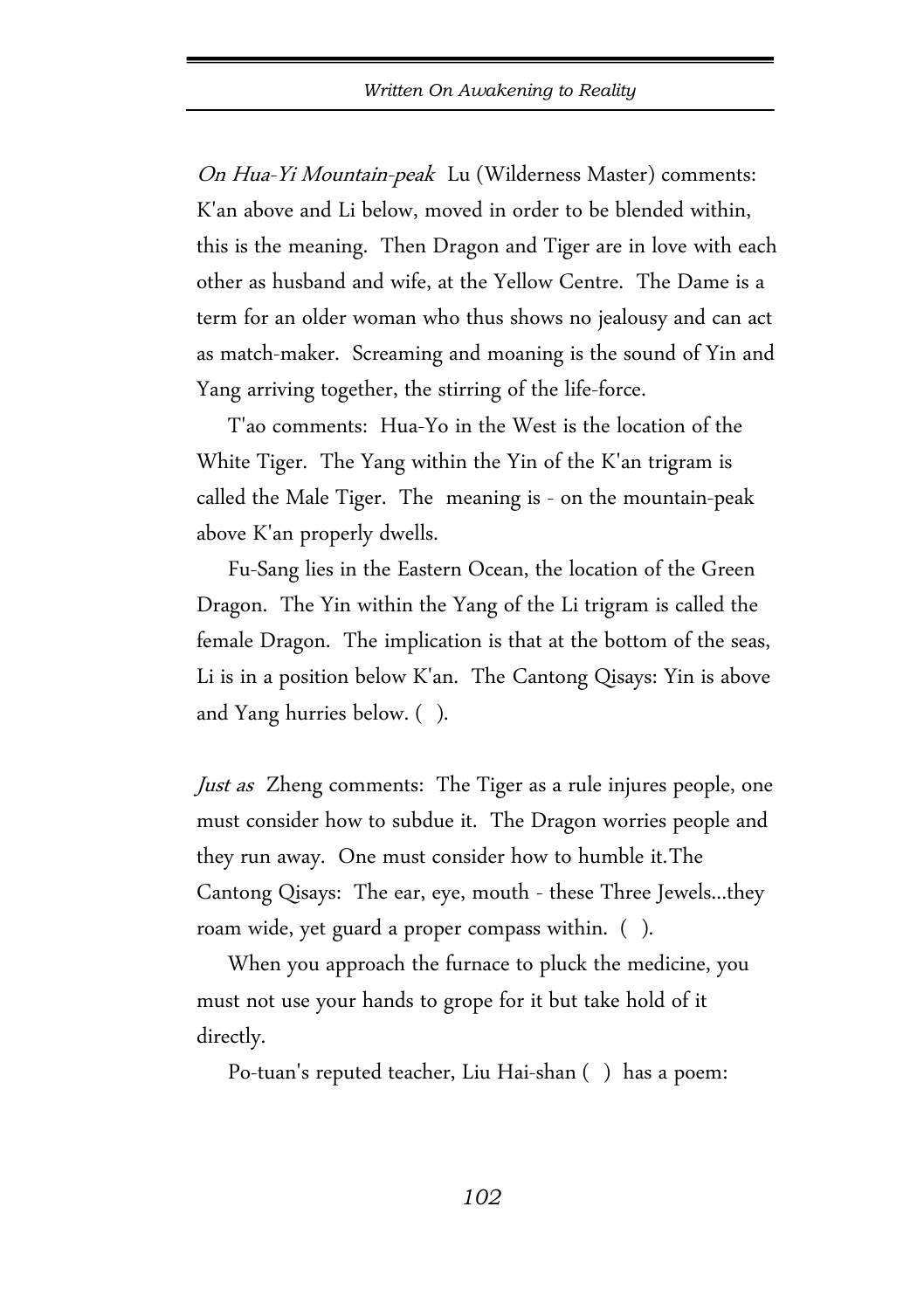*On Hua-Yi Mountain-peak* Lu (Wilderness Master) comments: K'an above and Li below, moved in order to be blended within, this is the meaning. Then Dragon and Tiger are in love with each other as husband and wife, at the Yellow Centre. The Dame is a term for an older woman who thus shows no jealousy and can act as match-maker. Screaming and moaning is the sound of Yin and Yang arriving together, the stirring of the life-force.

T'ao comments: Hua-Yo in the West is the location of the White Tiger. The Yang within the Yin of the K'an trigram is called the Male Tiger. The meaning is - on the mountain-peak above K'an properly dwells.

Fu-Sang lies in the Eastern Ocean, the location of the Green Dragon. The Yin within the Yang of the Li trigram is called the female Dragon. The implication is that at the bottom of the seas, Li is in a position below K'an. The Cantong Qisays: Yin is above and Yang hurries below. ( ).

*Just as* Zheng comments: The Tiger as a rule injures people, one must consider how to subdue it. The Dragon worries people and they run away. One must consider how to humble it.The Cantong Qisays: The ear, eye, mouth - these Three Jewels...they roam wide, yet guard a proper compass within. ( ).

When you approach the furnace to pluck the medicine, you must not use your hands to grope for it but take hold of it directly.

Po-tuan's reputed teacher, Liu Hai-shan ( ) has a poem: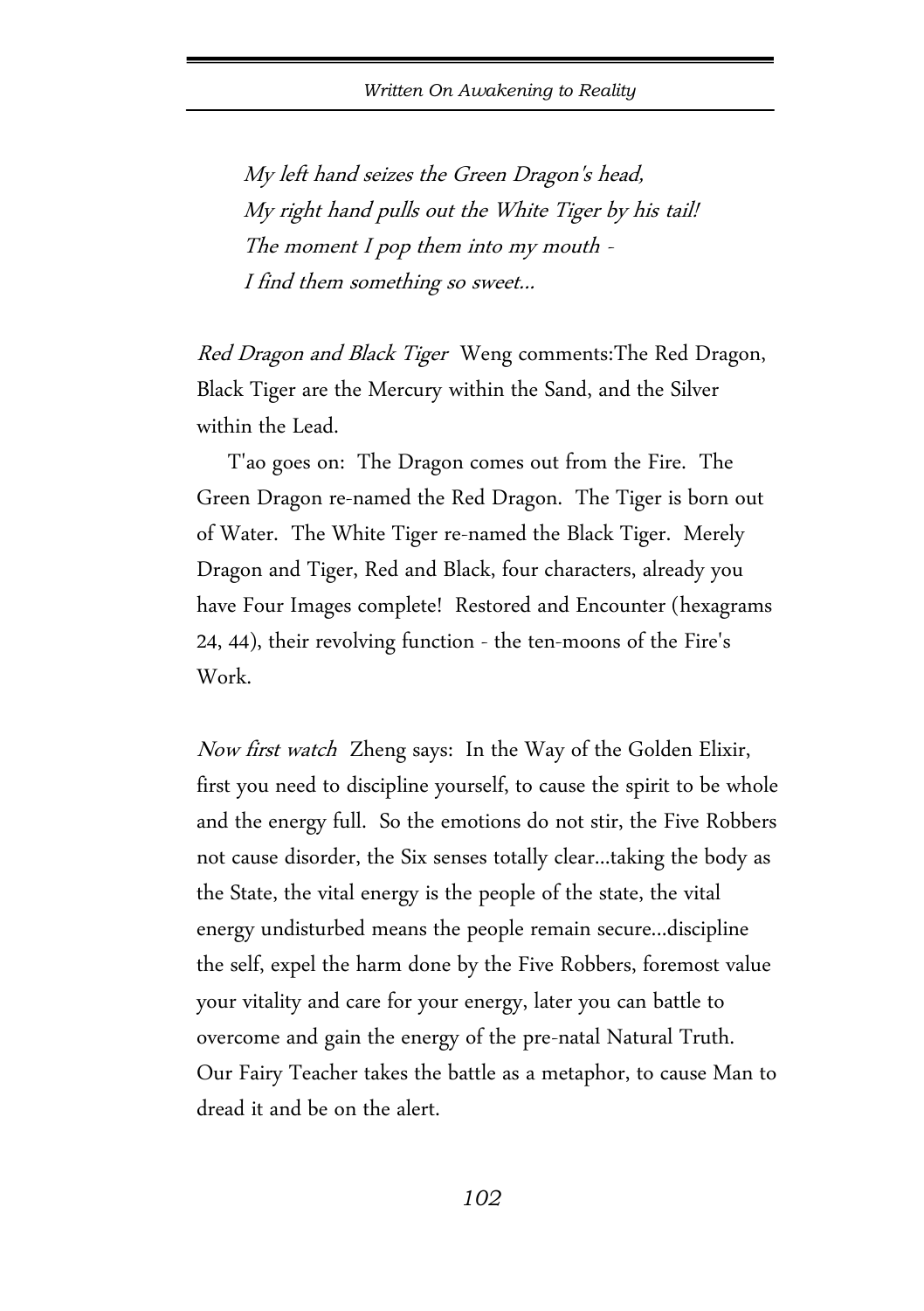*My left hand seizes the Green Dragon's head,*
*My right hand pulls out the White Tiger by his tail!*
*The moment I pop them into my mouth -*
*I find them something so sweet...*

*Red Dragon and Black Tiger* Weng comments:The Red Dragon, Black Tiger are the Mercury within the Sand, and the Silver within the Lead.

T'ao goes on: The Dragon comes out from the Fire. The Green Dragon re-named the Red Dragon. The Tiger is born out of Water. The White Tiger re-named the Black Tiger. Merely Dragon and Tiger, Red and Black, four characters, already you have Four Images complete! Restored and Encounter (hexagrams 24, 44), their revolving function - the ten-moons of the Fire's Work.

*Now first watch* Zheng says: In the Way of the Golden Elixir, first you need to discipline yourself, to cause the spirit to be whole and the energy full. So the emotions do not stir, the Five Robbers not cause disorder, the Six senses totally clear...taking the body as the State, the vital energy is the people of the state, the vital energy undisturbed means the people remain secure...discipline the self, expel the harm done by the Five Robbers, foremost value your vitality and care for your energy, later you can battle to overcome and gain the energy of the pre-natal Natural Truth. Our Fairy Teacher takes the battle as a metaphor, to cause Man to dread it and be on the alert.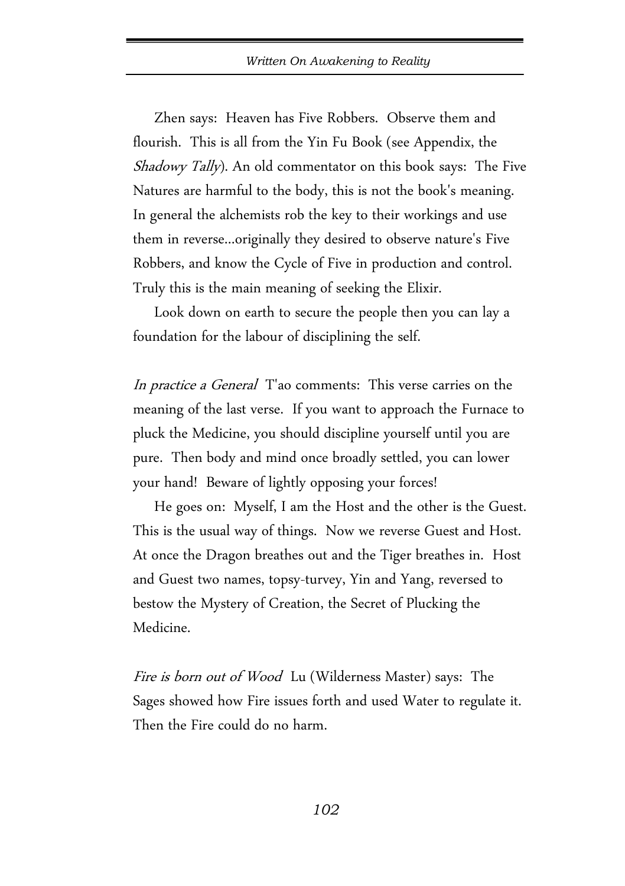Zhen says: Heaven has Five Robbers. Observe them and flourish. This is all from the Yin Fu Book (see Appendix, the *Shadowy Tally*). An old commentator on this book says: The Five Natures are harmful to the body, this is not the book's meaning. In general the alchemists rob the key to their workings and use them in reverse...originally they desired to observe nature's Five Robbers, and know the Cycle of Five in production and control. Truly this is the main meaning of seeking the Elixir.

Look down on earth to secure the people then you can lay a foundation for the labour of disciplining the self.

*In practice a General* T'ao comments: This verse carries on the meaning of the last verse. If you want to approach the Furnace to pluck the Medicine, you should discipline yourself until you are pure. Then body and mind once broadly settled, you can lower your hand! Beware of lightly opposing your forces!

He goes on: Myself, I am the Host and the other is the Guest. This is the usual way of things. Now we reverse Guest and Host. At once the Dragon breathes out and the Tiger breathes in. Host and Guest two names, topsy-turvey, Yin and Yang, reversed to bestow the Mystery of Creation, the Secret of Plucking the Medicine.

*Fire is born out of Wood* Lu (Wilderness Master) says: The Sages showed how Fire issues forth and used Water to regulate it. Then the Fire could do no harm.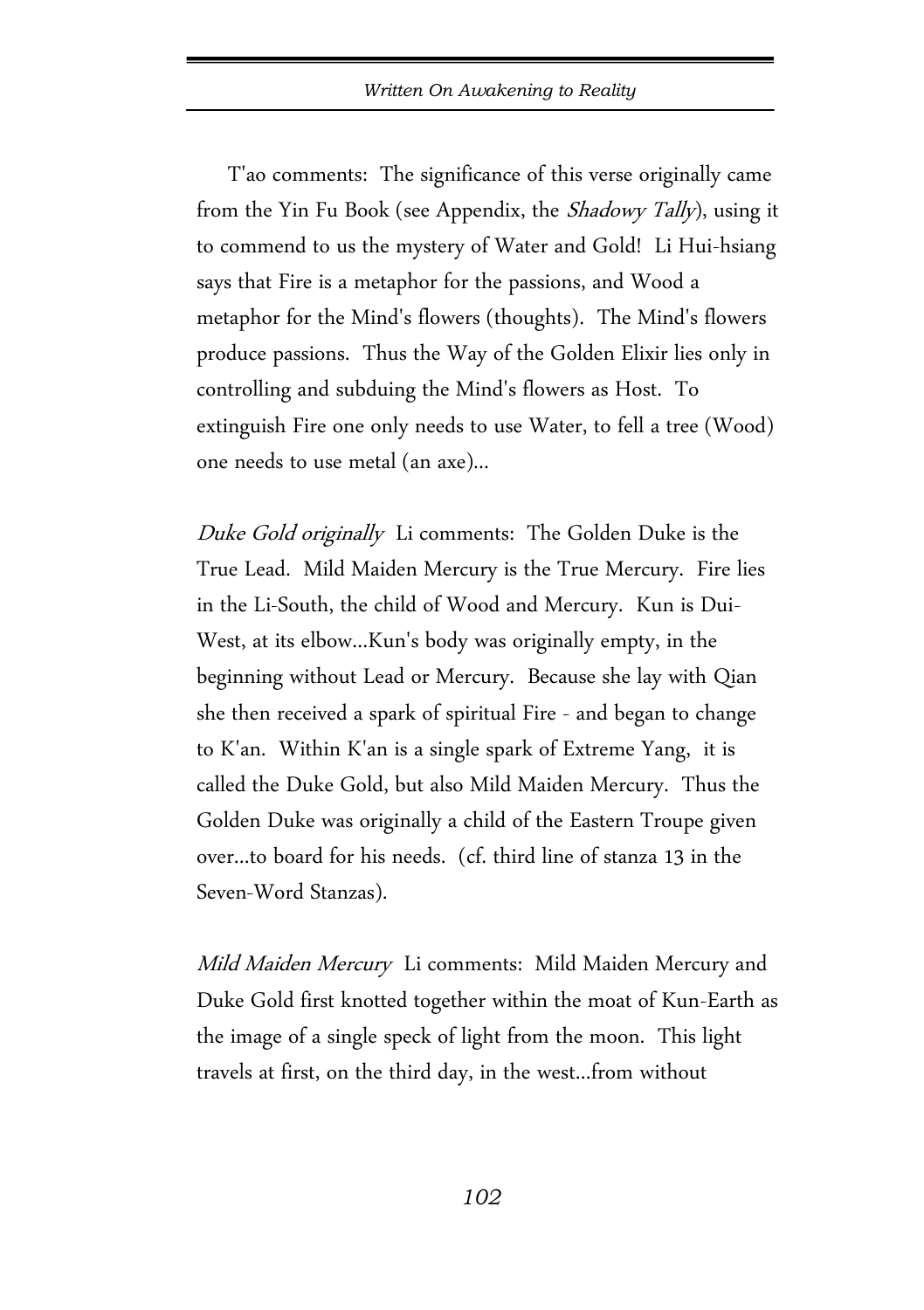T'ao comments: The significance of this verse originally came from the Yin Fu Book (see Appendix, the *Shadowy Tally*), using it to commend to us the mystery of Water and Gold! Li Hui-hsiang says that Fire is a metaphor for the passions, and Wood a metaphor for the Mind's flowers (thoughts). The Mind's flowers produce passions. Thus the Way of the Golden Elixir lies only in controlling and subduing the Mind's flowers as Host. To extinguish Fire one only needs to use Water, to fell a tree (Wood) one needs to use metal (an axe)...

*Duke Gold originally* Li comments: The Golden Duke is the True Lead. Mild Maiden Mercury is the True Mercury. Fire lies in the Li-South, the child of Wood and Mercury. Kun is Dui-West, at its elbow...Kun's body was originally empty, in the beginning without Lead or Mercury. Because she lay with Qian she then received a spark of spiritual Fire - and began to change to K'an. Within K'an is a single spark of Extreme Yang, it is called the Duke Gold, but also Mild Maiden Mercury. Thus the Golden Duke was originally a child of the Eastern Troupe given over...to board for his needs. (cf. third line of stanza 13 in the Seven-Word Stanzas).

*Mild Maiden Mercury* Li comments: Mild Maiden Mercury and Duke Gold first knotted together within the moat of Kun-Earth as the image of a single speck of light from the moon. This light travels at first, on the third day, in the west...from without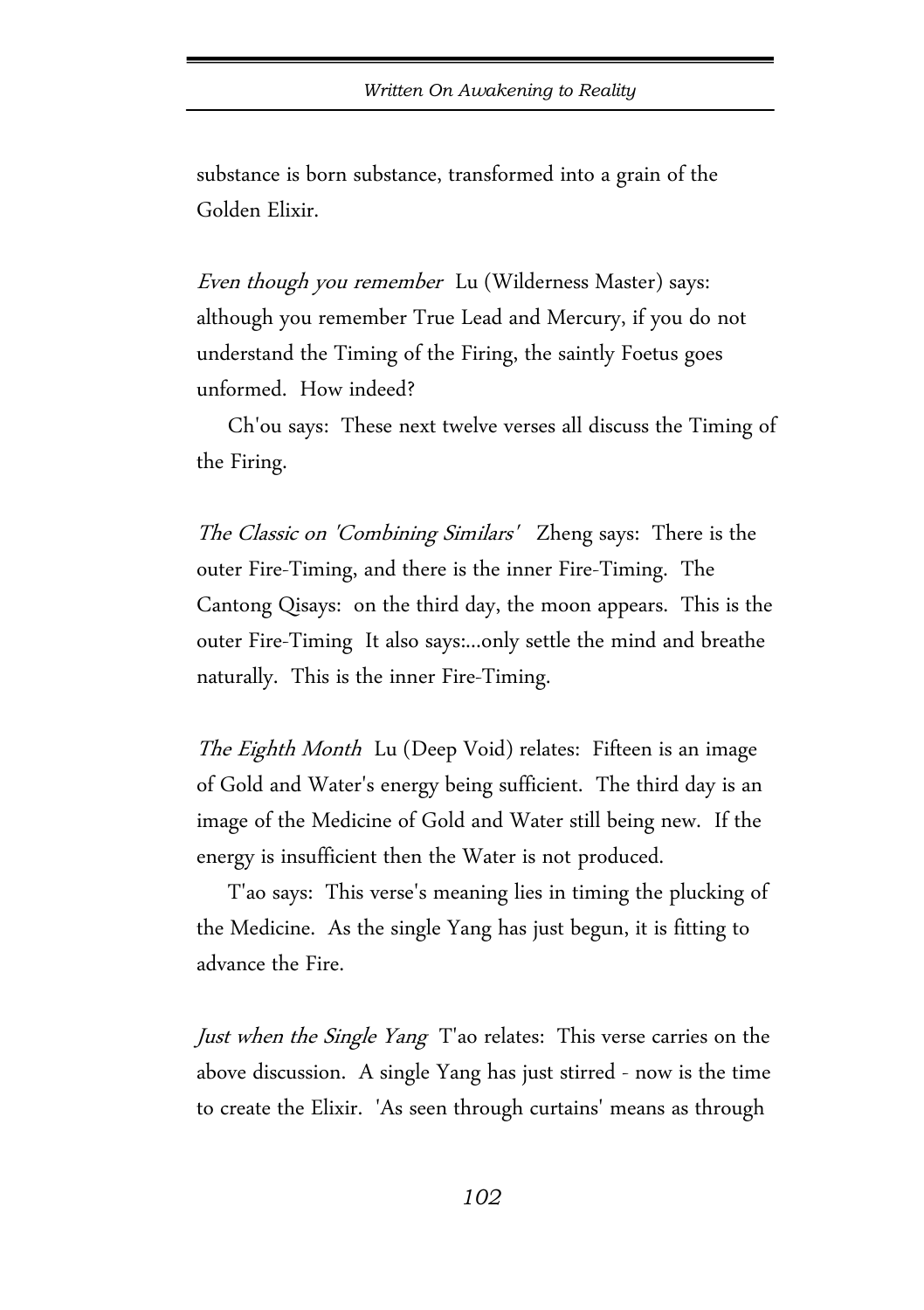substance is born substance, transformed into a grain of the Golden Elixir.

*Even though you remember*  Lu (Wilderness Master) says: although you remember True Lead and Mercury, if you do not understand the Timing of the Firing, the saintly Foetus goes unformed.  How indeed?

Ch'ou says:  These next twelve verses all discuss the Timing of the Firing.

*The Classic on 'Combining Similars'*  Zheng says:  There is the outer Fire-Timing, and there is the inner Fire-Timing.  The Cantong Qisays:  on the third day, the moon appears.  This is the outer Fire-Timing  It also says:...only settle the mind and breathe naturally.  This is the inner Fire-Timing.

*The Eighth Month*  Lu (Deep Void) relates:  Fifteen is an image of Gold and Water's energy being sufficient.  The third day is an image of the Medicine of Gold and Water still being new.  If the energy is insufficient then the Water is not produced.

T'ao says:  This verse's meaning lies in timing the plucking of the Medicine.  As the single Yang has just begun, it is fitting to advance the Fire.

*Just when the Single Yang*  T'ao relates:  This verse carries on the above discussion.  A single Yang has just stirred - now is the time to create the Elixir.  'As seen through curtains' means as through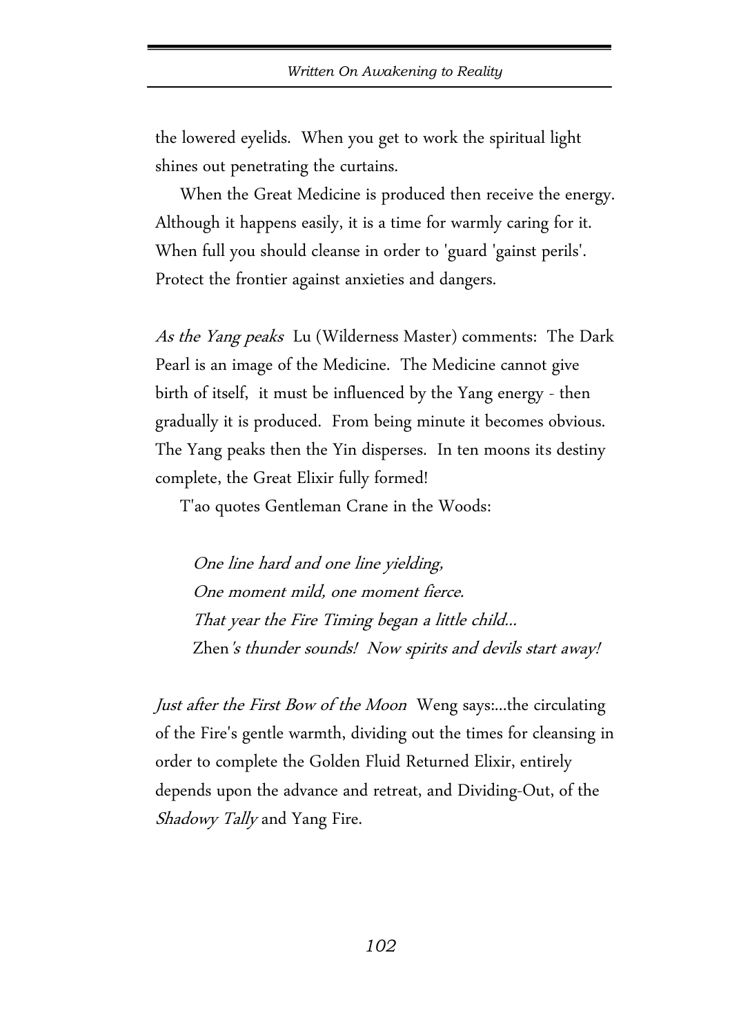the lowered eyelids. When you get to work the spiritual light shines out penetrating the curtains.

When the Great Medicine is produced then receive the energy. Although it happens easily, it is a time for warmly caring for it. When full you should cleanse in order to 'guard 'gainst perils'. Protect the frontier against anxieties and dangers.

*As the Yang peaks* Lu (Wilderness Master) comments: The Dark Pearl is an image of the Medicine. The Medicine cannot give birth of itself, it must be influenced by the Yang energy - then gradually it is produced. From being minute it becomes obvious. The Yang peaks then the Yin disperses. In ten moons its destiny complete, the Great Elixir fully formed!

T'ao quotes Gentleman Crane in the Woods:

> *One line hard and one line yielding,*
> *One moment mild, one moment fierce.*
> *That year the Fire Timing began a little child...*
> Zhen*'s thunder sounds! Now spirits and devils start away!*

*Just after the First Bow of the Moon* Weng says:...the circulating of the Fire's gentle warmth, dividing out the times for cleansing in order to complete the Golden Fluid Returned Elixir, entirely depends upon the advance and retreat, and Dividing-Out, of the *Shadowy Tally* and Yang Fire.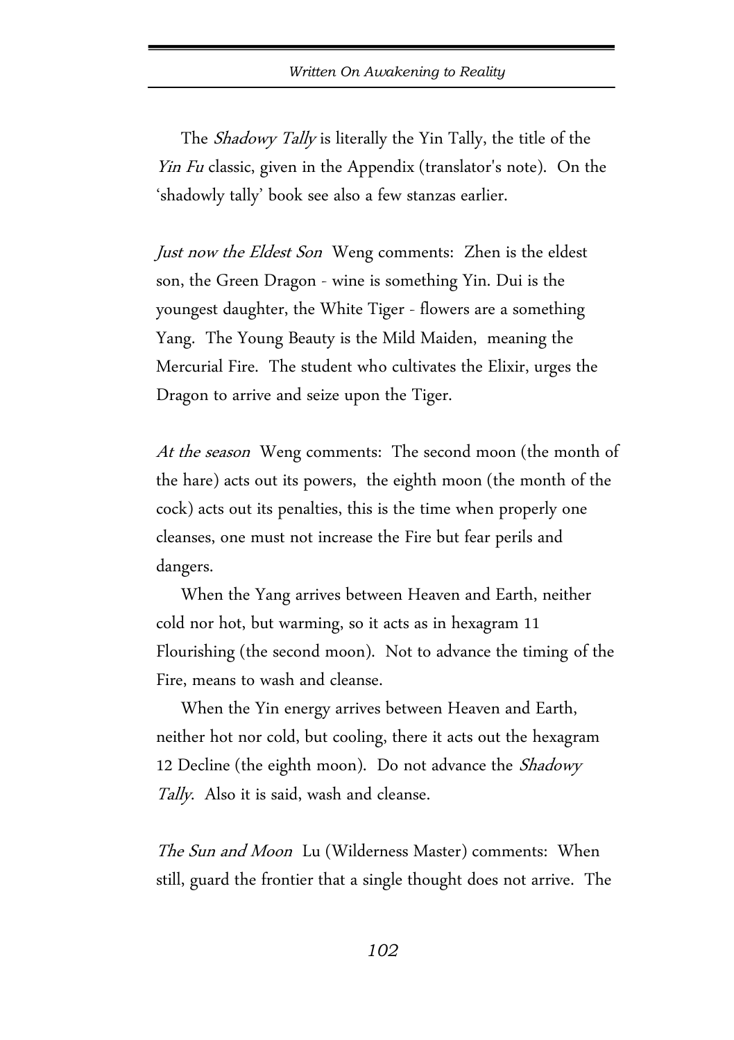The *Shadowy Tally* is literally the Yin Tally, the title of the *Yin Fu* classic, given in the Appendix (translator's note). On the 'shadowly tally' book see also a few stanzas earlier.

*Just now the Eldest Son* Weng comments: Zhen is the eldest son, the Green Dragon - wine is something Yin. Dui is the youngest daughter, the White Tiger - flowers are a something Yang. The Young Beauty is the Mild Maiden, meaning the Mercurial Fire. The student who cultivates the Elixir, urges the Dragon to arrive and seize upon the Tiger.

*At the season* Weng comments: The second moon (the month of the hare) acts out its powers, the eighth moon (the month of the cock) acts out its penalties, this is the time when properly one cleanses, one must not increase the Fire but fear perils and dangers.

When the Yang arrives between Heaven and Earth, neither cold nor hot, but warming, so it acts as in hexagram 11 Flourishing (the second moon). Not to advance the timing of the Fire, means to wash and cleanse.

When the Yin energy arrives between Heaven and Earth, neither hot nor cold, but cooling, there it acts out the hexagram 12 Decline (the eighth moon). Do not advance the *Shadowy Tally*. Also it is said, wash and cleanse.

*The Sun and Moon* Lu (Wilderness Master) comments: When still, guard the frontier that a single thought does not arrive. The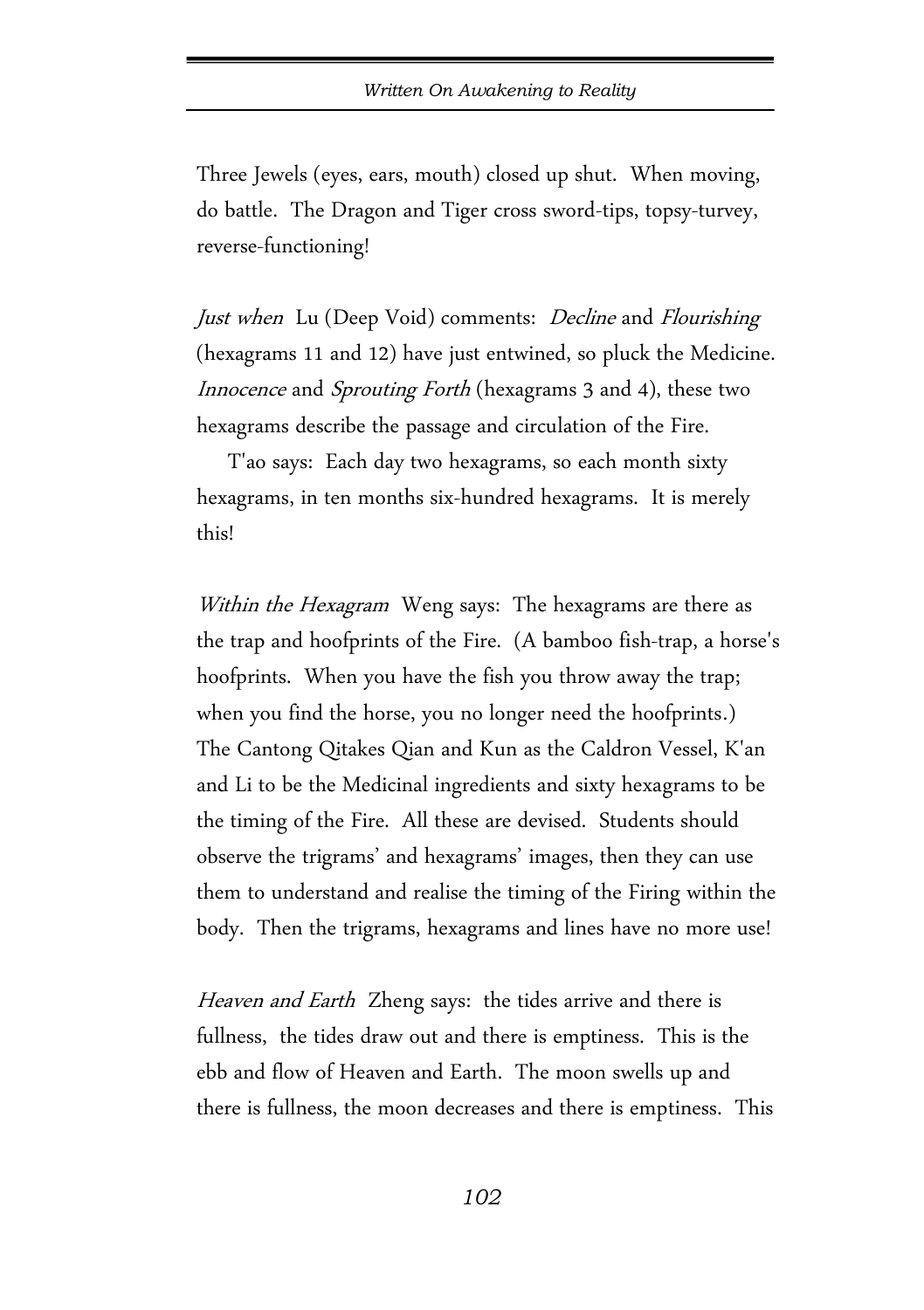Three Jewels (eyes, ears, mouth) closed up shut. When moving, do battle. The Dragon and Tiger cross sword-tips, topsy-turvey, reverse-functioning!

*Just when* Lu (Deep Void) comments: *Decline* and *Flourishing* (hexagrams 11 and 12) have just entwined, so pluck the Medicine. *Innocence* and *Sprouting Forth* (hexagrams 3 and 4), these two hexagrams describe the passage and circulation of the Fire.

T'ao says: Each day two hexagrams, so each month sixty hexagrams, in ten months six-hundred hexagrams. It is merely this!

*Within the Hexagram* Weng says: The hexagrams are there as the trap and hoofprints of the Fire. (A bamboo fish-trap, a horse's hoofprints. When you have the fish you throw away the trap; when you find the horse, you no longer need the hoofprints.) The Cantong Qitakes Qian and Kun as the Caldron Vessel, K'an and Li to be the Medicinal ingredients and sixty hexagrams to be the timing of the Fire. All these are devised. Students should observe the trigrams' and hexagrams' images, then they can use them to understand and realise the timing of the Firing within the body. Then the trigrams, hexagrams and lines have no more use!

*Heaven and Earth* Zheng says: the tides arrive and there is fullness, the tides draw out and there is emptiness. This is the ebb and flow of Heaven and Earth. The moon swells up and there is fullness, the moon decreases and there is emptiness. This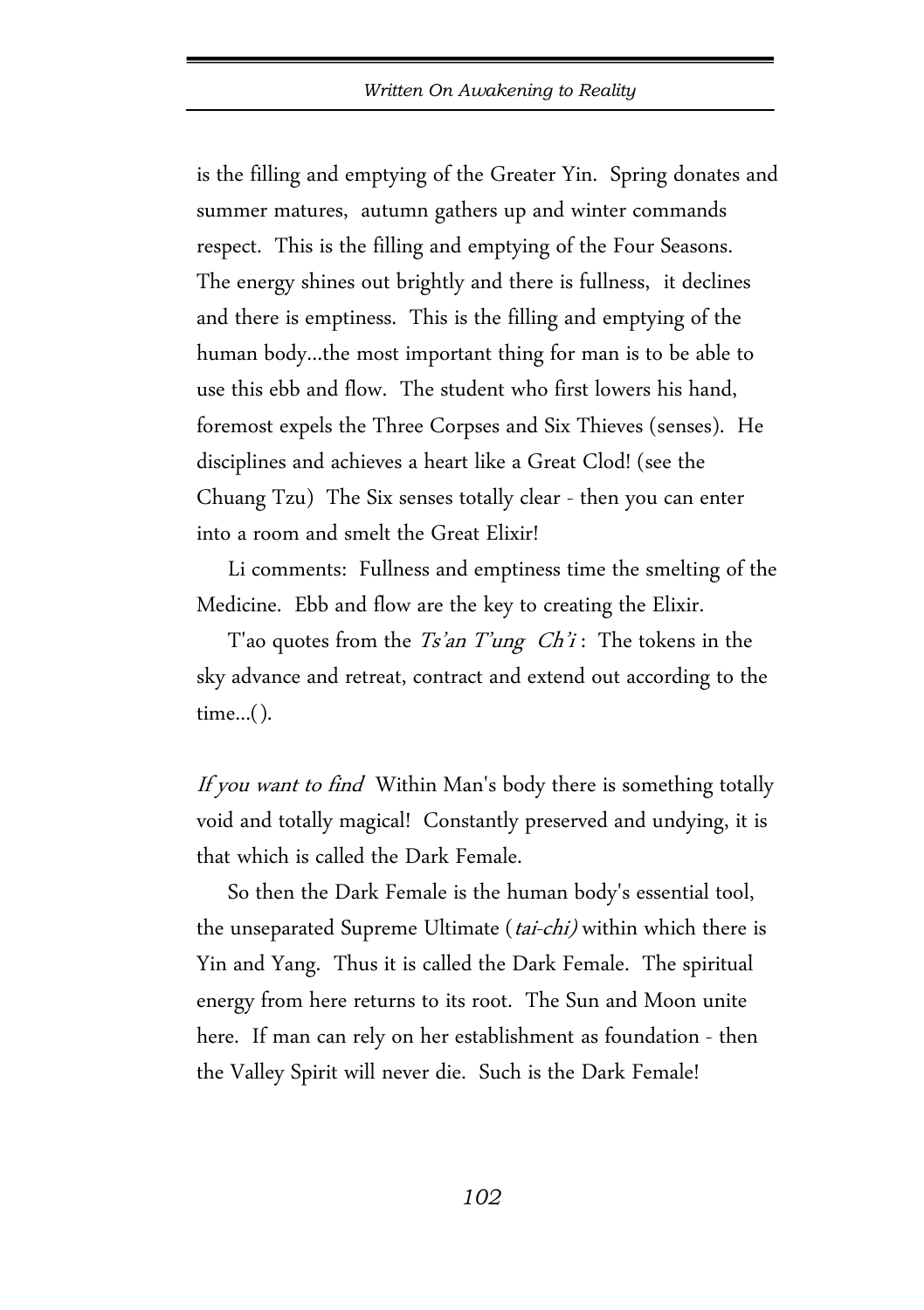is the filling and emptying of the Greater Yin. Spring donates and summer matures, autumn gathers up and winter commands respect. This is the filling and emptying of the Four Seasons. The energy shines out brightly and there is fullness, it declines and there is emptiness. This is the filling and emptying of the human body...the most important thing for man is to be able to use this ebb and flow. The student who first lowers his hand, foremost expels the Three Corpses and Six Thieves (senses). He disciplines and achieves a heart like a Great Clod! (see the Chuang Tzu) The Six senses totally clear - then you can enter into a room and smelt the Great Elixir!

Li comments: Fullness and emptiness time the smelting of the Medicine. Ebb and flow are the key to creating the Elixir.

T'ao quotes from the *Ts'an T'ung Ch'i*: The tokens in the sky advance and retreat, contract and extend out according to the time...( ).

*If you want to find* Within Man's body there is something totally void and totally magical! Constantly preserved and undying, it is that which is called the Dark Female.

So then the Dark Female is the human body's essential tool, the unseparated Supreme Ultimate (*tai-chi)* within which there is Yin and Yang. Thus it is called the Dark Female. The spiritual energy from here returns to its root. The Sun and Moon unite here. If man can rely on her establishment as foundation - then the Valley Spirit will never die. Such is the Dark Female!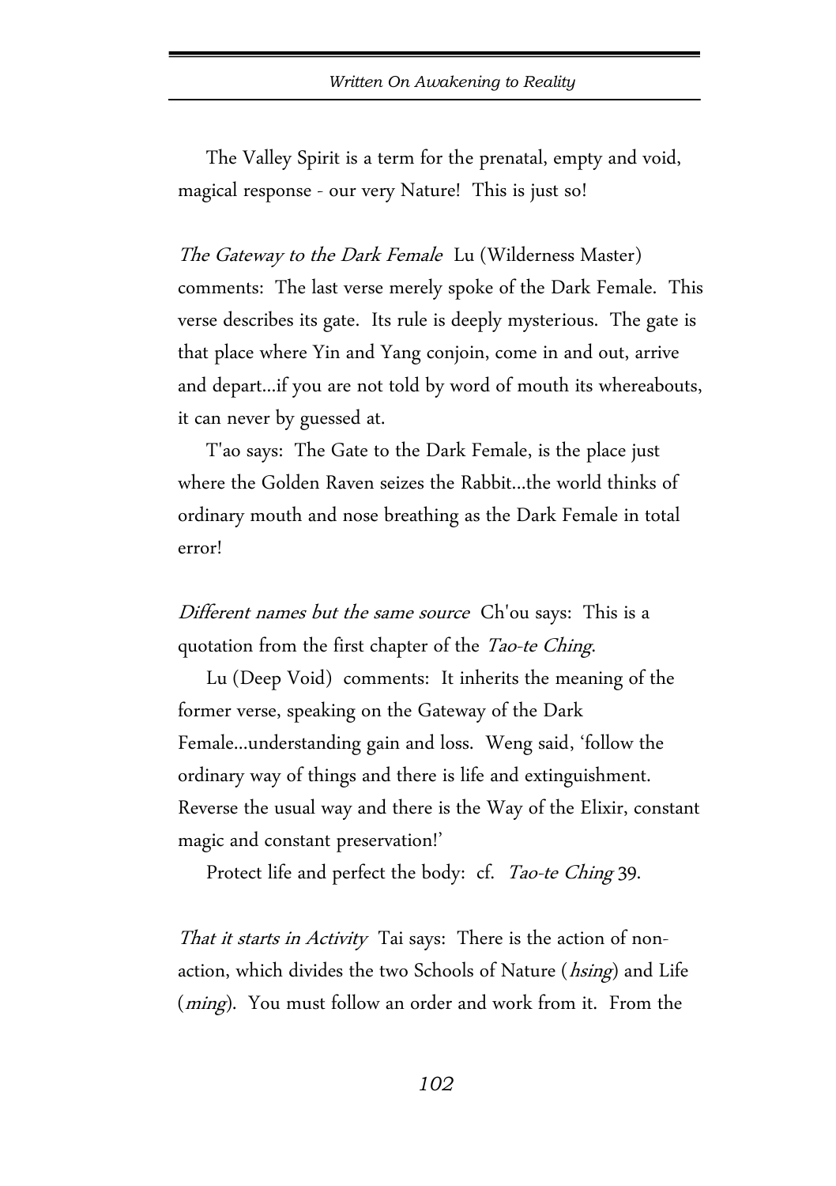The Valley Spirit is a term for the prenatal, empty and void, magical response - our very Nature! This is just so!

*The Gateway to the Dark Female* Lu (Wilderness Master) comments: The last verse merely spoke of the Dark Female. This verse describes its gate. Its rule is deeply mysterious. The gate is that place where Yin and Yang conjoin, come in and out, arrive and depart...if you are not told by word of mouth its whereabouts, it can never by guessed at.

T'ao says: The Gate to the Dark Female, is the place just where the Golden Raven seizes the Rabbit...the world thinks of ordinary mouth and nose breathing as the Dark Female in total error!

*Different names but the same source* Ch'ou says: This is a quotation from the first chapter of the *Tao-te Ching*.

Lu (Deep Void) comments: It inherits the meaning of the former verse, speaking on the Gateway of the Dark Female...understanding gain and loss. Weng said, 'follow the ordinary way of things and there is life and extinguishment. Reverse the usual way and there is the Way of the Elixir, constant magic and constant preservation!'

Protect life and perfect the body: cf. *Tao-te Ching* 39.

*That it starts in Activity* Tai says: There is the action of non-action, which divides the two Schools of Nature (*hsing*) and Life (*ming*). You must follow an order and work from it. From the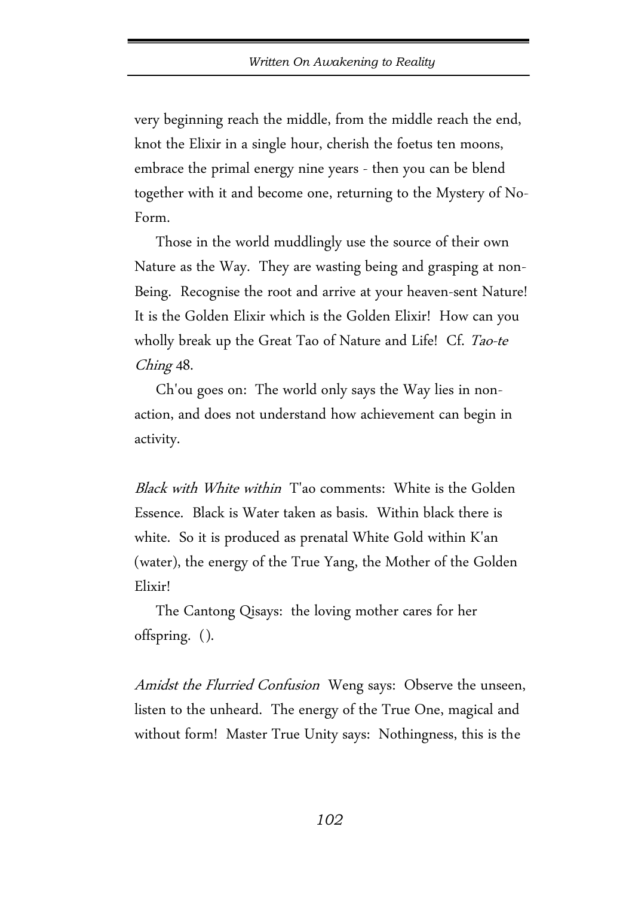very beginning reach the middle, from the middle reach the end, knot the Elixir in a single hour, cherish the foetus ten moons, embrace the primal energy nine years - then you can be blend together with it and become one, returning to the Mystery of No-Form.

Those in the world muddlingly use the source of their own Nature as the Way. They are wasting being and grasping at non-Being. Recognise the root and arrive at your heaven-sent Nature! It is the Golden Elixir which is the Golden Elixir! How can you wholly break up the Great Tao of Nature and Life! Cf. *Tao-te Ching* 48.

Ch'ou goes on: The world only says the Way lies in non-action, and does not understand how achievement can begin in activity.

*Black with White within* T'ao comments: White is the Golden Essence. Black is Water taken as basis. Within black there is white. So it is produced as prenatal White Gold within K'an (water), the energy of the True Yang, the Mother of the Golden Elixir!

The Cantong Qisays: the loving mother cares for her offspring. ().

*Amidst the Flurried Confusion* Weng says: Observe the unseen, listen to the unheard. The energy of the True One, magical and without form! Master True Unity says: Nothingness, this is the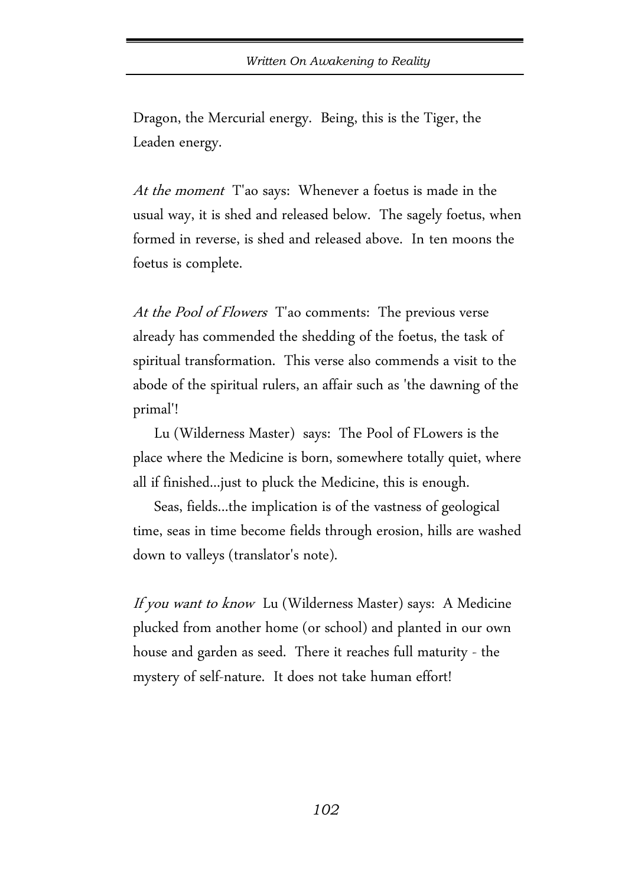Dragon, the Mercurial energy. Being, this is the Tiger, the Leaden energy.

*At the moment* T'ao says: Whenever a foetus is made in the usual way, it is shed and released below. The sagely foetus, when formed in reverse, is shed and released above. In ten moons the foetus is complete.

*At the Pool of Flowers* T'ao comments: The previous verse already has commended the shedding of the foetus, the task of spiritual transformation. This verse also commends a visit to the abode of the spiritual rulers, an affair such as 'the dawning of the primal'!

Lu (Wilderness Master) says: The Pool of FLowers is the place where the Medicine is born, somewhere totally quiet, where all if finished...just to pluck the Medicine, this is enough.

Seas, fields...the implication is of the vastness of geological time, seas in time become fields through erosion, hills are washed down to valleys (translator's note).

*If you want to know* Lu (Wilderness Master) says: A Medicine plucked from another home (or school) and planted in our own house and garden as seed. There it reaches full maturity - the mystery of self-nature. It does not take human effort!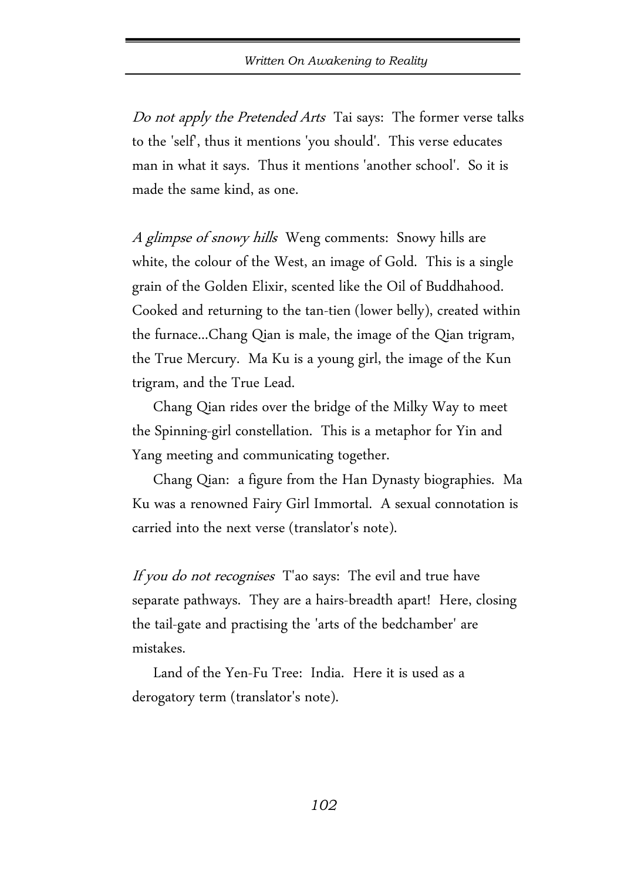*Do not apply the Pretended Arts* Tai says: The former verse talks to the 'self', thus it mentions 'you should'. This verse educates man in what it says. Thus it mentions 'another school'. So it is made the same kind, as one.

*A glimpse of snowy hills* Weng comments: Snowy hills are white, the colour of the West, an image of Gold. This is a single grain of the Golden Elixir, scented like the Oil of Buddhahood. Cooked and returning to the tan-tien (lower belly), created within the furnace...Chang Qian is male, the image of the Qian trigram, the True Mercury. Ma Ku is a young girl, the image of the Kun trigram, and the True Lead.

Chang Qian rides over the bridge of the Milky Way to meet the Spinning-girl constellation. This is a metaphor for Yin and Yang meeting and communicating together.

Chang Qian: a figure from the Han Dynasty biographies. Ma Ku was a renowned Fairy Girl Immortal. A sexual connotation is carried into the next verse (translator's note).

*If you do not recognises* T'ao says: The evil and true have separate pathways. They are a hairs-breadth apart! Here, closing the tail-gate and practising the 'arts of the bedchamber' are mistakes.

Land of the Yen-Fu Tree: India. Here it is used as a derogatory term (translator's note).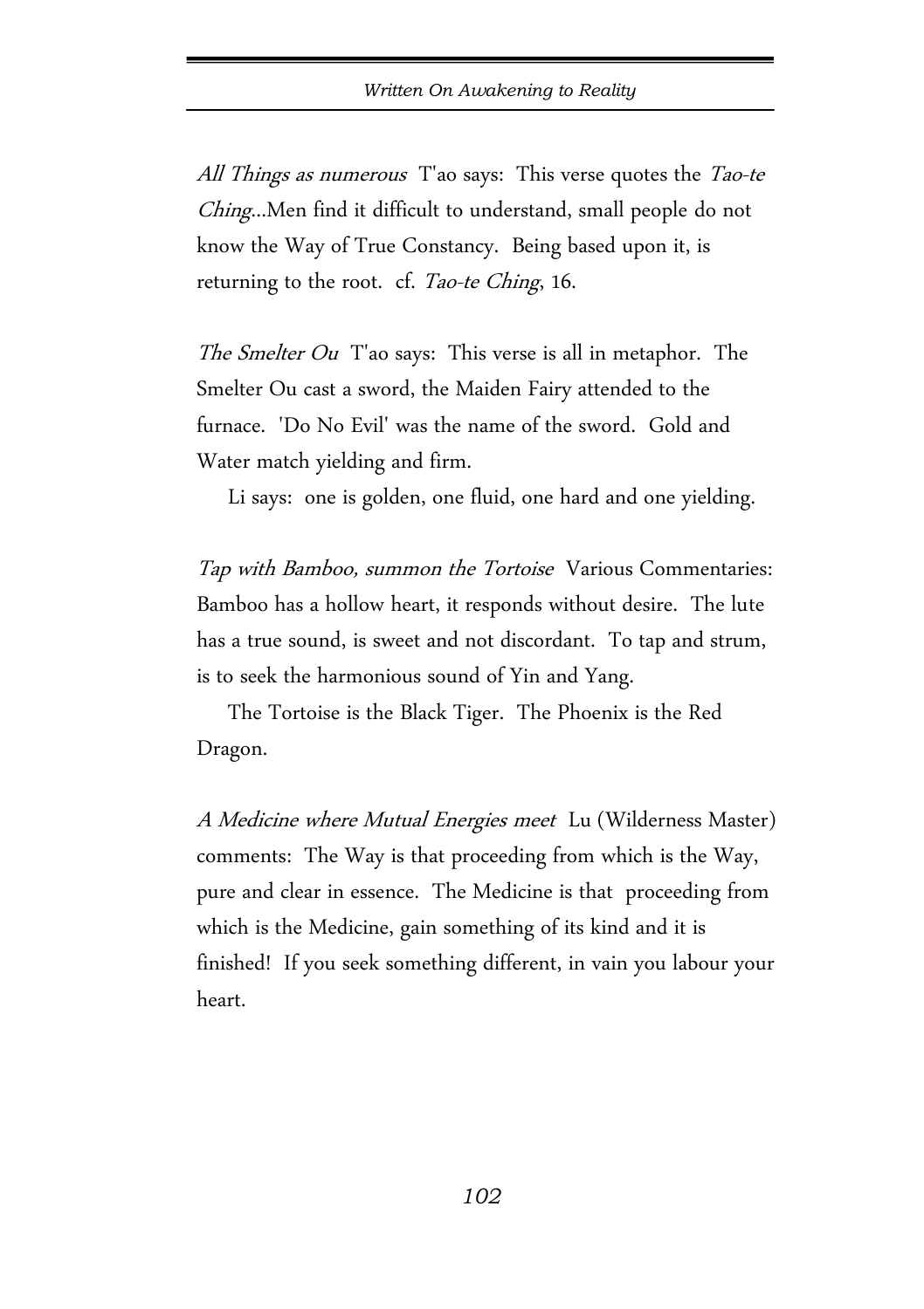*All Things as numerous* T'ao says: This verse quotes the *Tao-te Ching*...Men find it difficult to understand, small people do not know the Way of True Constancy. Being based upon it, is returning to the root. cf. *Tao-te Ching*, 16.

*The Smelter Ou* T'ao says: This verse is all in metaphor. The Smelter Ou cast a sword, the Maiden Fairy attended to the furnace. 'Do No Evil' was the name of the sword. Gold and Water match yielding and firm.

Li says: one is golden, one fluid, one hard and one yielding.

*Tap with Bamboo, summon the Tortoise* Various Commentaries: Bamboo has a hollow heart, it responds without desire. The lute has a true sound, is sweet and not discordant. To tap and strum, is to seek the harmonious sound of Yin and Yang.

The Tortoise is the Black Tiger. The Phoenix is the Red Dragon.

*A Medicine where Mutual Energies meet* Lu (Wilderness Master) comments: The Way is that proceeding from which is the Way, pure and clear in essence. The Medicine is that proceeding from which is the Medicine, gain something of its kind and it is finished! If you seek something different, in vain you labour your heart.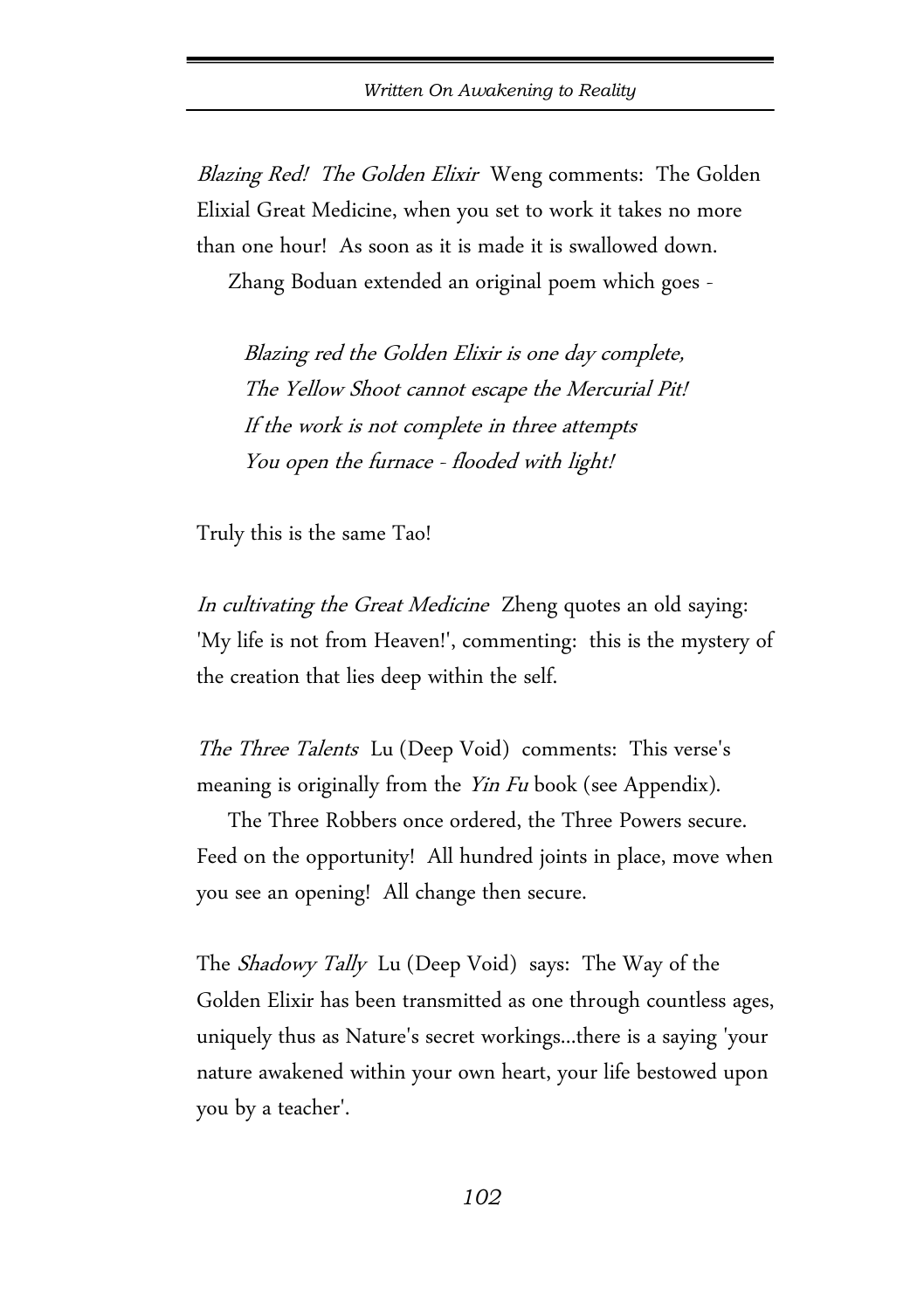*Blazing Red! The Golden Elixir* Weng comments: The Golden Elixial Great Medicine, when you set to work it takes no more than one hour! As soon as it is made it is swallowed down.

Zhang Boduan extended an original poem which goes -

> *Blazing red the Golden Elixir is one day complete,*
> *The Yellow Shoot cannot escape the Mercurial Pit!*
> *If the work is not complete in three attempts*
> *You open the furnace - flooded with light!*

Truly this is the same Tao!

*In cultivating the Great Medicine* Zheng quotes an old saying: 'My life is not from Heaven!', commenting: this is the mystery of the creation that lies deep within the self.

*The Three Talents* Lu (Deep Void) comments: This verse's meaning is originally from the *Yin Fu* book (see Appendix).

The Three Robbers once ordered, the Three Powers secure. Feed on the opportunity! All hundred joints in place, move when you see an opening! All change then secure.

The *Shadowy Tally* Lu (Deep Void) says: The Way of the Golden Elixir has been transmitted as one through countless ages, uniquely thus as Nature's secret workings...there is a saying 'your nature awakened within your own heart, your life bestowed upon you by a teacher'.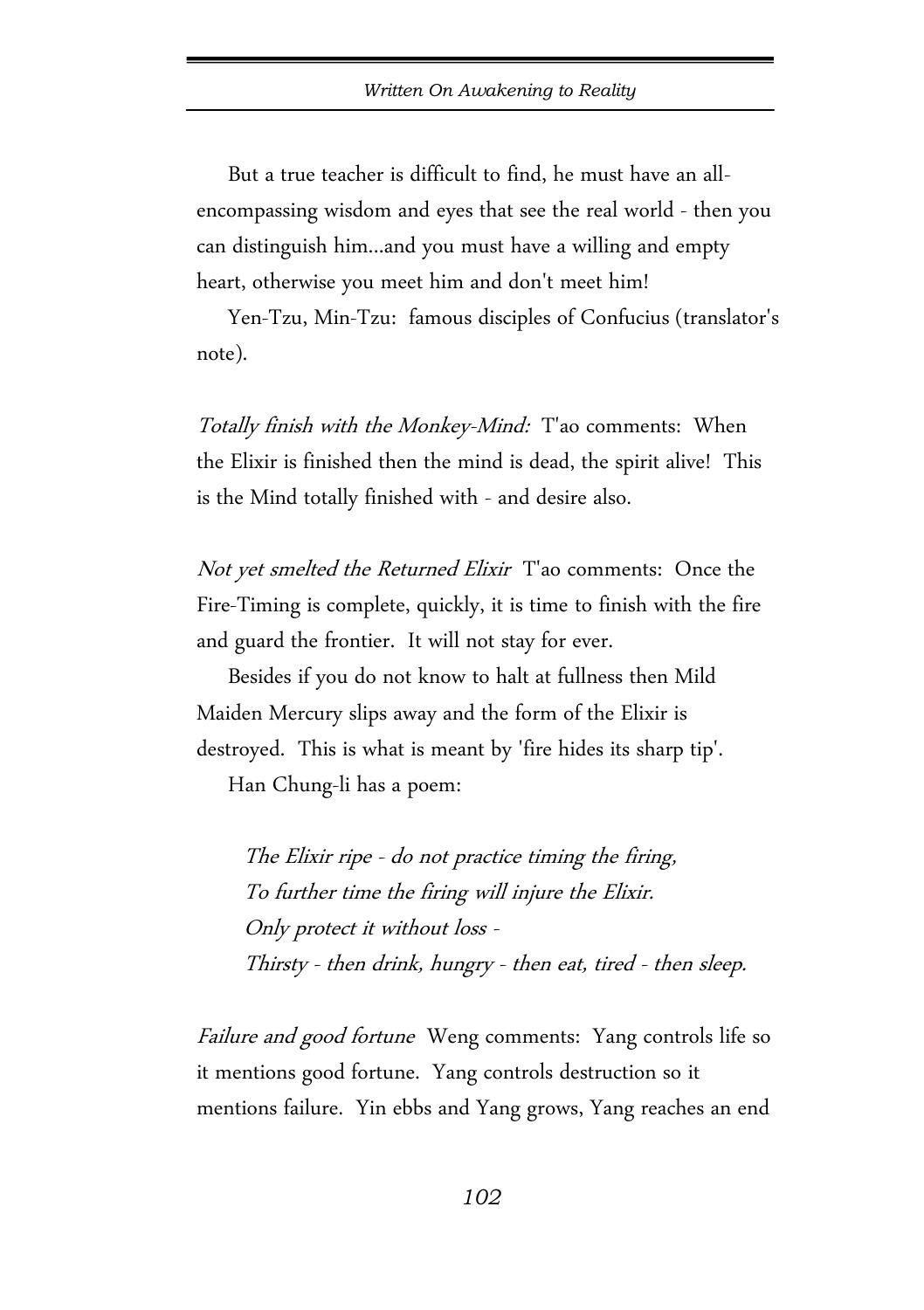But a true teacher is difficult to find, he must have an all-encompassing wisdom and eyes that see the real world - then you can distinguish him...and you must have a willing and empty heart, otherwise you meet him and don't meet him!

Yen-Tzu, Min-Tzu: famous disciples of Confucius (translator's note).

*Totally finish with the Monkey-Mind:* T'ao comments: When the Elixir is finished then the mind is dead, the spirit alive! This is the Mind totally finished with - and desire also.

*Not yet smelted the Returned Elixir* T'ao comments: Once the Fire-Timing is complete, quickly, it is time to finish with the fire and guard the frontier. It will not stay for ever.

Besides if you do not know to halt at fullness then Mild Maiden Mercury slips away and the form of the Elixir is destroyed. This is what is meant by 'fire hides its sharp tip'.

Han Chung-li has a poem:

> *The Elixir ripe - do not practice timing the firing,*
> *To further time the firing will injure the Elixir.*
> *Only protect it without loss -*
> *Thirsty - then drink, hungry - then eat, tired - then sleep.*

*Failure and good fortune* Weng comments: Yang controls life so it mentions good fortune. Yang controls destruction so it mentions failure. Yin ebbs and Yang grows, Yang reaches an end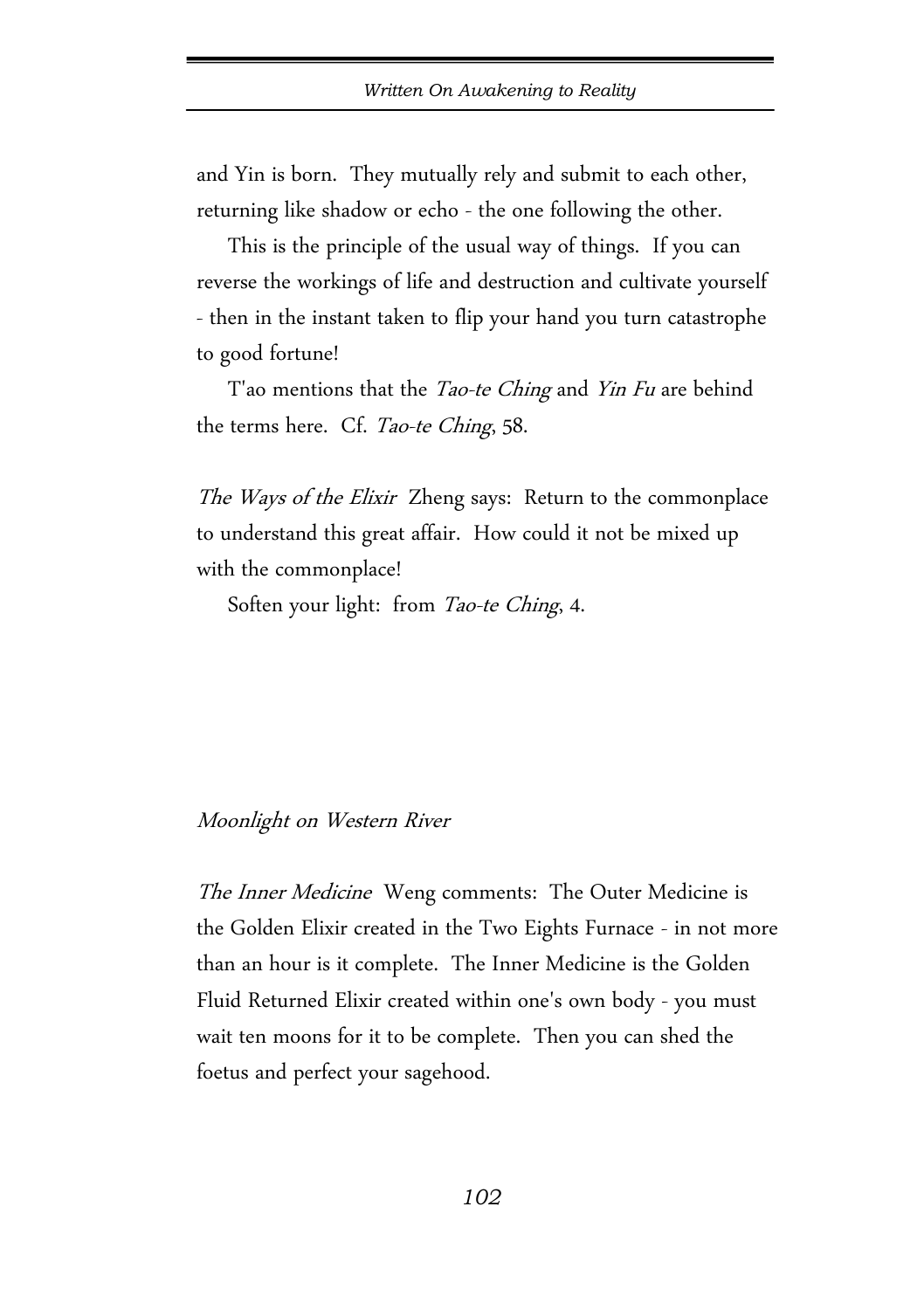and Yin is born. They mutually rely and submit to each other, returning like shadow or echo - the one following the other.

This is the principle of the usual way of things. If you can reverse the workings of life and destruction and cultivate yourself - then in the instant taken to flip your hand you turn catastrophe to good fortune!

T'ao mentions that the *Tao-te Ching* and *Yin Fu* are behind the terms here. Cf. *Tao-te Ching*, 58.

*The Ways of the Elixir* Zheng says: Return to the commonplace to understand this great affair. How could it not be mixed up with the commonplace!

Soften your light: from *Tao-te Ching*, 4.

*Moonlight on Western River*

*The Inner Medicine* Weng comments: The Outer Medicine is the Golden Elixir created in the Two Eights Furnace - in not more than an hour is it complete. The Inner Medicine is the Golden Fluid Returned Elixir created within one's own body - you must wait ten moons for it to be complete. Then you can shed the foetus and perfect your sagehood.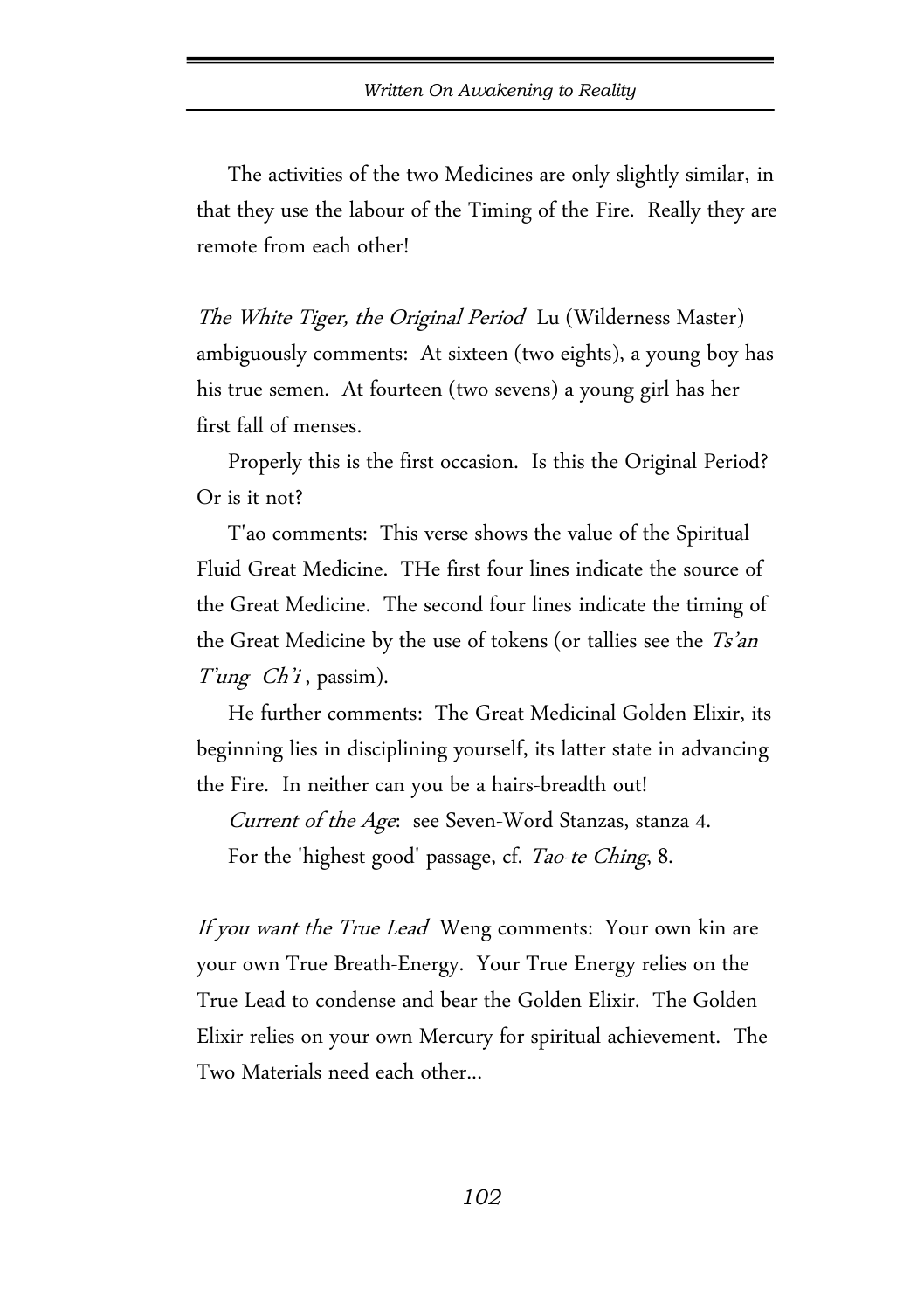The activities of the two Medicines are only slightly similar, in that they use the labour of the Timing of the Fire. Really they are remote from each other!

*The White Tiger, the Original Period* Lu (Wilderness Master) ambiguously comments: At sixteen (two eights), a young boy has his true semen. At fourteen (two sevens) a young girl has her first fall of menses.

Properly this is the first occasion. Is this the Original Period? Or is it not?

T'ao comments: This verse shows the value of the Spiritual Fluid Great Medicine. THe first four lines indicate the source of the Great Medicine. The second four lines indicate the timing of the Great Medicine by the use of tokens (or tallies see the *Ts'an T'ung Ch'i*, passim).

He further comments: The Great Medicinal Golden Elixir, its beginning lies in disciplining yourself, its latter state in advancing the Fire. In neither can you be a hairs-breadth out!

*Current of the Age*: see Seven-Word Stanzas, stanza 4.

For the 'highest good' passage, cf. *Tao-te Ching*, 8.

*If you want the True Lead* Weng comments: Your own kin are your own True Breath-Energy. Your True Energy relies on the True Lead to condense and bear the Golden Elixir. The Golden Elixir relies on your own Mercury for spiritual achievement. The Two Materials need each other...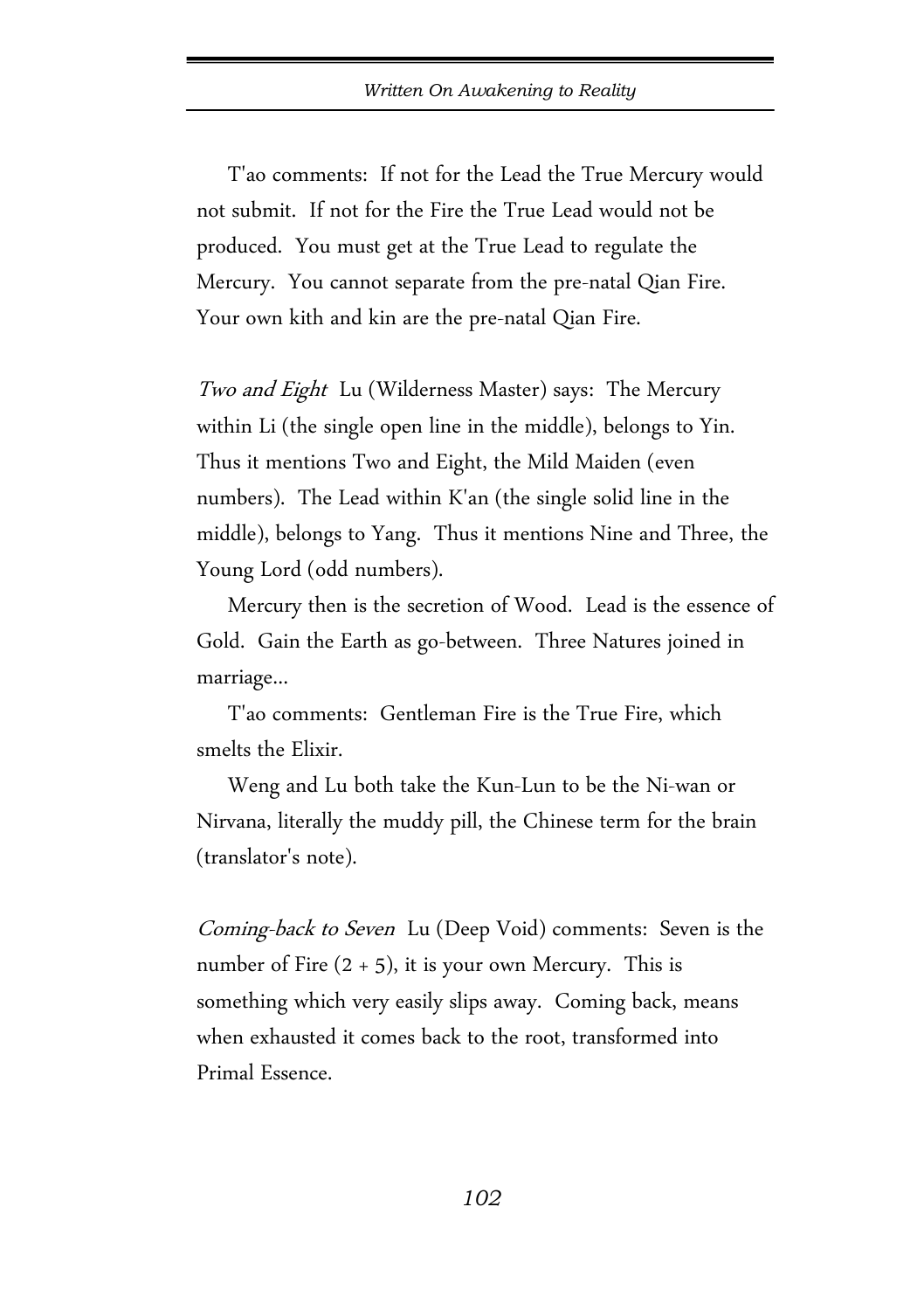T'ao comments: If not for the Lead the True Mercury would not submit. If not for the Fire the True Lead would not be produced. You must get at the True Lead to regulate the Mercury. You cannot separate from the pre-natal Qian Fire. Your own kith and kin are the pre-natal Qian Fire.

*Two and Eight* Lu (Wilderness Master) says: The Mercury within Li (the single open line in the middle), belongs to Yin. Thus it mentions Two and Eight, the Mild Maiden (even numbers). The Lead within K'an (the single solid line in the middle), belongs to Yang. Thus it mentions Nine and Three, the Young Lord (odd numbers).

Mercury then is the secretion of Wood. Lead is the essence of Gold. Gain the Earth as go-between. Three Natures joined in marriage...

T'ao comments: Gentleman Fire is the True Fire, which smelts the Elixir.

Weng and Lu both take the Kun-Lun to be the Ni-wan or Nirvana, literally the muddy pill, the Chinese term for the brain (translator's note).

*Coming-back to Seven* Lu (Deep Void) comments: Seven is the number of Fire (2 + 5), it is your own Mercury. This is something which very easily slips away. Coming back, means when exhausted it comes back to the root, transformed into Primal Essence.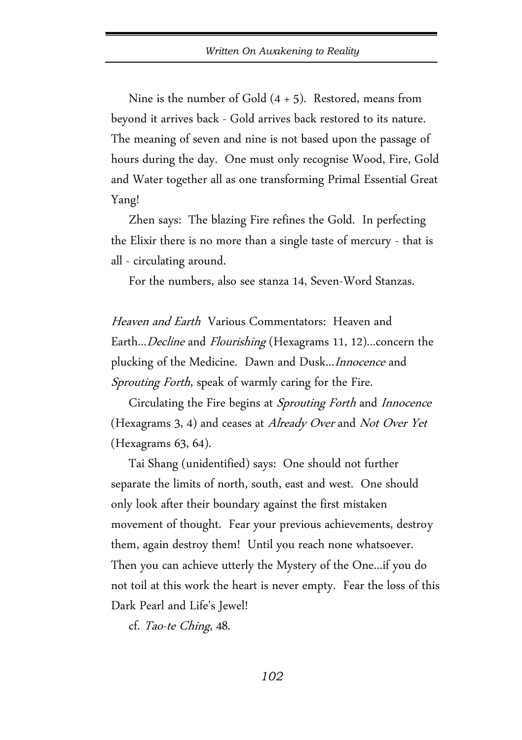Nine is the number of Gold (4 + 5). Restored, means from beyond it arrives back - Gold arrives back restored to its nature. The meaning of seven and nine is not based upon the passage of hours during the day. One must only recognise Wood, Fire, Gold and Water together all as one transforming Primal Essential Great Yang!

Zhen says: The blazing Fire refines the Gold. In perfecting the Elixir there is no more than a single taste of mercury - that is all - circulating around.

For the numbers, also see stanza 14, Seven-Word Stanzas.

*Heaven and Earth* Various Commentators: Heaven and Earth...*Decline* and *Flourishing* (Hexagrams 11, 12)...concern the plucking of the Medicine. Dawn and Dusk...*Innocence* and *Sprouting Forth*, speak of warmly caring for the Fire.

Circulating the Fire begins at *Sprouting Forth* and *Innocence* (Hexagrams 3, 4) and ceases at *Already Over* and *Not Over Yet* (Hexagrams 63, 64).

Tai Shang (unidentified) says: One should not further separate the limits of north, south, east and west. One should only look after their boundary against the first mistaken movement of thought. Fear your previous achievements, destroy them, again destroy them! Until you reach none whatsoever. Then you can achieve utterly the Mystery of the One...if you do not toil at this work the heart is never empty. Fear the loss of this Dark Pearl and Life's Jewel!

cf. *Tao-te Ching*, 48.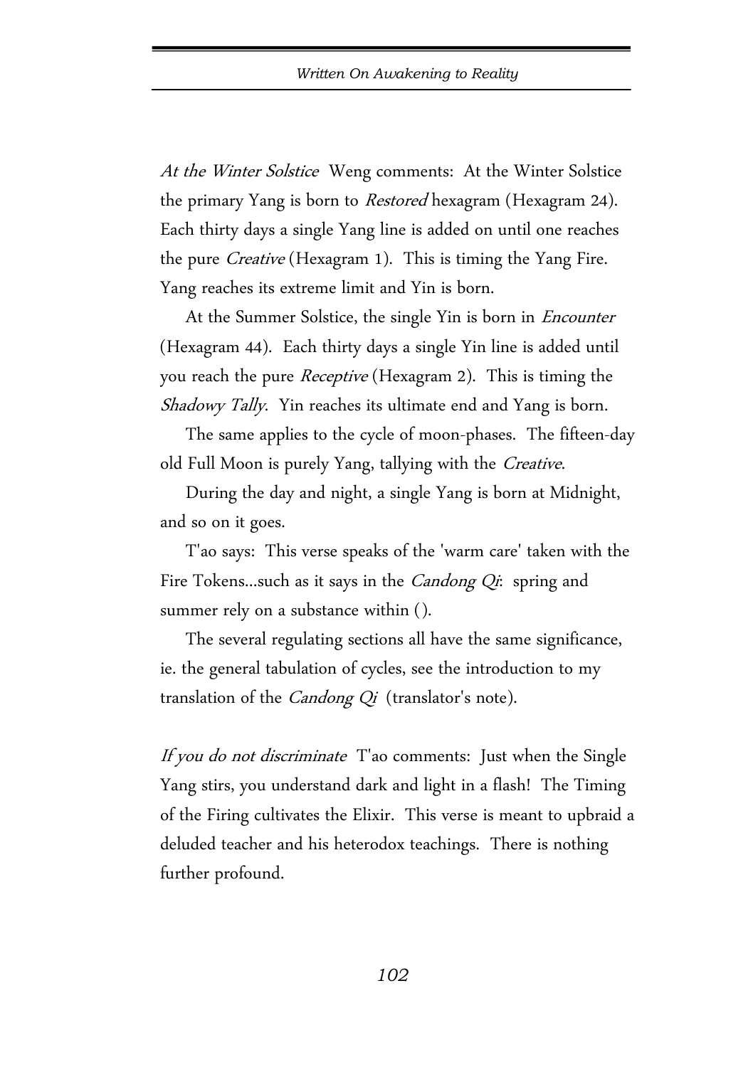*At the Winter Solstice* Weng comments: At the Winter Solstice the primary Yang is born to *Restored* hexagram (Hexagram 24). Each thirty days a single Yang line is added on until one reaches the pure *Creative* (Hexagram 1). This is timing the Yang Fire. Yang reaches its extreme limit and Yin is born.

At the Summer Solstice, the single Yin is born in *Encounter* (Hexagram 44). Each thirty days a single Yin line is added until you reach the pure *Receptive* (Hexagram 2). This is timing the *Shadowy Tally*. Yin reaches its ultimate end and Yang is born.

The same applies to the cycle of moon-phases. The fifteen-day old Full Moon is purely Yang, tallying with the *Creative*.

During the day and night, a single Yang is born at Midnight, and so on it goes.

T'ao says: This verse speaks of the 'warm care' taken with the Fire Tokens...such as it says in the *Candong Qi*: spring and summer rely on a substance within ( ).

The several regulating sections all have the same significance, ie. the general tabulation of cycles, see the introduction to my translation of the *Candong Qi* (translator's note).

*If you do not discriminate* T'ao comments: Just when the Single Yang stirs, you understand dark and light in a flash! The Timing of the Firing cultivates the Elixir. This verse is meant to upbraid a deluded teacher and his heterodox teachings. There is nothing further profound.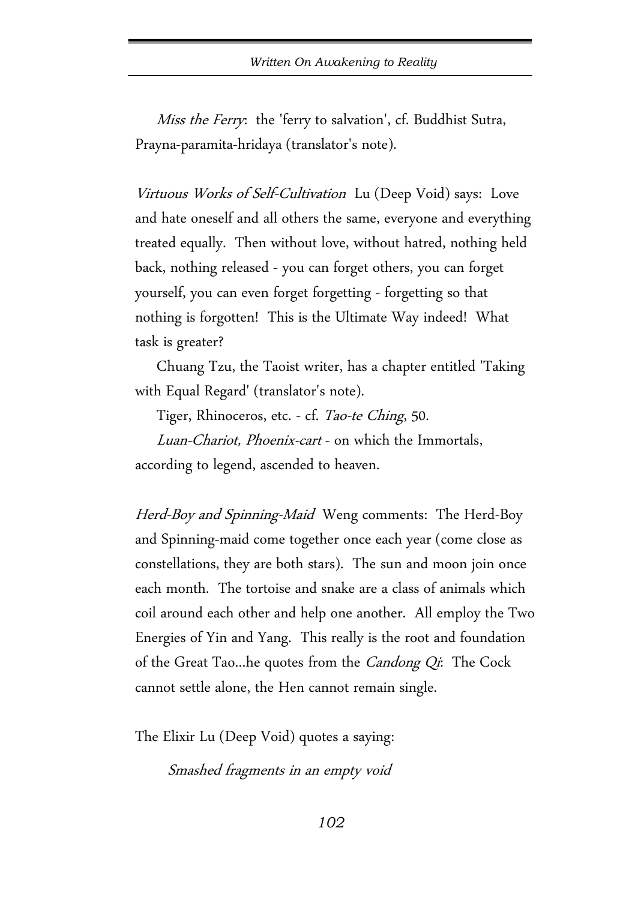*Miss the Ferry*: the 'ferry to salvation', cf. Buddhist Sutra, Prayna-paramita-hridaya (translator's note).

*Virtuous Works of Self-Cultivation* Lu (Deep Void) says: Love and hate oneself and all others the same, everyone and everything treated equally. Then without love, without hatred, nothing held back, nothing released - you can forget others, you can forget yourself, you can even forget forgetting - forgetting so that nothing is forgotten! This is the Ultimate Way indeed! What task is greater?

Chuang Tzu, the Taoist writer, has a chapter entitled 'Taking with Equal Regard' (translator's note).

Tiger, Rhinoceros, etc. - cf. *Tao-te Ching*, 50.

*Luan-Chariot, Phoenix-cart* - on which the Immortals, according to legend, ascended to heaven.

*Herd-Boy and Spinning-Maid* Weng comments: The Herd-Boy and Spinning-maid come together once each year (come close as constellations, they are both stars). The sun and moon join once each month. The tortoise and snake are a class of animals which coil around each other and help one another. All employ the Two Energies of Yin and Yang. This really is the root and foundation of the Great Tao...he quotes from the *Candong Qi*: The Cock cannot settle alone, the Hen cannot remain single.

The Elixir Lu (Deep Void) quotes a saying:

*Smashed fragments in an empty void*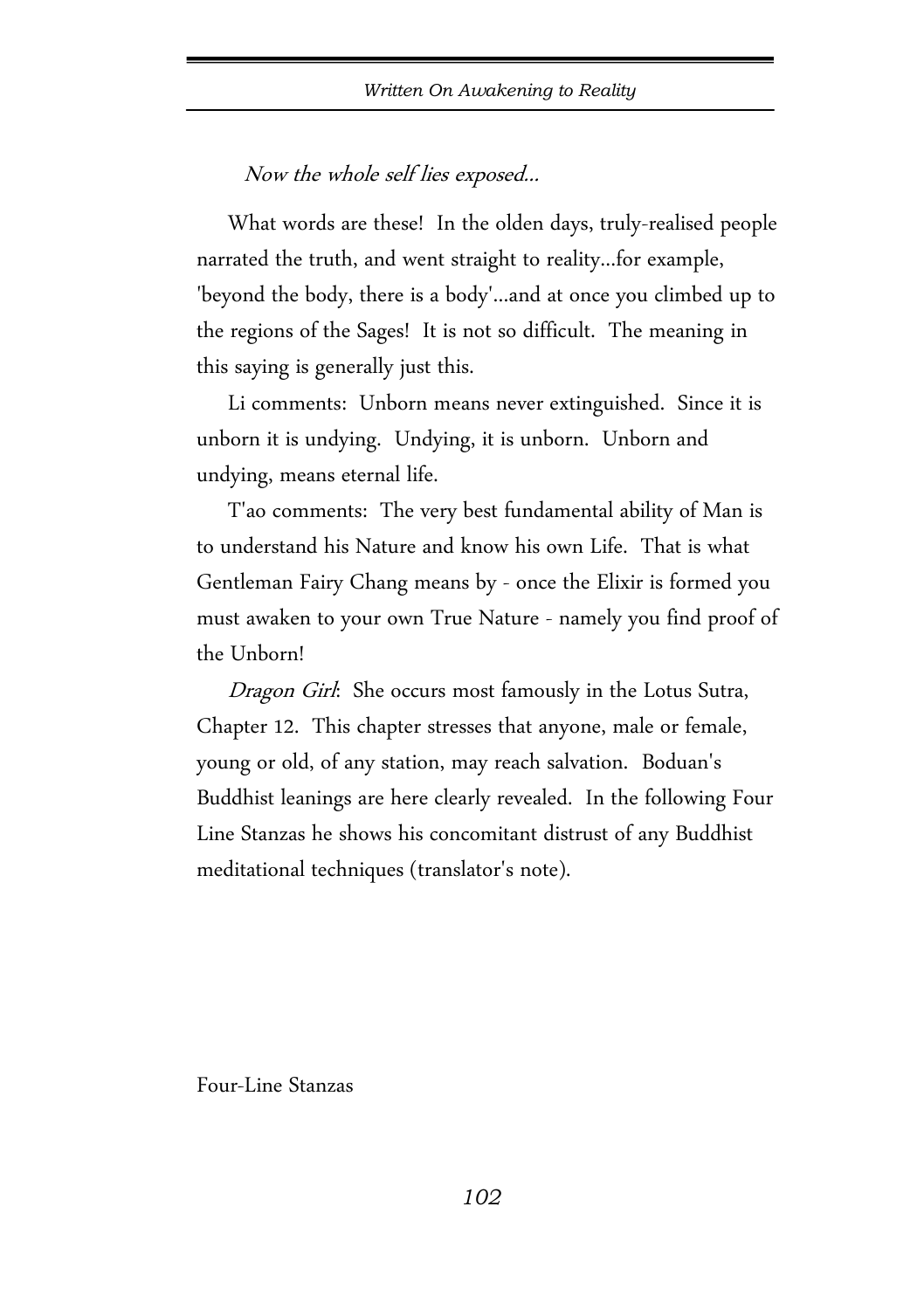*Now the whole self lies exposed...*

What words are these! In the olden days, truly-realised people narrated the truth, and went straight to reality...for example, 'beyond the body, there is a body'...and at once you climbed up to the regions of the Sages! It is not so difficult. The meaning in this saying is generally just this.

Li comments: Unborn means never extinguished. Since it is unborn it is undying. Undying, it is unborn. Unborn and undying, means eternal life.

T'ao comments: The very best fundamental ability of Man is to understand his Nature and know his own Life. That is what Gentleman Fairy Chang means by - once the Elixir is formed you must awaken to your own True Nature - namely you find proof of the Unborn!

*Dragon Girl*: She occurs most famously in the Lotus Sutra, Chapter 12. This chapter stresses that anyone, male or female, young or old, of any station, may reach salvation. Boduan's Buddhist leanings are here clearly revealed. In the following Four Line Stanzas he shows his concomitant distrust of any Buddhist meditational techniques (translator's note).

Four-Line Stanzas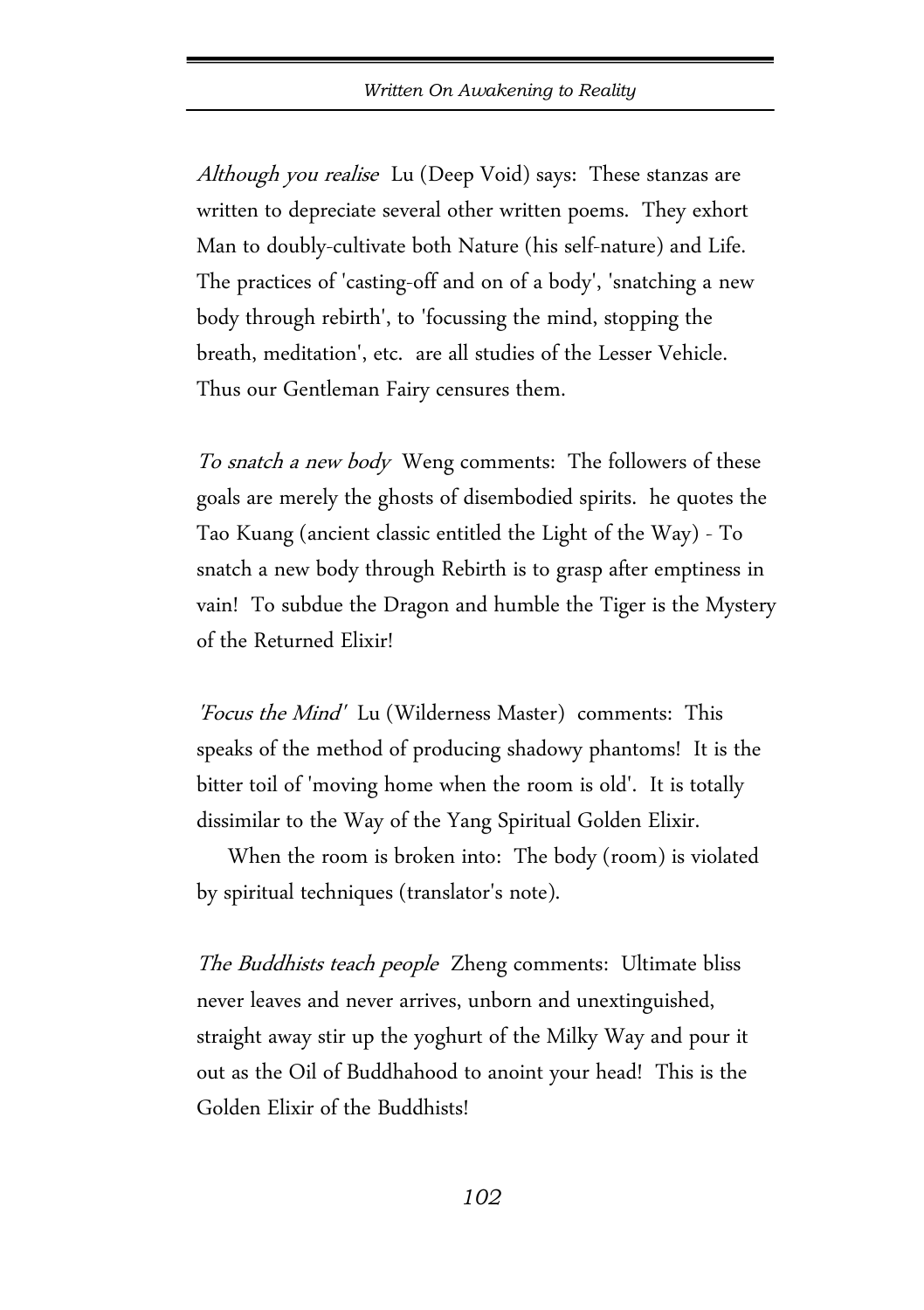*Although you realise* Lu (Deep Void) says: These stanzas are written to depreciate several other written poems. They exhort Man to doubly-cultivate both Nature (his self-nature) and Life. The practices of 'casting-off and on of a body', 'snatching a new body through rebirth', to 'focussing the mind, stopping the breath, meditation', etc. are all studies of the Lesser Vehicle. Thus our Gentleman Fairy censures them.

*To snatch a new body* Weng comments: The followers of these goals are merely the ghosts of disembodied spirits. he quotes the Tao Kuang (ancient classic entitled the Light of the Way) - To snatch a new body through Rebirth is to grasp after emptiness in vain! To subdue the Dragon and humble the Tiger is the Mystery of the Returned Elixir!

*'Focus the Mind'* Lu (Wilderness Master) comments: This speaks of the method of producing shadowy phantoms! It is the bitter toil of 'moving home when the room is old'. It is totally dissimilar to the Way of the Yang Spiritual Golden Elixir.

When the room is broken into: The body (room) is violated by spiritual techniques (translator's note).

*The Buddhists teach people* Zheng comments: Ultimate bliss never leaves and never arrives, unborn and unextinguished, straight away stir up the yoghurt of the Milky Way and pour it out as the Oil of Buddhahood to anoint your head! This is the Golden Elixir of the Buddhists!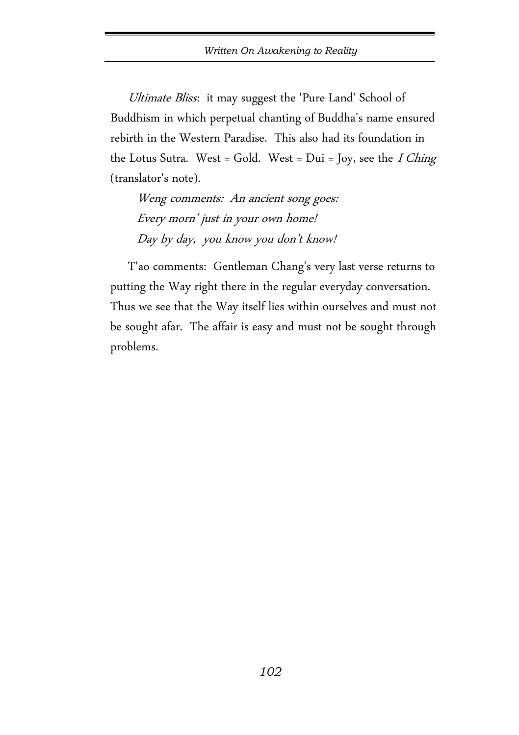*Ultimate Bliss*: it may suggest the 'Pure Land' School of Buddhism in which perpetual chanting of Buddha's name ensured rebirth in the Western Paradise. This also had its foundation in the Lotus Sutra. West = Gold. West = Dui = Joy, see the *I Ching* (translator's note).

*Weng comments: An ancient song goes:*
*Every morn' just in your own home!*
*Day by day, you know you don't know!*

T'ao comments: Gentleman Chang's very last verse returns to putting the Way right there in the regular everyday conversation. Thus we see that the Way itself lies within ourselves and must not be sought afar. The affair is easy and must not be sought through problems.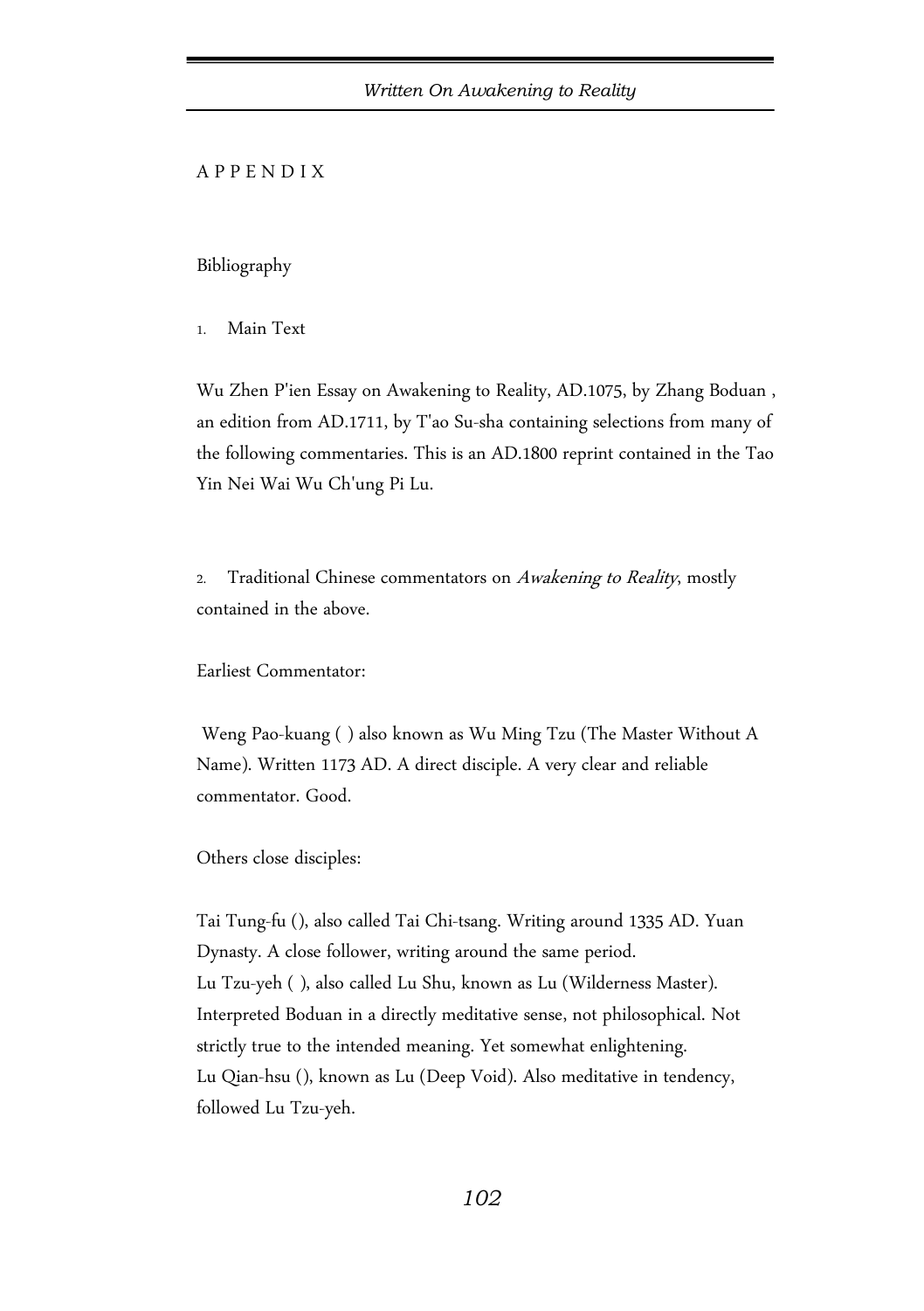A P P E N D I X

## Bibliography

1. Main Text

Wu Zhen P'ien Essay on Awakening to Reality, AD.1075, by Zhang Boduan , an edition from AD.1711, by T'ao Su-sha containing selections from many of the following commentaries. This is an AD.1800 reprint contained in the Tao Yin Nei Wai Wu Ch'ung Pi Lu.

2. Traditional Chinese commentators on *Awakening to Reality*, mostly contained in the above.

Earliest Commentator:

Weng Pao-kuang ( ) also known as Wu Ming Tzu (The Master Without A Name). Written 1173 AD. A direct disciple. A very clear and reliable commentator. Good.

Others close disciples:

Tai Tung-fu (), also called Tai Chi-tsang. Writing around 1335 AD. Yuan Dynasty. A close follower, writing around the same period.
Lu Tzu-yeh ( ), also called Lu Shu, known as Lu (Wilderness Master). Interpreted Boduan in a directly meditative sense, not philosophical. Not strictly true to the intended meaning. Yet somewhat enlightening.
Lu Qian-hsu (), known as Lu (Deep Void). Also meditative in tendency, followed Lu Tzu-yeh.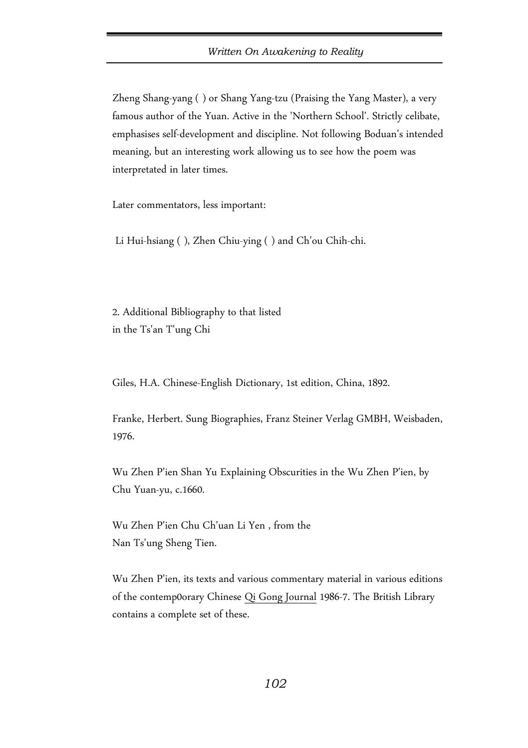Zheng Shang-yang ( ) or Shang Yang-tzu (Praising the Yang Master), a very famous author of the Yuan. Active in the 'Northern School'. Strictly celibate, emphasises self-development and discipline. Not following Boduan's intended meaning, but an interesting work allowing us to see how the poem was interpretated in later times.

Later commentators, less important:

Li Hui-hsiang ( ), Zhen Chiu-ying ( ) and Ch'ou Chih-chi.

2. Additional Bibliography to that listed
in the Ts'an T'ung Chi

Giles, H.A. Chinese-English Dictionary, 1st edition, China, 1892.

Franke, Herbert. Sung Biographies, Franz Steiner Verlag GMBH, Weisbaden, 1976.

Wu Zhen P'ien Shan Yu Explaining Obscurities in the Wu Zhen P'ien, by Chu Yuan-yu, c.1660.

Wu Zhen P'ien Chu Ch'uan Li Yen , from the
Nan Ts'ung Sheng Tien.

Wu Zhen P'ien, its texts and various commentary material in various editions of the contemp0orary Chinese <u>Qi Gong Journal</u> 1986-7. The British Library contains a complete set of these.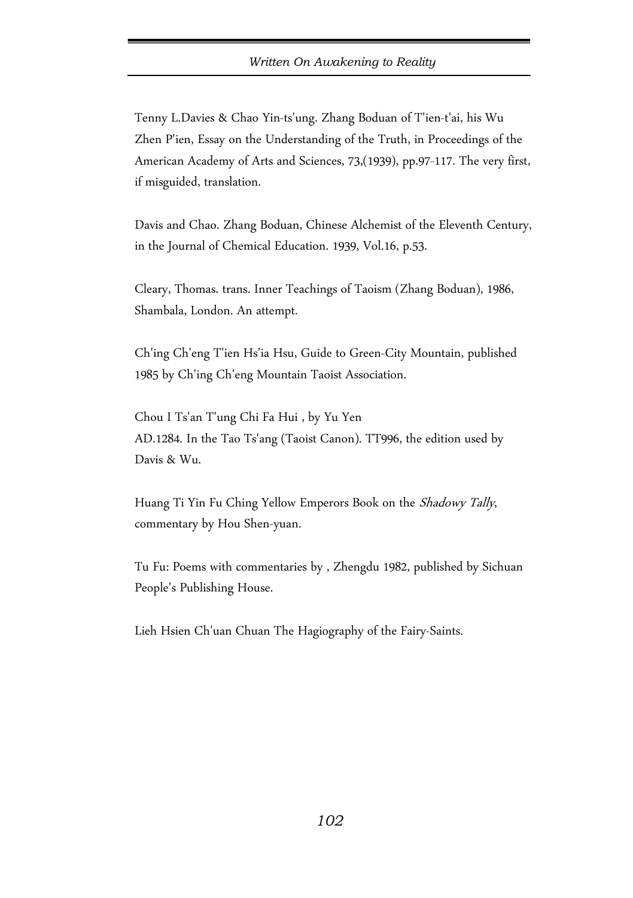Tenny L.Davies & Chao Yin-ts'ung. Zhang Boduan of T'ien-t'ai, his Wu Zhen P'ien, Essay on the Understanding of the Truth, in Proceedings of the American Academy of Arts and Sciences, 73,(1939), pp.97-117. The very first, if misguided, translation.

Davis and Chao. Zhang Boduan, Chinese Alchemist of the Eleventh Century, in the Journal of Chemical Education. 1939, Vol.16, p.53.

Cleary, Thomas. trans. Inner Teachings of Taoism (Zhang Boduan), 1986, Shambala, London. An attempt.

Ch'ing Ch'eng T'ien Hs'ia Hsu, Guide to Green-City Mountain, published 1985 by Ch'ing Ch'eng Mountain Taoist Association.

Chou I Ts'an T'ung Chi Fa Hui , by Yu Yen
AD.1284. In the Tao Ts'ang (Taoist Canon). TT996, the edition used by Davis & Wu.

Huang Ti Yin Fu Ching Yellow Emperors Book on the *Shadowy Tally*, commentary by Hou Shen-yuan.

Tu Fu: Poems with commentaries by , Zhengdu 1982, published by Sichuan People's Publishing House.

Lieh Hsien Ch'uan Chuan The Hagiography of the Fairy-Saints.